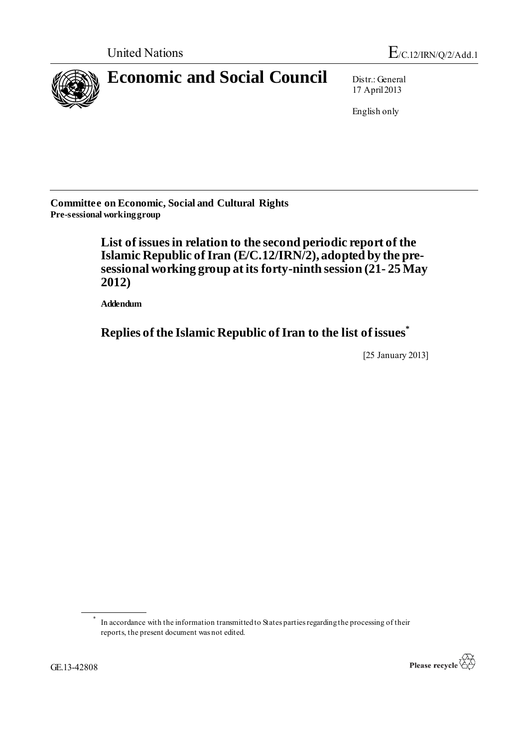United Nations

E/C.12/IRN/Q/2/Add.1

# Economic and Social Council

Distr.: General
17 April 2013

English only

**Committee on Economic, Social and Cultural Rights**
**Pre-sessional working group**

## List of issues in relation to the second periodic report of the Islamic Republic of Iran (E/C.12/IRN/2), adopted by the pre-sessional working group at its forty-ninth session (21- 25 May 2012)

**Addendum**

## Replies of the Islamic Republic of Iran to the list of issues*

[25 January 2013]

* In accordance with the information transmitted to States parties regarding the processing of their reports, the present document was not edited.

GE.13-42808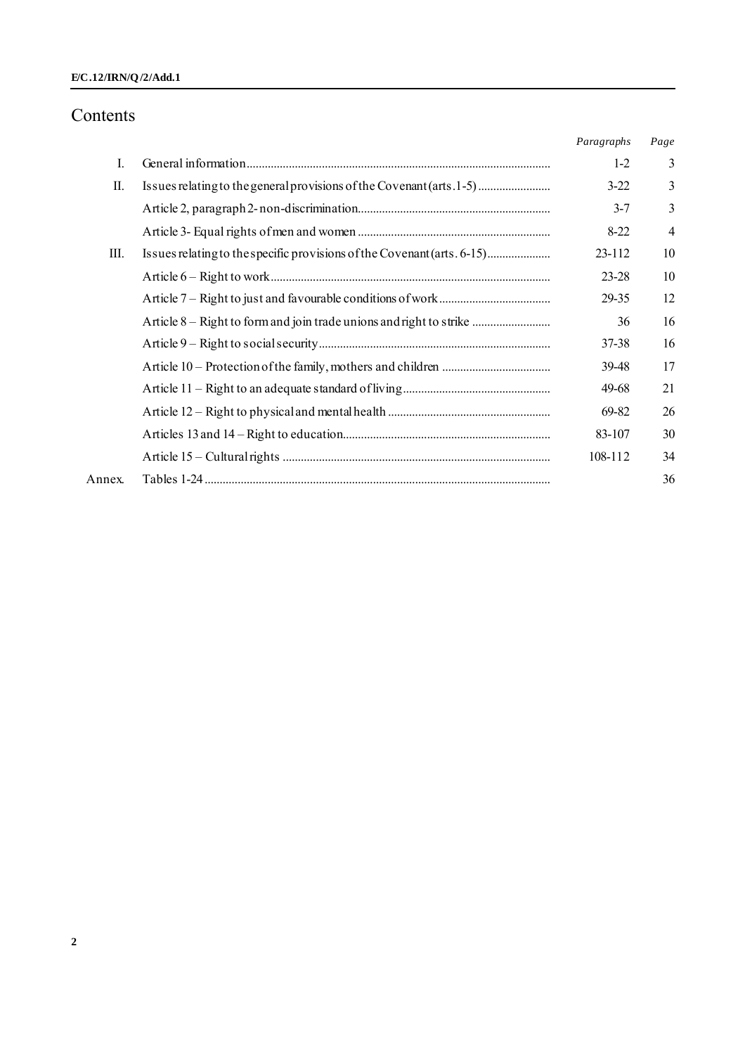# Contents

| | | *Paragraphs* | *Page* |
|---|---|---|---|
| I. | General information | 1-2 | 3 |
| II. | Issues relating to the general provisions of the Covenant (arts. 1-5) | 3-22 | 3 |
| | Article 2, paragraph 2 - non-discrimination | 3-7 | 3 |
| | Article 3 - Equal rights of men and women | 8-22 | 4 |
| III. | Issues relating to the specific provisions of the Covenant (arts. 6-15) | 23-112 | 10 |
| | Article 6 – Right to work | 23-28 | 10 |
| | Article 7 – Right to just and favourable conditions of work | 29-35 | 12 |
| | Article 8 – Right to form and join trade unions and right to strike | 36 | 16 |
| | Article 9 – Right to social security | 37-38 | 16 |
| | Article 10 – Protection of the family, mothers and children | 39-48 | 17 |
| | Article 11 – Right to an adequate standard of living | 49-68 | 21 |
| | Article 12 – Right to physical and mental health | 69-82 | 26 |
| | Articles 13 and 14 – Right to education | 83-107 | 30 |
| | Article 15 – Cultural rights | 108-112 | 34 |
| Annex. | Tables 1-24 | | 36 |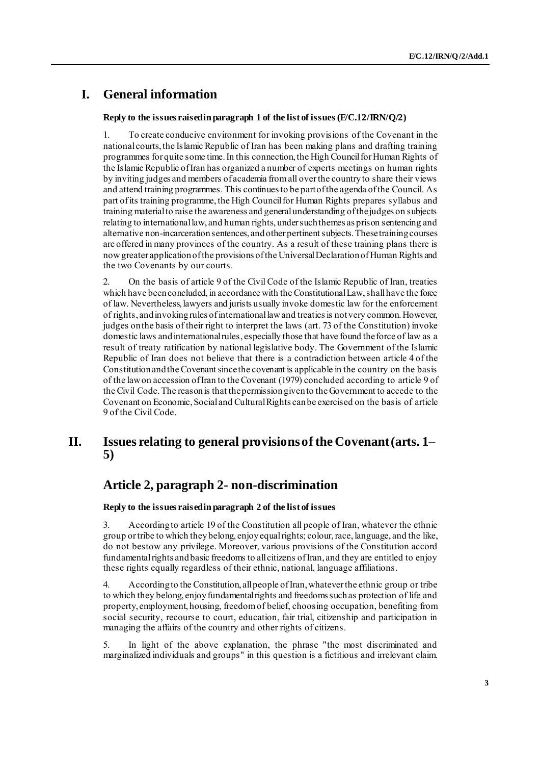# I. General information

**Reply to the issues raised in paragraph 1 of the list of issues (E/C.12/IRN/Q/2)**

1. To create conducive environment for invoking provisions of the Covenant in the national courts, the Islamic Republic of Iran has been making plans and drafting training programmes for quite some time. In this connection, the High Council for Human Rights of the Islamic Republic of Iran has organized a number of experts meetings on human rights by inviting judges and members of academia from all over the country to share their views and attend training programmes. This continues to be part of the agenda of the Council. As part of its training programme, the High Council for Human Rights prepares syllabus and training material to raise the awareness and general understanding of the judges on subjects relating to international law, and human rights, under such themes as prison sentencing and alternative non-incarceration sentences, and other pertinent subjects. These training courses are offered in many provinces of the country. As a result of these training plans there is now greater application of the provisions of the Universal Declaration of Human Rights and the two Covenants by our courts.

2. On the basis of article 9 of the Civil Code of the Islamic Republic of Iran, treaties which have been concluded, in accordance with the Constitutional Law, shall have the force of law. Nevertheless, lawyers and jurists usually invoke domestic law for the enforcement of rights, and invoking rules of international law and treaties is not very common. However, judges on the basis of their right to interpret the laws (art. 73 of the Constitution) invoke domestic laws and international rules, especially those that have found the force of law as a result of treaty ratification by national legislative body. The Government of the Islamic Republic of Iran does not believe that there is a contradiction between article 4 of the Constitution and the Covenant since the covenant is applicable in the country on the basis of the law on accession of Iran to the Covenant (1979) concluded according to article 9 of the Civil Code. The reason is that the permission given to the Government to accede to the Covenant on Economic, Social and Cultural Rights can be exercised on the basis of article 9 of the Civil Code.

# II. Issues relating to general provisions of the Covenant (arts. 1–5)

## Article 2, paragraph 2- non-discrimination

**Reply to the issues raised in paragraph 2 of the list of issues**

3. According to article 19 of the Constitution all people of Iran, whatever the ethnic group or tribe to which they belong, enjoy equal rights; colour, race, language, and the like, do not bestow any privilege. Moreover, various provisions of the Constitution accord fundamental rights and basic freedoms to all citizens of Iran, and they are entitled to enjoy these rights equally regardless of their ethnic, national, language affiliations.

4. According to the Constitution, all people of Iran, whatever the ethnic group or tribe to which they belong, enjoy fundamental rights and freedoms such as protection of life and property, employment, housing, freedom of belief, choosing occupation, benefiting from social security, recourse to court, education, fair trial, citizenship and participation in managing the affairs of the country and other rights of citizens.

5. In light of the above explanation, the phrase "the most discriminated and marginalized individuals and groups" in this question is a fictitious and irrelevant claim.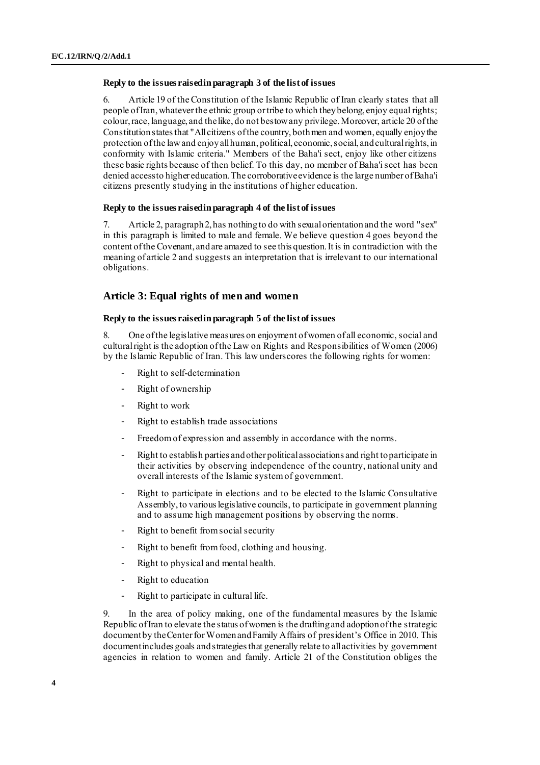#### Reply to the issues raised in paragraph 3 of the list of issues

6. Article 19 of the Constitution of the Islamic Republic of Iran clearly states that all people of Iran, whatever the ethnic group or tribe to which they belong, enjoy equal rights; colour, race, language, and the like, do not bestow any privilege. Moreover, article 20 of the Constitution states that "All citizens of the country, both men and women, equally enjoy the protection of the law and enjoy all human, political, economic, social, and cultural rights, in conformity with Islamic criteria." Members of the Baha'i sect, enjoy like other citizens these basic rights because of then belief. To this day, no member of Baha'i sect has been denied access to higher education. The corroborative evidence is the large number of Baha'i citizens presently studying in the institutions of higher education.

#### Reply to the issues raised in paragraph 4 of the list of issues

7. Article 2, paragraph 2, has nothing to do with sexual orientation and the word "sex" in this paragraph is limited to male and female. We believe question 4 goes beyond the content of the Covenant, and are amazed to see this question. It is in contradiction with the meaning of article 2 and suggests an interpretation that is irrelevant to our international obligations.

### Article 3: Equal rights of men and women

#### Reply to the issues raised in paragraph 5 of the list of issues

8. One of the legislative measures on enjoyment of women of all economic, social and cultural right is the adoption of the Law on Rights and Responsibilities of Women (2006) by the Islamic Republic of Iran. This law underscores the following rights for women:

- Right to self-determination
- Right of ownership
- Right to work
- Right to establish trade associations
- Freedom of expression and assembly in accordance with the norms.
- Right to establish parties and other political associations and right to participate in their activities by observing independence of the country, national unity and overall interests of the Islamic system of government.
- Right to participate in elections and to be elected to the Islamic Consultative Assembly, to various legislative councils, to participate in government planning and to assume high management positions by observing the norms.
- Right to benefit from social security
- Right to benefit from food, clothing and housing.
- Right to physical and mental health.
- Right to education
- Right to participate in cultural life.

9. In the area of policy making, one of the fundamental measures by the Islamic Republic of Iran to elevate the status of women is the drafting and adoption of the strategic document by the Center for Women and Family Affairs of president's Office in 2010. This document includes goals and strategies that generally relate to all activities by government agencies in relation to women and family. Article 21 of the Constitution obliges the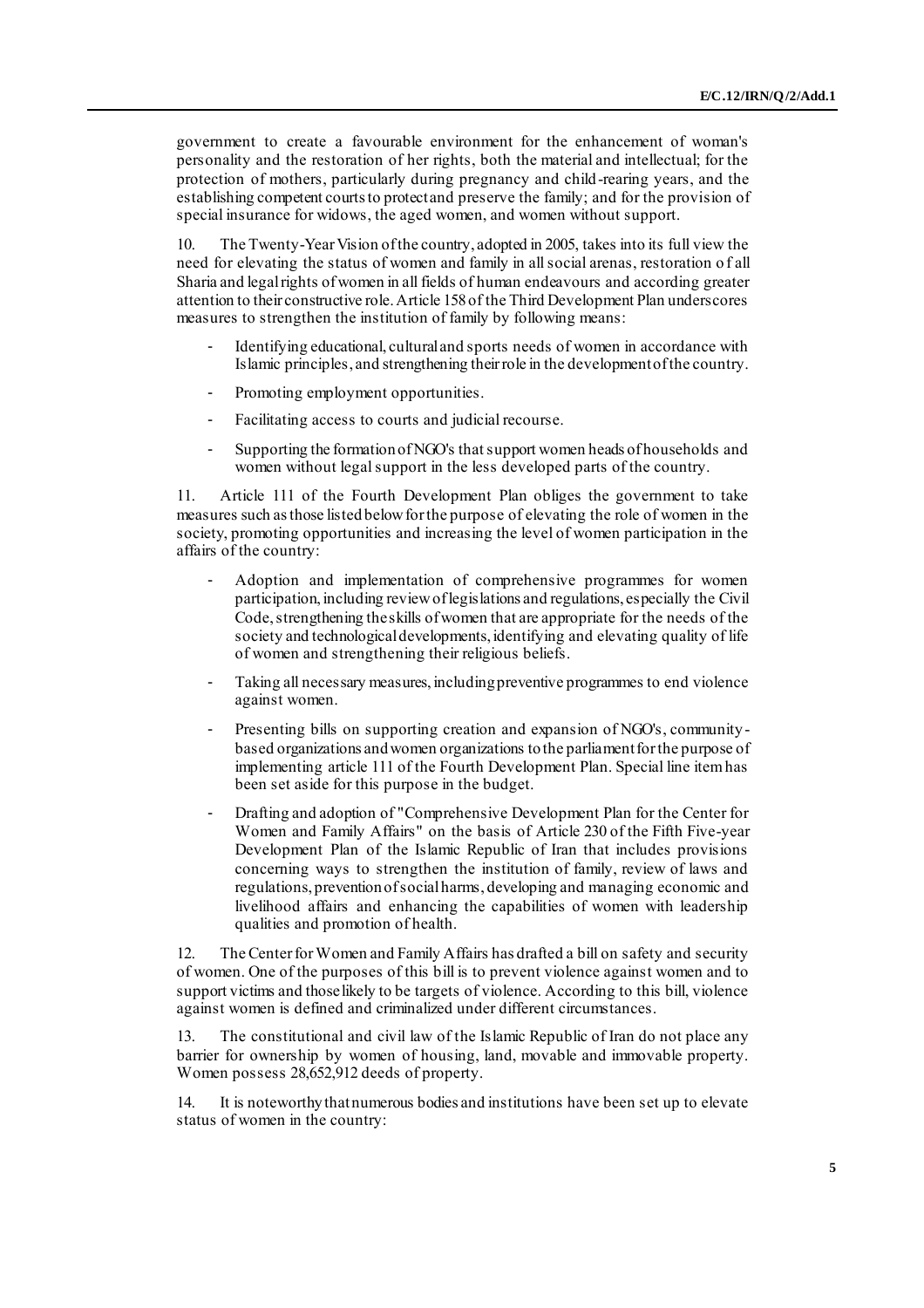government to create a favourable environment for the enhancement of woman's personality and the restoration of her rights, both the material and intellectual; for the protection of mothers, particularly during pregnancy and child-rearing years, and the establishing competent courts to protect and preserve the family; and for the provision of special insurance for widows, the aged women, and women without support.

10. The Twenty-Year Vision of the country, adopted in 2005, takes into its full view the need for elevating the status of women and family in all social arenas, restoration of all Sharia and legal rights of women in all fields of human endeavours and according greater attention to their constructive role. Article 158 of the Third Development Plan underscores measures to strengthen the institution of family by following means:

- Identifying educational, cultural and sports needs of women in accordance with Islamic principles, and strengthening their role in the development of the country.
- Promoting employment opportunities.
- Facilitating access to courts and judicial recourse.
- Supporting the formation of NGO's that support women heads of households and women without legal support in the less developed parts of the country.

11. Article 111 of the Fourth Development Plan obliges the government to take measures such as those listed below for the purpose of elevating the role of women in the society, promoting opportunities and increasing the level of women participation in the affairs of the country:

- Adoption and implementation of comprehensive programmes for women participation, including review of legislations and regulations, especially the Civil Code, strengthening the skills of women that are appropriate for the needs of the society and technological developments, identifying and elevating quality of life of women and strengthening their religious beliefs.
- Taking all necessary measures, including preventive programmes to end violence against women.
- Presenting bills on supporting creation and expansion of NGO's, community-based organizations and women organizations to the parliament for the purpose of implementing article 111 of the Fourth Development Plan. Special line item has been set aside for this purpose in the budget.
- Drafting and adoption of "Comprehensive Development Plan for the Center for Women and Family Affairs" on the basis of Article 230 of the Fifth Five-year Development Plan of the Islamic Republic of Iran that includes provisions concerning ways to strengthen the institution of family, review of laws and regulations, prevention of social harms, developing and managing economic and livelihood affairs and enhancing the capabilities of women with leadership qualities and promotion of health.

12. The Center for Women and Family Affairs has drafted a bill on safety and security of women. One of the purposes of this bill is to prevent violence against women and to support victims and those likely to be targets of violence. According to this bill, violence against women is defined and criminalized under different circumstances.

13. The constitutional and civil law of the Islamic Republic of Iran do not place any barrier for ownership by women of housing, land, movable and immovable property. Women possess 28,652,912 deeds of property.

14. It is noteworthy that numerous bodies and institutions have been set up to elevate status of women in the country: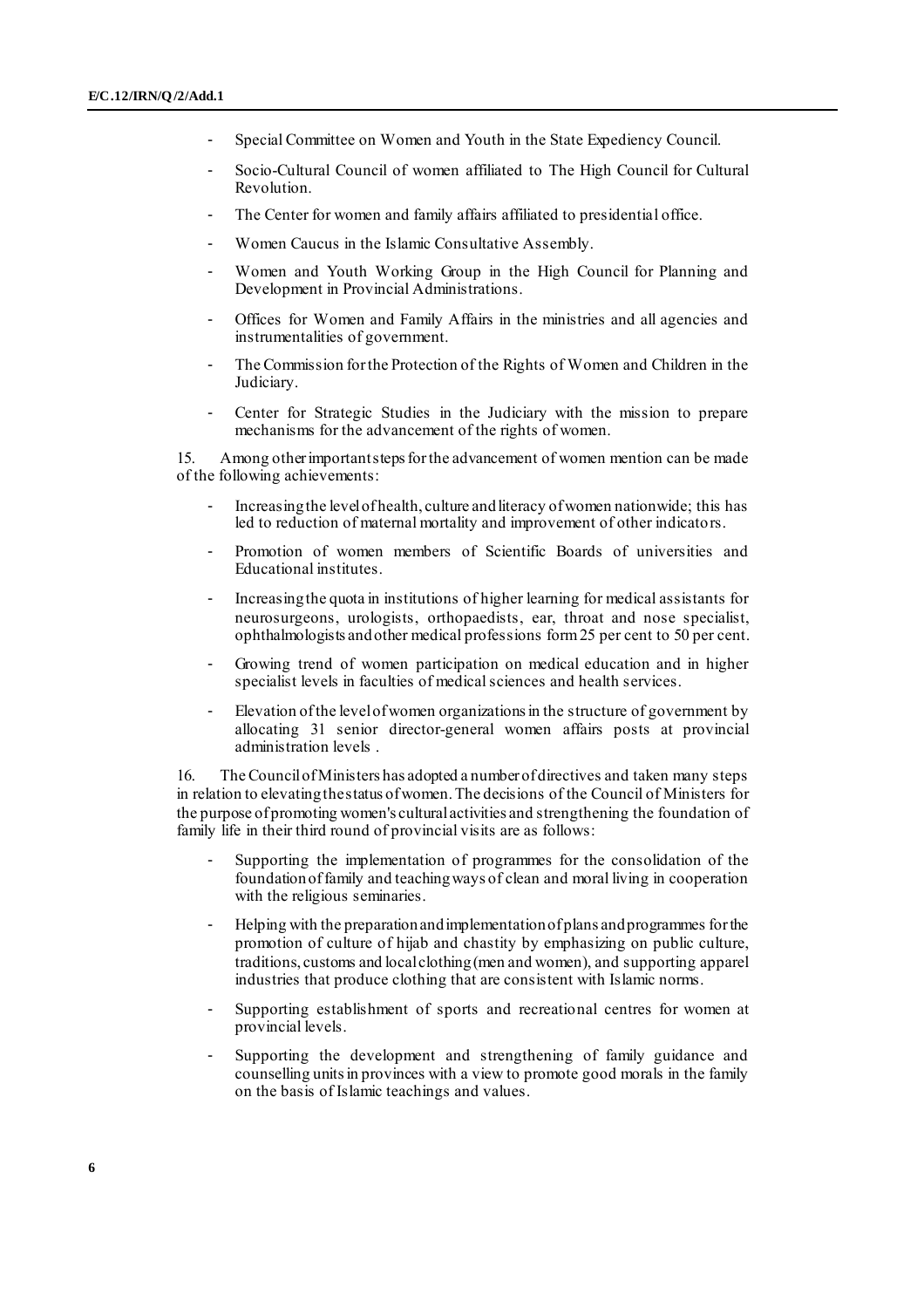- Special Committee on Women and Youth in the State Expediency Council.
- Socio-Cultural Council of women affiliated to The High Council for Cultural Revolution.
- The Center for women and family affairs affiliated to presidential office.
- Women Caucus in the Islamic Consultative Assembly.
- Women and Youth Working Group in the High Council for Planning and Development in Provincial Administrations.
- Offices for Women and Family Affairs in the ministries and all agencies and instrumentalities of government.
- The Commission for the Protection of the Rights of Women and Children in the Judiciary.
- Center for Strategic Studies in the Judiciary with the mission to prepare mechanisms for the advancement of the rights of women.

15. Among other important steps for the advancement of women mention can be made of the following achievements:

- Increasing the level of health, culture and literacy of women nationwide; this has led to reduction of maternal mortality and improvement of other indicators.
- Promotion of women members of Scientific Boards of universities and Educational institutes.
- Increasing the quota in institutions of higher learning for medical assistants for neurosurgeons, urologists, orthopaedists, ear, throat and nose specialist, ophthalmologists and other medical professions form 25 per cent to 50 per cent.
- Growing trend of women participation on medical education and in higher specialist levels in faculties of medical sciences and health services.
- Elevation of the level of women organizations in the structure of government by allocating 31 senior director-general women affairs posts at provincial administration levels .

16. The Council of Ministers has adopted a number of directives and taken many steps in relation to elevating the status of women. The decisions of the Council of Ministers for the purpose of promoting women's cultural activities and strengthening the foundation of family life in their third round of provincial visits are as follows:

- Supporting the implementation of programmes for the consolidation of the foundation of family and teaching ways of clean and moral living in cooperation with the religious seminaries.
- Helping with the preparation and implementation of plans and programmes for the promotion of culture of hijab and chastity by emphasizing on public culture, traditions, customs and local clothing (men and women), and supporting apparel industries that produce clothing that are consistent with Islamic norms.
- Supporting establishment of sports and recreational centres for women at provincial levels.
- Supporting the development and strengthening of family guidance and counselling units in provinces with a view to promote good morals in the family on the basis of Islamic teachings and values.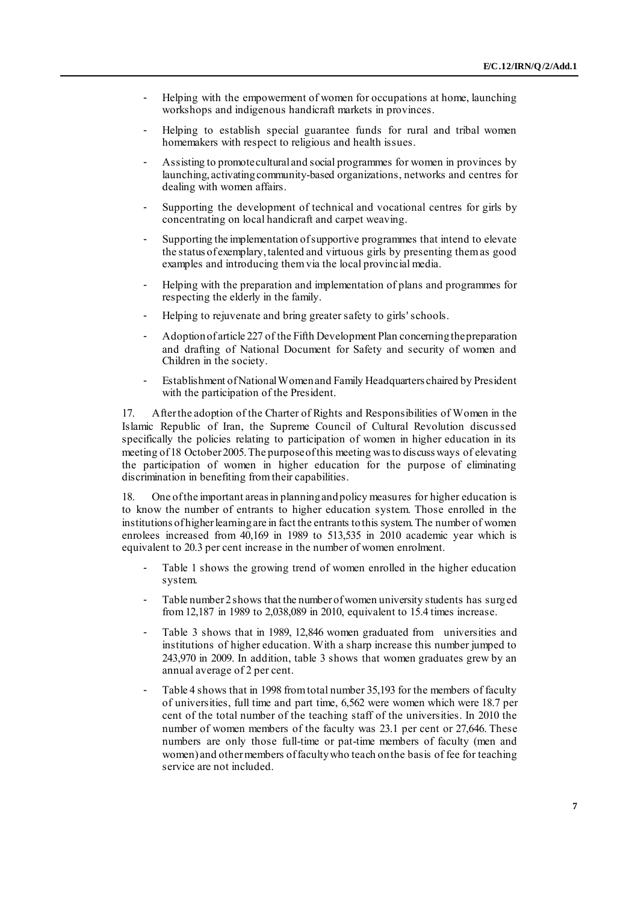- Helping with the empowerment of women for occupations at home, launching workshops and indigenous handicraft markets in provinces.

- Helping to establish special guarantee funds for rural and tribal women homemakers with respect to religious and health issues.

- Assisting to promote cultural and social programmes for women in provinces by launching, activating community-based organizations, networks and centres for dealing with women affairs.

- Supporting the development of technical and vocational centres for girls by concentrating on local handicraft and carpet weaving.

- Supporting the implementation of supportive programmes that intend to elevate the status of exemplary, talented and virtuous girls by presenting them as good examples and introducing them via the local provincial media.

- Helping with the preparation and implementation of plans and programmes for respecting the elderly in the family.

- Helping to rejuvenate and bring greater safety to girls' schools.

- Adoption of article 227 of the Fifth Development Plan concerning the preparation and drafting of National Document for Safety and security of women and Children in the society.

- Establishment of National Women and Family Headquarters chaired by President with the participation of the President.

17. After the adoption of the Charter of Rights and Responsibilities of Women in the Islamic Republic of Iran, the Supreme Council of Cultural Revolution discussed specifically the policies relating to participation of women in higher education in its meeting of 18 October 2005. The purpose of this meeting was to discuss ways of elevating the participation of women in higher education for the purpose of eliminating discrimination in benefiting from their capabilities.

18. One of the important areas in planning and policy measures for higher education is to know the number of entrants to higher education system. Those enrolled in the institutions of higher learning are in fact the entrants to this system. The number of women enrolees increased from 40,169 in 1989 to 513,535 in 2010 academic year which is equivalent to 20.3 per cent increase in the number of women enrolment.

- Table 1 shows the growing trend of women enrolled in the higher education system.

- Table number 2 shows that the number of women university students has surged from 12,187 in 1989 to 2,038,089 in 2010, equivalent to 15.4 times increase.

- Table 3 shows that in 1989, 12,846 women graduated from universities and institutions of higher education. With a sharp increase this number jumped to 243,970 in 2009. In addition, table 3 shows that women graduates grew by an annual average of 2 per cent.

- Table 4 shows that in 1998 from total number 35,193 for the members of faculty of universities, full time and part time, 6,562 were women which were 18.7 per cent of the total number of the teaching staff of the universities. In 2010 the number of women members of the faculty was 23.1 per cent or 27,646. These numbers are only those full-time or pat-time members of faculty (men and women) and other members of faculty who teach on the basis of fee for teaching service are not included.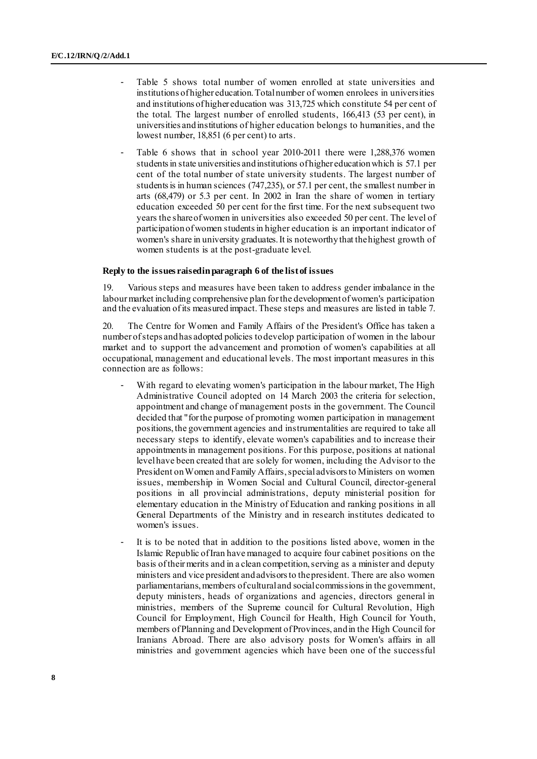- Table 5 shows total number of women enrolled at state universities and institutions of higher education. Total number of women enrolees in universities and institutions of higher education was 313,725 which constitute 54 per cent of the total. The largest number of enrolled students, 166,413 (53 per cent), in universities and institutions of higher education belongs to humanities, and the lowest number, 18,851 (6 per cent) to arts.

- Table 6 shows that in school year 2010-2011 there were 1,288,376 women students in state universities and institutions of higher education which is 57.1 per cent of the total number of state university students. The largest number of students is in human sciences (747,235), or 57.1 per cent, the smallest number in arts (68,479) or 5.3 per cent. In 2002 in Iran the share of women in tertiary education exceeded 50 per cent for the first time. For the next subsequent two years the share of women in universities also exceeded 50 per cent. The level of participation of women students in higher education is an important indicator of women's share in university graduates. It is noteworthy that the highest growth of women students is at the post-graduate level.

**Reply to the issues raised in paragraph 6 of the list of issues**

19. Various steps and measures have been taken to address gender imbalance in the labour market including comprehensive plan for the development of women's participation and the evaluation of its measured impact. These steps and measures are listed in table 7.

20. The Centre for Women and Family Affairs of the President's Office has taken a number of steps and has adopted policies to develop participation of women in the labour market and to support the advancement and promotion of women's capabilities at all occupational, management and educational levels. The most important measures in this connection are as follows:

- With regard to elevating women's participation in the labour market, The High Administrative Council adopted on 14 March 2003 the criteria for selection, appointment and change of management posts in the government. The Council decided that "for the purpose of promoting women participation in management positions, the government agencies and instrumentalities are required to take all necessary steps to identify, elevate women's capabilities and to increase their appointments in management positions. For this purpose, positions at national level have been created that are solely for women, including the Advisor to the President on Women and Family Affairs, special advisors to Ministers on women issues, membership in Women Social and Cultural Council, director-general positions in all provincial administrations, deputy ministerial position for elementary education in the Ministry of Education and ranking positions in all General Departments of the Ministry and in research institutes dedicated to women's issues.

- It is to be noted that in addition to the positions listed above, women in the Islamic Republic of Iran have managed to acquire four cabinet positions on the basis of their merits and in a clean competition, serving as a minister and deputy ministers and vice president and advisors to the president. There are also women parliamentarians, members of cultural and social commissions in the government, deputy ministers, heads of organizations and agencies, directors general in ministries, members of the Supreme council for Cultural Revolution, High Council for Employment, High Council for Health, High Council for Youth, members of Planning and Development of Provinces, and in the High Council for Iranians Abroad. There are also advisory posts for Women's affairs in all ministries and government agencies which have been one of the successful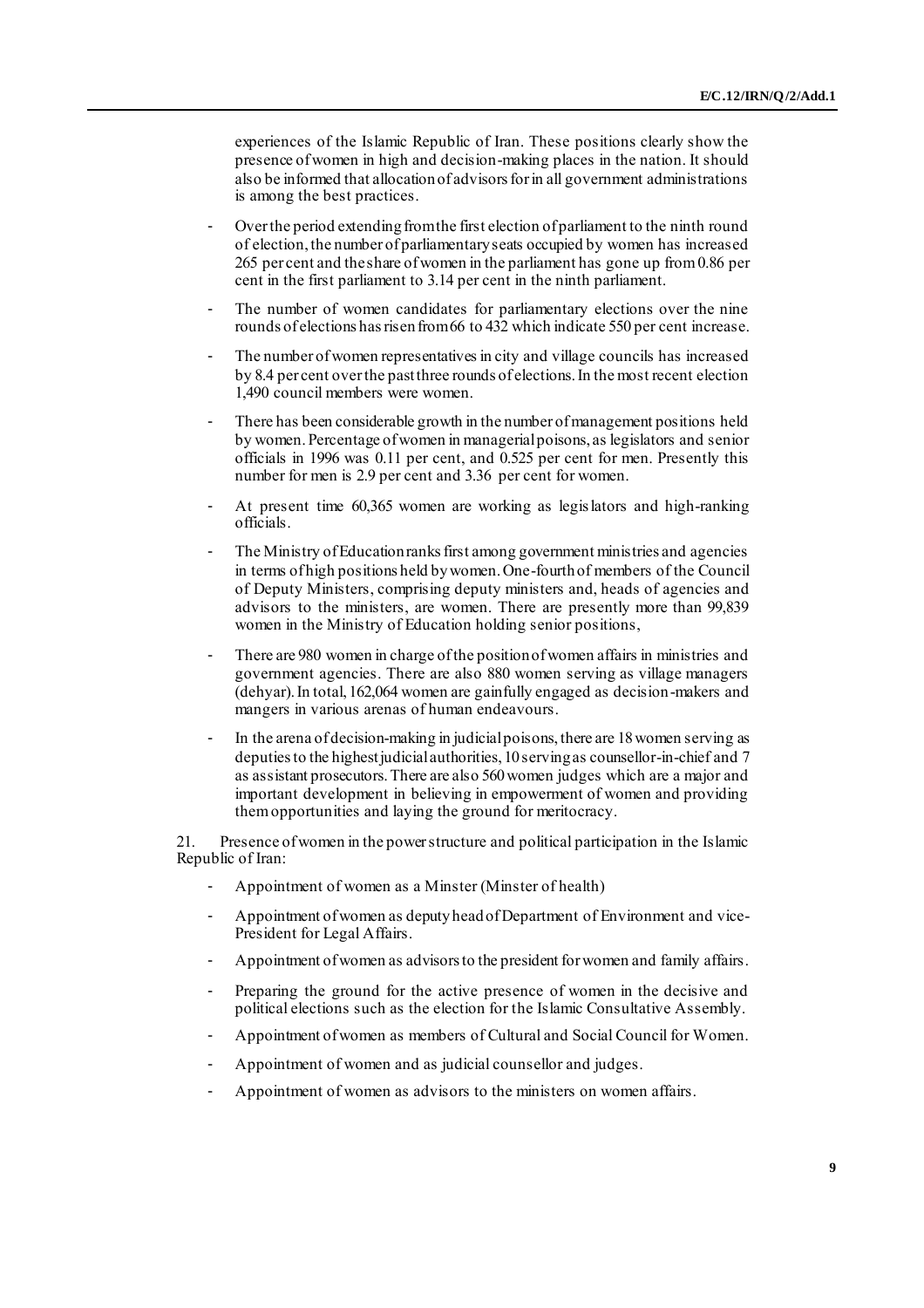experiences of the Islamic Republic of Iran. These positions clearly show the presence of women in high and decision-making places in the nation. It should also be informed that allocation of advisors for in all government administrations is among the best practices.

- Over the period extending from the first election of parliament to the ninth round of election, the number of parliamentary seats occupied by women has increased 265 per cent and the share of women in the parliament has gone up from 0.86 per cent in the first parliament to 3.14 per cent in the ninth parliament.
- The number of women candidates for parliamentary elections over the nine rounds of elections has risen from 66 to 432 which indicate 550 per cent increase.
- The number of women representatives in city and village councils has increased by 8.4 per cent over the past three rounds of elections. In the most recent election 1,490 council members were women.
- There has been considerable growth in the number of management positions held by women. Percentage of women in managerial poisons, as legislators and senior officials in 1996 was 0.11 per cent, and 0.525 per cent for men. Presently this number for men is 2.9 per cent and 3.36 per cent for women.
- At present time 60,365 women are working as legislators and high-ranking officials.
- The Ministry of Education ranks first among government ministries and agencies in terms of high positions held by women. One-fourth of members of the Council of Deputy Ministers, comprising deputy ministers and, heads of agencies and advisors to the ministers, are women. There are presently more than 99,839 women in the Ministry of Education holding senior positions,
- There are 980 women in charge of the position of women affairs in ministries and government agencies. There are also 880 women serving as village managers (dehyar). In total, 162,064 women are gainfully engaged as decision-makers and mangers in various arenas of human endeavours.
- In the arena of decision-making in judicial poisons, there are 18 women serving as deputies to the highest judicial authorities, 10 serving as counsellor-in-chief and 7 as assistant prosecutors. There are also 560 women judges which are a major and important development in believing in empowerment of women and providing them opportunities and laying the ground for meritocracy.

21. Presence of women in the power structure and political participation in the Islamic Republic of Iran:

- Appointment of women as a Minster (Minster of health)
- Appointment of women as deputy head of Department of Environment and vice-President for Legal Affairs.
- Appointment of women as advisors to the president for women and family affairs.
- Preparing the ground for the active presence of women in the decisive and political elections such as the election for the Islamic Consultative Assembly.
- Appointment of women as members of Cultural and Social Council for Women.
- Appointment of women and as judicial counsellor and judges.
- Appointment of women as advisors to the ministers on women affairs.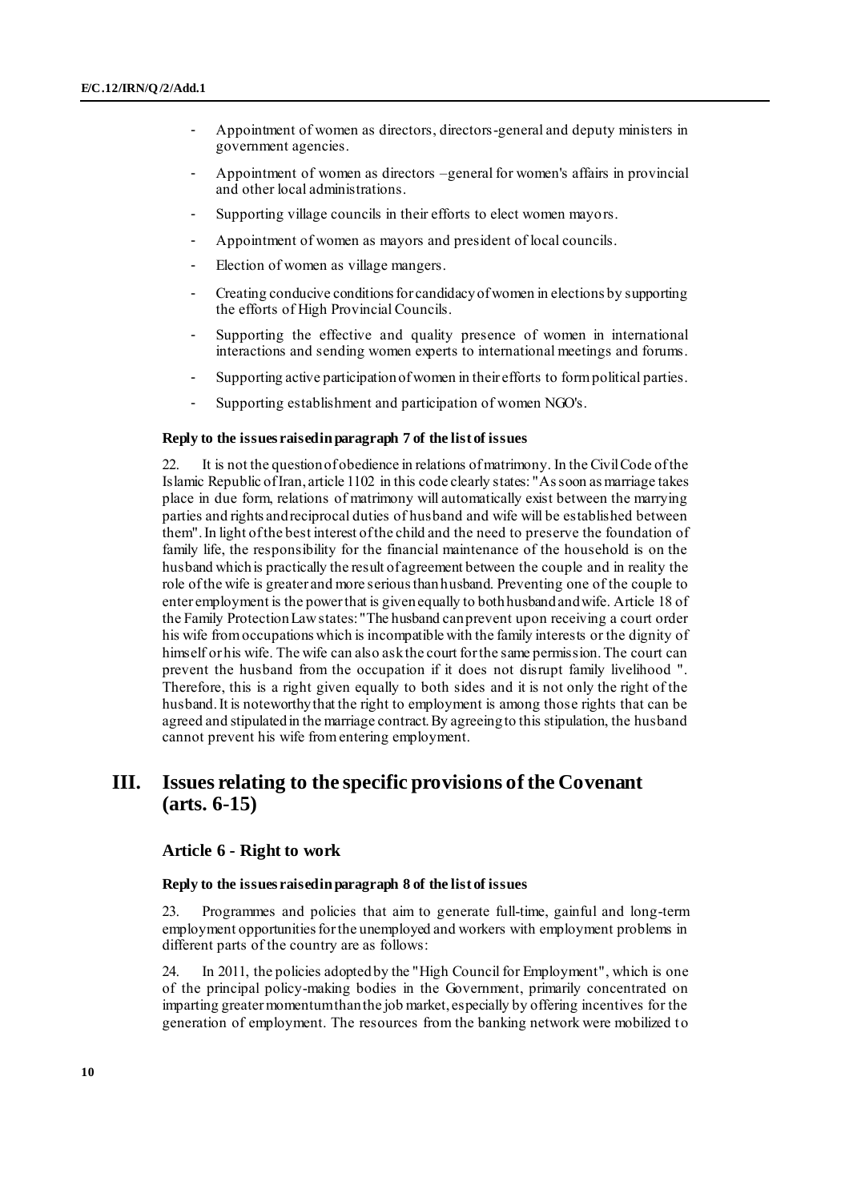- Appointment of women as directors, directors-general and deputy ministers in government agencies.
- Appointment of women as directors –general for women's affairs in provincial and other local administrations.
- Supporting village councils in their efforts to elect women mayors.
- Appointment of women as mayors and president of local councils.
- Election of women as village mangers.
- Creating conducive conditions for candidacy of women in elections by supporting the efforts of High Provincial Councils.
- Supporting the effective and quality presence of women in international interactions and sending women experts to international meetings and forums.
- Supporting active participation of women in their efforts to form political parties.
- Supporting establishment and participation of women NGO's.

#### Reply to the issues raised in paragraph 7 of the list of issues

22. It is not the question of obedience in relations of matrimony. In the Civil Code of the Islamic Republic of Iran, article 1102 in this code clearly states: "As soon as marriage takes place in due form, relations of matrimony will automatically exist between the marrying parties and rights and reciprocal duties of husband and wife will be established between them". In light of the best interest of the child and the need to preserve the foundation of family life, the responsibility for the financial maintenance of the household is on the husband which is practically the result of agreement between the couple and in reality the role of the wife is greater and more serious than husband. Preventing one of the couple to enter employment is the power that is given equally to both husband and wife. Article 18 of the Family Protection Law states: "The husband can prevent upon receiving a court order his wife from occupations which is incompatible with the family interests or the dignity of himself or his wife. The wife can also ask the court for the same permission. The court can prevent the husband from the occupation if it does not disrupt family livelihood ". Therefore, this is a right given equally to both sides and it is not only the right of the husband. It is noteworthy that the right to employment is among those rights that can be agreed and stipulated in the marriage contract. By agreeing to this stipulation, the husband cannot prevent his wife from entering employment.

## III. Issues relating to the specific provisions of the Covenant (arts. 6-15)

### Article 6 - Right to work

#### Reply to the issues raised in paragraph 8 of the list of issues

23. Programmes and policies that aim to generate full-time, gainful and long-term employment opportunities for the unemployed and workers with employment problems in different parts of the country are as follows:

24. In 2011, the policies adopted by the "High Council for Employment", which is one of the principal policy-making bodies in the Government, primarily concentrated on imparting greater momentum than the job market, especially by offering incentives for the generation of employment. The resources from the banking network were mobilized to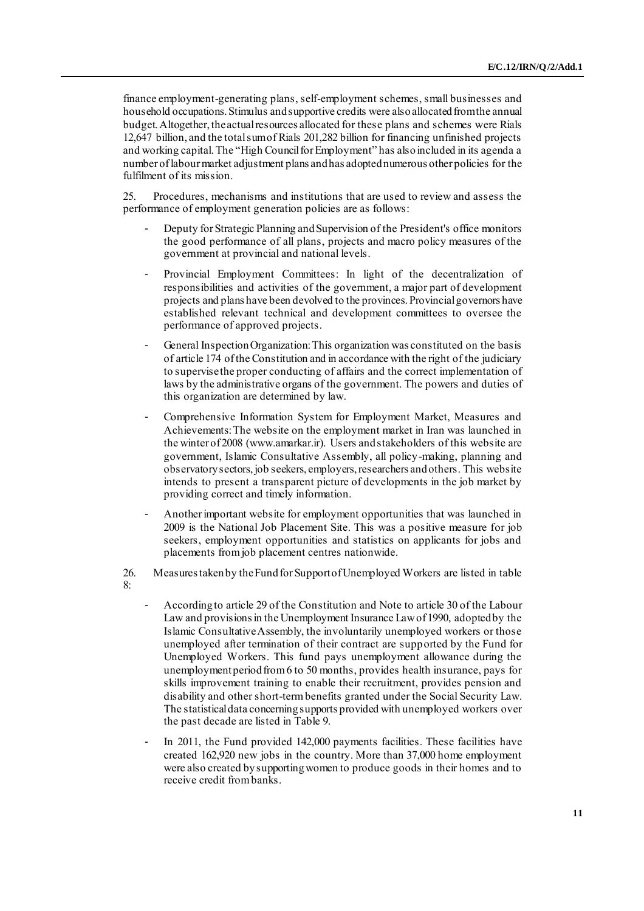finance employment-generating plans, self-employment schemes, small businesses and household occupations. Stimulus and supportive credits were also allocated from the annual budget. Altogether, the actual resources allocated for these plans and schemes were Rials 12,647 billion, and the total sum of Rials 201,282 billion for financing unfinished projects and working capital. The "High Council for Employment" has also included in its agenda a number of labour market adjustment plans and has adopted numerous other policies for the fulfilment of its mission.

25. Procedures, mechanisms and institutions that are used to review and assess the performance of employment generation policies are as follows:

- Deputy for Strategic Planning and Supervision of the President's office monitors the good performance of all plans, projects and macro policy measures of the government at provincial and national levels.
- Provincial Employment Committees: In light of the decentralization of responsibilities and activities of the government, a major part of development projects and plans have been devolved to the provinces. Provincial governors have established relevant technical and development committees to oversee the performance of approved projects.
- General Inspection Organization: This organization was constituted on the basis of article 174 of the Constitution and in accordance with the right of the judiciary to supervise the proper conducting of affairs and the correct implementation of laws by the administrative organs of the government. The powers and duties of this organization are determined by law.
- Comprehensive Information System for Employment Market, Measures and Achievements: The website on the employment market in Iran was launched in the winter of 2008 (www.amarkar.ir). Users and stakeholders of this website are government, Islamic Consultative Assembly, all policy-making, planning and observatory sectors, job seekers, employers, researchers and others. This website intends to present a transparent picture of developments in the job market by providing correct and timely information.
- Another important website for employment opportunities that was launched in 2009 is the National Job Placement Site. This was a positive measure for job seekers, employment opportunities and statistics on applicants for jobs and placements from job placement centres nationwide.

26. Measures taken by the Fund for Support of Unemployed Workers are listed in table 8:

- According to article 29 of the Constitution and Note to article 30 of the Labour Law and provisions in the Unemployment Insurance Law of 1990, adopted by the Islamic Consultative Assembly, the involuntarily unemployed workers or those unemployed after termination of their contract are supported by the Fund for Unemployed Workers. This fund pays unemployment allowance during the unemployment period from 6 to 50 months, provides health insurance, pays for skills improvement training to enable their recruitment, provides pension and disability and other short-term benefits granted under the Social Security Law. The statistical data concerning supports provided with unemployed workers over the past decade are listed in Table 9.
- In 2011, the Fund provided 142,000 payments facilities. These facilities have created 162,920 new jobs in the country. More than 37,000 home employment were also created by supporting women to produce goods in their homes and to receive credit from banks.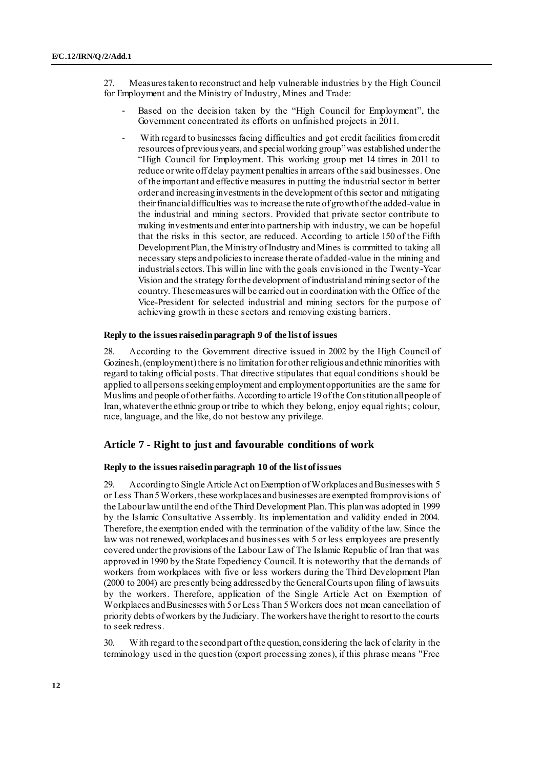27. Measures taken to reconstruct and help vulnerable industries by the High Council for Employment and the Ministry of Industry, Mines and Trade:

- Based on the decision taken by the "High Council for Employment", the Government concentrated its efforts on unfinished projects in 2011.

- With regard to businesses facing difficulties and got credit facilities from credit resources of previous years, and special working group" was established under the "High Council for Employment. This working group met 14 times in 2011 to reduce or write off delay payment penalties in arrears of the said businesses. One of the important and effective measures in putting the industrial sector in better order and increasing investments in the development of this sector and mitigating their financial difficulties was to increase the rate of growth of the added-value in the industrial and mining sectors. Provided that private sector contribute to making investments and enter into partnership with industry, we can be hopeful that the risks in this sector, are reduced. According to article 150 of the Fifth Development Plan, the Ministry of Industry and Mines is committed to taking all necessary steps and policies to increase the rate of added-value in the mining and industrial sectors. This will in line with the goals envisioned in the Twenty-Year Vision and the strategy for the development of industrial and mining sector of the country. These measures will be carried out in coordination with the Office of the Vice-President for selected industrial and mining sectors for the purpose of achieving growth in these sectors and removing existing barriers.

#### Reply to the issues raised in paragraph 9 of the list of issues

28. According to the Government directive issued in 2002 by the High Council of Gozinesh, (employment) there is no limitation for other religious and ethnic minorities with regard to taking official posts. That directive stipulates that equal conditions should be applied to all persons seeking employment and employment opportunities are the same for Muslims and people of other faiths. According to article 19 of the Constitution all people of Iran, whatever the ethnic group or tribe to which they belong, enjoy equal rights; colour, race, language, and the like, do not bestow any privilege.

### Article 7 - Right to just and favourable conditions of work

#### Reply to the issues raised in paragraph 10 of the list of issues

29. According to Single Article Act on Exemption of Workplaces and Businesses with 5 or Less Than 5 Workers, these workplaces and businesses are exempted from provisions of the Labour law until the end of the Third Development Plan. This plan was adopted in 1999 by the Islamic Consultative Assembly. Its implementation and validity ended in 2004. Therefore, the exemption ended with the termination of the validity of the law. Since the law was not renewed, workplaces and businesses with 5 or less employees are presently covered under the provisions of the Labour Law of The Islamic Republic of Iran that was approved in 1990 by the State Expediency Council. It is noteworthy that the demands of workers from workplaces with five or less workers during the Third Development Plan (2000 to 2004) are presently being addressed by the General Courts upon filing of lawsuits by the workers. Therefore, application of the Single Article Act on Exemption of Workplaces and Businesses with 5 or Less Than 5 Workers does not mean cancellation of priority debts of workers by the Judiciary. The workers have the right to resort to the courts to seek redress.

30. With regard to the second part of the question, considering the lack of clarity in the terminology used in the question (export processing zones), if this phrase means "Free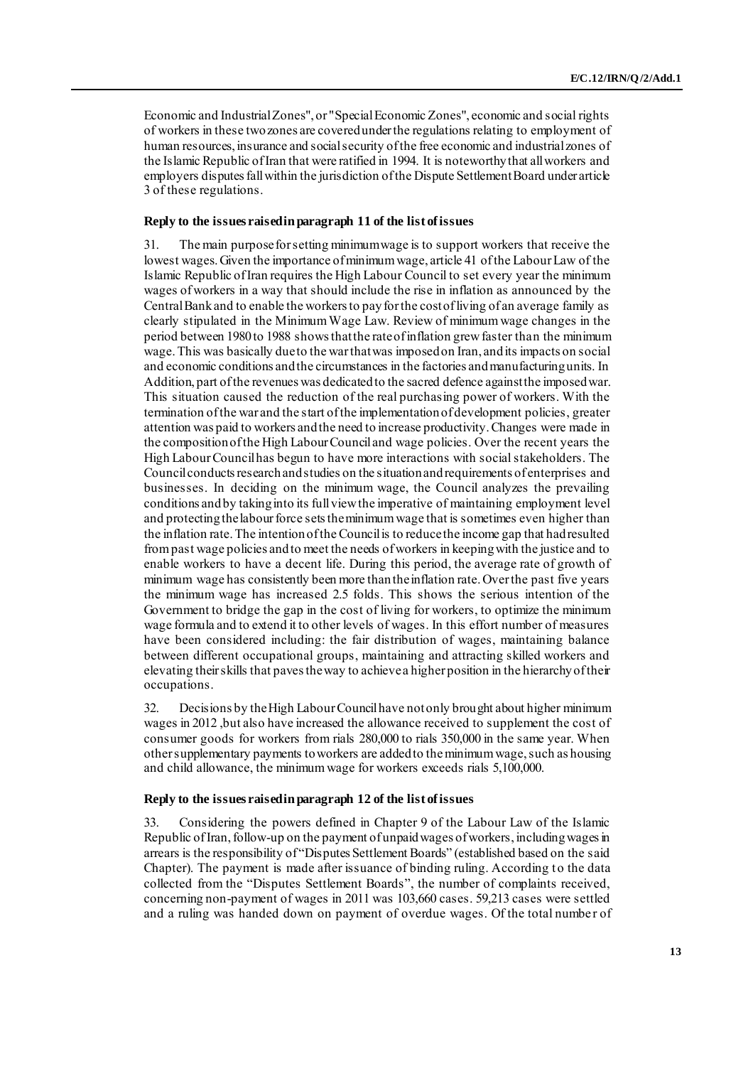Economic and Industrial Zones", or "Special Economic Zones", economic and social rights of workers in these two zones are covered under the regulations relating to employment of human resources, insurance and social security of the free economic and industrial zones of the Islamic Republic of Iran that were ratified in 1994. It is noteworthy that all workers and employers disputes fall within the jurisdiction of the Dispute Settlement Board under article 3 of these regulations.

#### Reply to the issues raised in paragraph 11 of the list of issues

31. The main purpose for setting minimum wage is to support workers that receive the lowest wages. Given the importance of minimum wage, article 41 of the Labour Law of the Islamic Republic of Iran requires the High Labour Council to set every year the minimum wages of workers in a way that should include the rise in inflation as announced by the Central Bank and to enable the workers to pay for the cost of living of an average family as clearly stipulated in the Minimum Wage Law. Review of minimum wage changes in the period between 1980 to 1988 shows that the rate of inflation grew faster than the minimum wage. This was basically due to the war that was imposed on Iran, and its impacts on social and economic conditions and the circumstances in the factories and manufacturing units. In Addition, part of the revenues was dedicated to the sacred defence against the imposed war. This situation caused the reduction of the real purchasing power of workers. With the termination of the war and the start of the implementation of development policies, greater attention was paid to workers and the need to increase productivity. Changes were made in the composition of the High Labour Council and wage policies. Over the recent years the High Labour Council has begun to have more interactions with social stakeholders. The Council conducts research and studies on the situation and requirements of enterprises and businesses. In deciding on the minimum wage, the Council analyzes the prevailing conditions and by taking into its full view the imperative of maintaining employment level and protecting the labour force sets the minimum wage that is sometimes even higher than the inflation rate. The intention of the Council is to reduce the income gap that had resulted from past wage policies and to meet the needs of workers in keeping with the justice and to enable workers to have a decent life. During this period, the average rate of growth of minimum wage has consistently been more than the inflation rate. Over the past five years the minimum wage has increased 2.5 folds. This shows the serious intention of the Government to bridge the gap in the cost of living for workers, to optimize the minimum wage formula and to extend it to other levels of wages. In this effort number of measures have been considered including: the fair distribution of wages, maintaining balance between different occupational groups, maintaining and attracting skilled workers and elevating their skills that paves the way to achieve a higher position in the hierarchy of their occupations.

32. Decisions by the High Labour Council have not only brought about higher minimum wages in 2012 ,but also have increased the allowance received to supplement the cost of consumer goods for workers from rials 280,000 to rials 350,000 in the same year. When other supplementary payments to workers are added to the minimum wage, such as housing and child allowance, the minimum wage for workers exceeds rials 5,100,000.

#### Reply to the issues raised in paragraph 12 of the list of issues

33. Considering the powers defined in Chapter 9 of the Labour Law of the Islamic Republic of Iran, follow-up on the payment of unpaid wages of workers, including wages in arrears is the responsibility of "Disputes Settlement Boards" (established based on the said Chapter). The payment is made after issuance of binding ruling. According to the data collected from the "Disputes Settlement Boards", the number of complaints received, concerning non-payment of wages in 2011 was 103,660 cases. 59,213 cases were settled and a ruling was handed down on payment of overdue wages. Of the total number of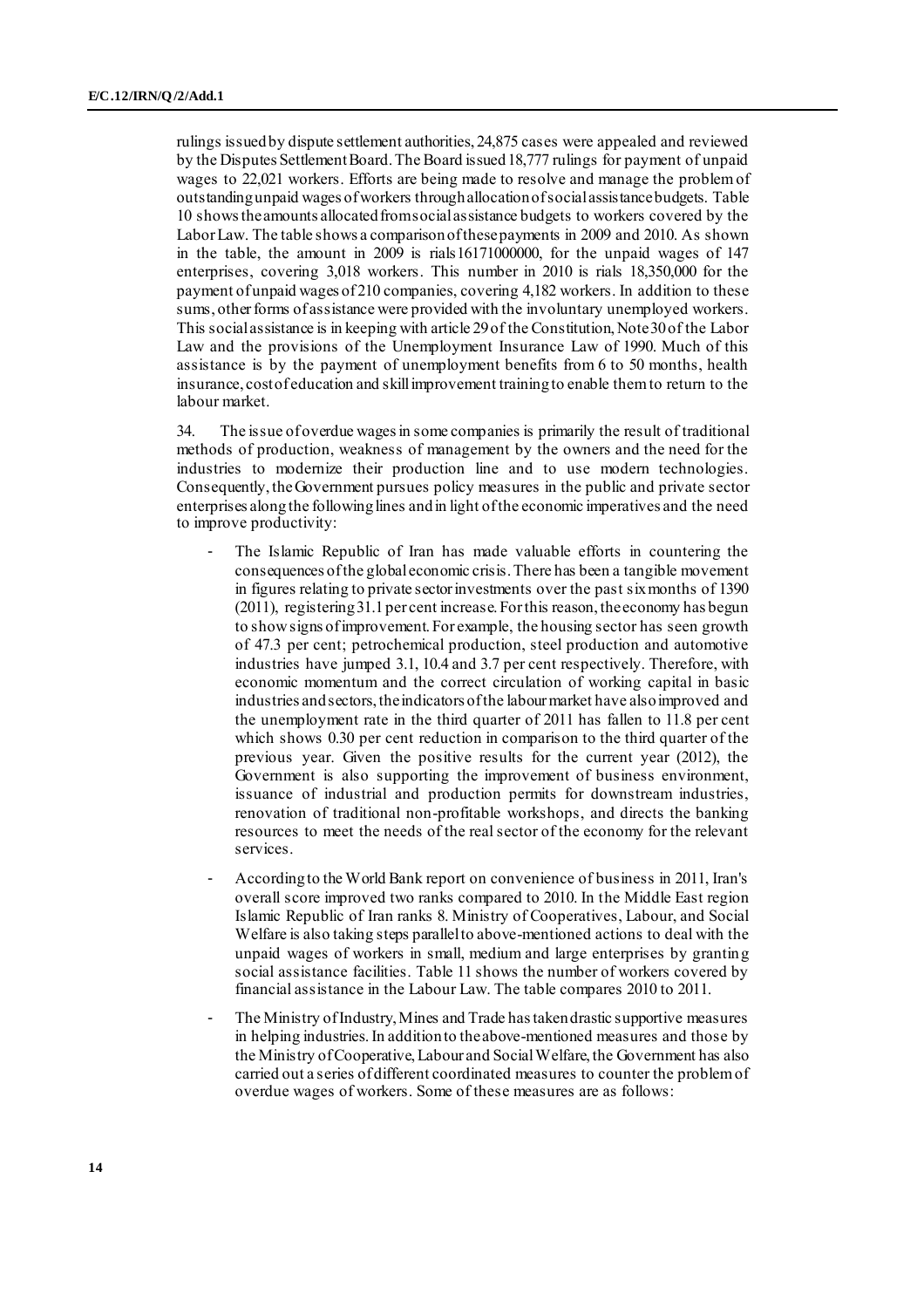rulings issued by dispute settlement authorities, 24,875 cases were appealed and reviewed by the Disputes Settlement Board. The Board issued 18,777 rulings for payment of unpaid wages to 22,021 workers. Efforts are being made to resolve and manage the problem of outstanding unpaid wages of workers through allocation of social assistance budgets. Table 10 shows the amounts allocated from social assistance budgets to workers covered by the Labor Law. The table shows a comparison of these payments in 2009 and 2010. As shown in the table, the amount in 2009 is rials 16171000000, for the unpaid wages of 147 enterprises, covering 3,018 workers. This number in 2010 is rials 18,350,000 for the payment of unpaid wages of 210 companies, covering 4,182 workers. In addition to these sums, other forms of assistance were provided with the involuntary unemployed workers. This social assistance is in keeping with article 29 of the Constitution, Note 30 of the Labor Law and the provisions of the Unemployment Insurance Law of 1990. Much of this assistance is by the payment of unemployment benefits from 6 to 50 months, health insurance, cost of education and skill improvement training to enable them to return to the labour market.

34. The issue of overdue wages in some companies is primarily the result of traditional methods of production, weakness of management by the owners and the need for the industries to modernize their production line and to use modern technologies. Consequently, the Government pursues policy measures in the public and private sector enterprises along the following lines and in light of the economic imperatives and the need to improve productivity:

- The Islamic Republic of Iran has made valuable efforts in countering the consequences of the global economic crisis. There has been a tangible movement in figures relating to private sector investments over the past six months of 1390 (2011), registering 31.1 per cent increase. For this reason, the economy has begun to show signs of improvement. For example, the housing sector has seen growth of 47.3 per cent; petrochemical production, steel production and automotive industries have jumped 3.1, 10.4 and 3.7 per cent respectively. Therefore, with economic momentum and the correct circulation of working capital in basic industries and sectors, the indicators of the labour market have also improved and the unemployment rate in the third quarter of 2011 has fallen to 11.8 per cent which shows 0.30 per cent reduction in comparison to the third quarter of the previous year. Given the positive results for the current year (2012), the Government is also supporting the improvement of business environment, issuance of industrial and production permits for downstream industries, renovation of traditional non-profitable workshops, and directs the banking resources to meet the needs of the real sector of the economy for the relevant services.
- According to the World Bank report on convenience of business in 2011, Iran's overall score improved two ranks compared to 2010. In the Middle East region Islamic Republic of Iran ranks 8. Ministry of Cooperatives, Labour, and Social Welfare is also taking steps parallel to above-mentioned actions to deal with the unpaid wages of workers in small, medium and large enterprises by granting social assistance facilities. Table 11 shows the number of workers covered by financial assistance in the Labour Law. The table compares 2010 to 2011.
- The Ministry of Industry, Mines and Trade has taken drastic supportive measures in helping industries. In addition to the above-mentioned measures and those by the Ministry of Cooperative, Labour and Social Welfare, the Government has also carried out a series of different coordinated measures to counter the problem of overdue wages of workers. Some of these measures are as follows: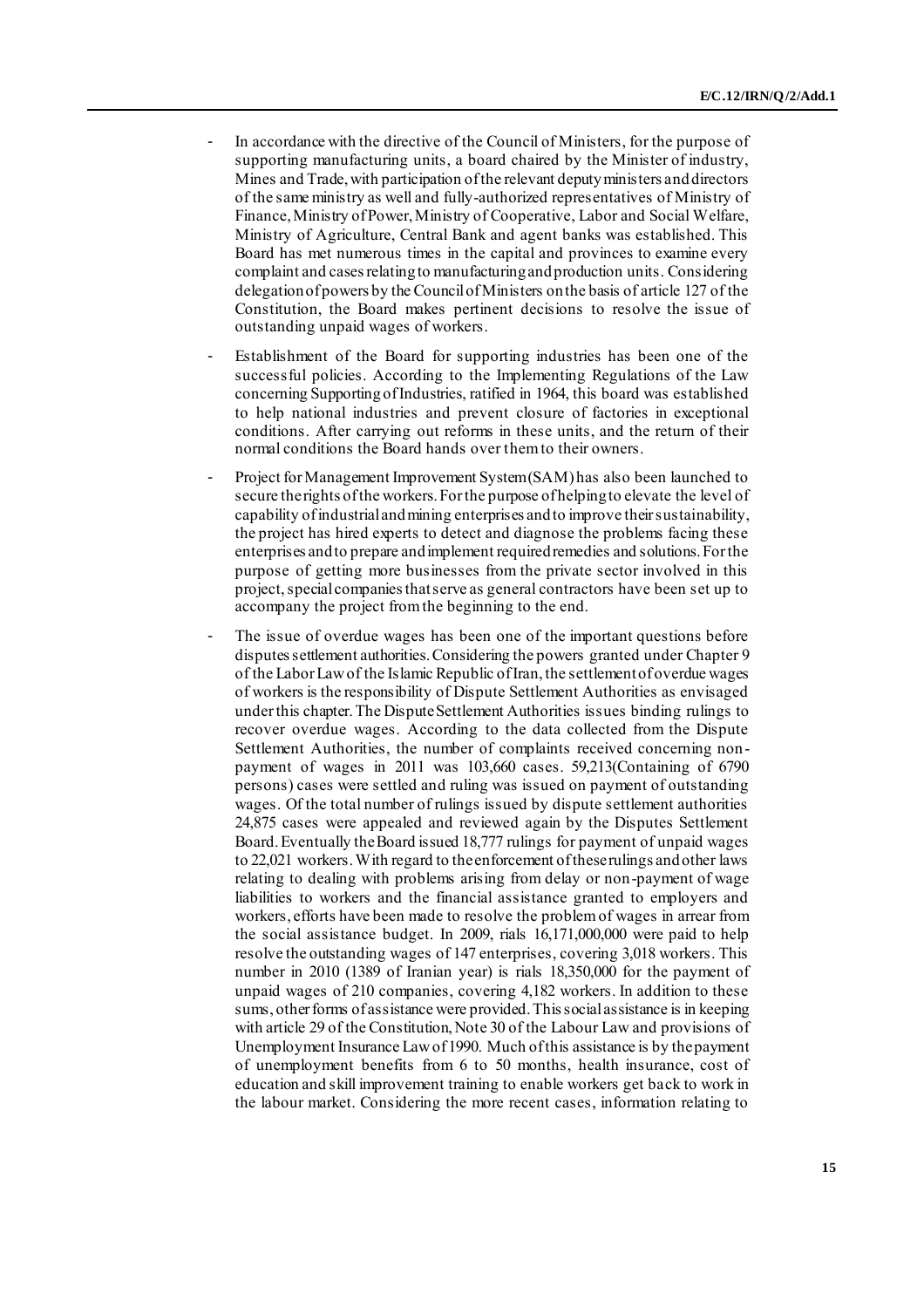- In accordance with the directive of the Council of Ministers, for the purpose of supporting manufacturing units, a board chaired by the Minister of industry, Mines and Trade, with participation of the relevant deputy ministers and directors of the same ministry as well and fully-authorized representatives of Ministry of Finance, Ministry of Power, Ministry of Cooperative, Labor and Social Welfare, Ministry of Agriculture, Central Bank and agent banks was established. This Board has met numerous times in the capital and provinces to examine every complaint and cases relating to manufacturing and production units. Considering delegation of powers by the Council of Ministers on the basis of article 127 of the Constitution, the Board makes pertinent decisions to resolve the issue of outstanding unpaid wages of workers.

- Establishment of the Board for supporting industries has been one of the successful policies. According to the Implementing Regulations of the Law concerning Supporting of Industries, ratified in 1964, this board was established to help national industries and prevent closure of factories in exceptional conditions. After carrying out reforms in these units, and the return of their normal conditions the Board hands over them to their owners.

- Project for Management Improvement System (SAM) has also been launched to secure the rights of the workers. For the purpose of helping to elevate the level of capability of industrial and mining enterprises and to improve their sustainability, the project has hired experts to detect and diagnose the problems facing these enterprises and to prepare and implement required remedies and solutions. For the purpose of getting more businesses from the private sector involved in this project, special companies that serve as general contractors have been set up to accompany the project from the beginning to the end.

- The issue of overdue wages has been one of the important questions before disputes settlement authorities. Considering the powers granted under Chapter 9 of the Labor Law of the Islamic Republic of Iran, the settlement of overdue wages of workers is the responsibility of Dispute Settlement Authorities as envisaged under this chapter. The Dispute Settlement Authorities issues binding rulings to recover overdue wages. According to the data collected from the Dispute Settlement Authorities, the number of complaints received concerning non-payment of wages in 2011 was 103,660 cases. 59,213(Containing of 6790 persons) cases were settled and ruling was issued on payment of outstanding wages. Of the total number of rulings issued by dispute settlement authorities 24,875 cases were appealed and reviewed again by the Disputes Settlement Board. Eventually the Board issued 18,777 rulings for payment of unpaid wages to 22,021 workers. With regard to the enforcement of these rulings and other laws relating to dealing with problems arising from delay or non-payment of wage liabilities to workers and the financial assistance granted to employers and workers, efforts have been made to resolve the problem of wages in arrear from the social assistance budget. In 2009, rials 16,171,000,000 were paid to help resolve the outstanding wages of 147 enterprises, covering 3,018 workers. This number in 2010 (1389 of Iranian year) is rials 18,350,000 for the payment of unpaid wages of 210 companies, covering 4,182 workers. In addition to these sums, other forms of assistance were provided. This social assistance is in keeping with article 29 of the Constitution, Note 30 of the Labour Law and provisions of Unemployment Insurance Law of 1990. Much of this assistance is by the payment of unemployment benefits from 6 to 50 months, health insurance, cost of education and skill improvement training to enable workers get back to work in the labour market. Considering the more recent cases, information relating to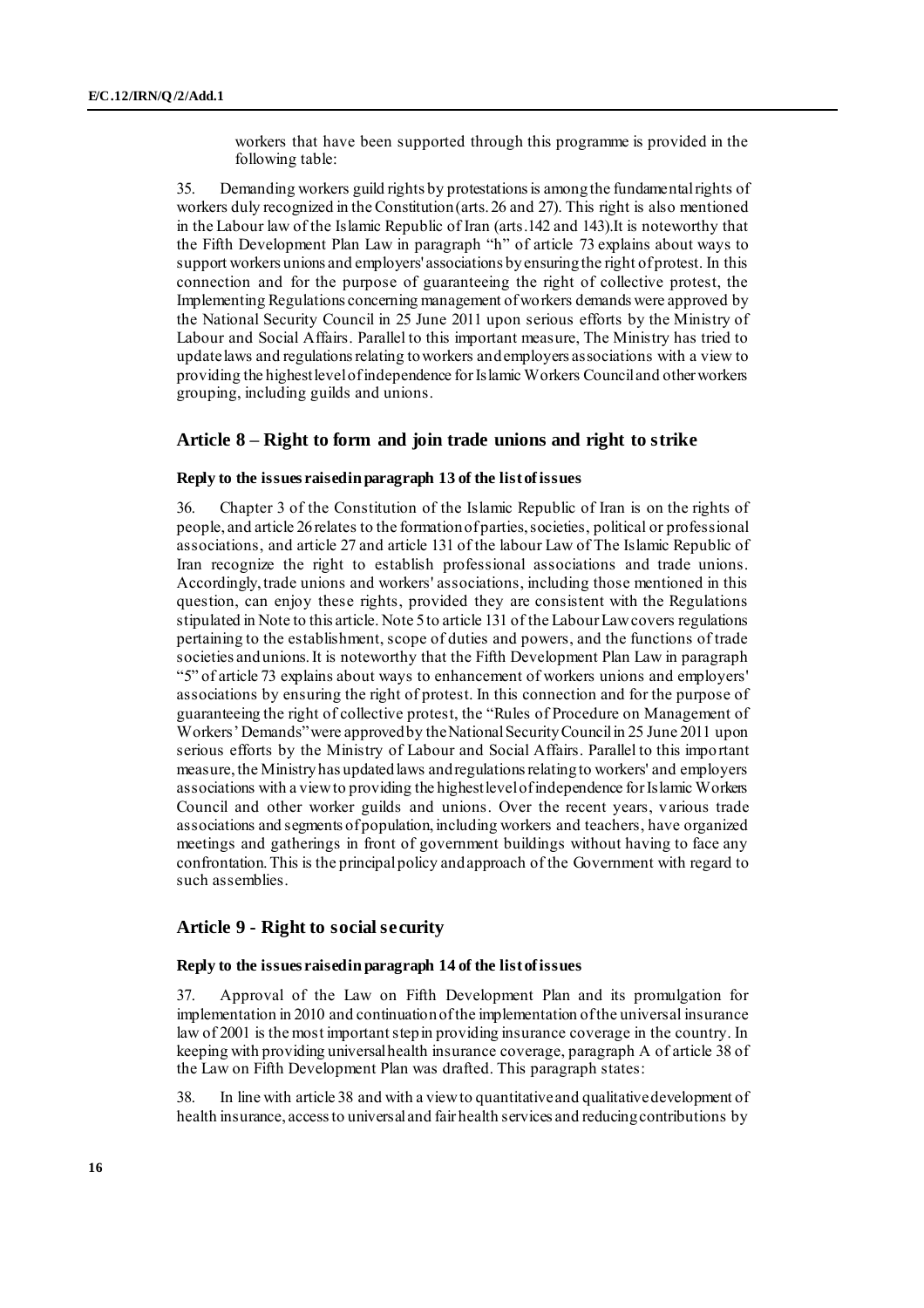workers that have been supported through this programme is provided in the following table:

35. Demanding workers guild rights by protestations is among the fundamental rights of workers duly recognized in the Constitution (arts. 26 and 27). This right is also mentioned in the Labour law of the Islamic Republic of Iran (arts.142 and 143).It is noteworthy that the Fifth Development Plan Law in paragraph "h" of article 73 explains about ways to support workers unions and employers' associations by ensuring the right of protest. In this connection and for the purpose of guaranteeing the right of collective protest, the Implementing Regulations concerning management of workers demands were approved by the National Security Council in 25 June 2011 upon serious efforts by the Ministry of Labour and Social Affairs. Parallel to this important measure, The Ministry has tried to update laws and regulations relating to workers and employers associations with a view to providing the highest level of independence for Islamic Workers Council and other workers grouping, including guilds and unions.

## Article 8 – Right to form and join trade unions and right to strike

### Reply to the issues raised in paragraph 13 of the list of issues

36. Chapter 3 of the Constitution of the Islamic Republic of Iran is on the rights of people, and article 26 relates to the formation of parties, societies, political or professional associations, and article 27 and article 131 of the labour Law of The Islamic Republic of Iran recognize the right to establish professional associations and trade unions. Accordingly, trade unions and workers' associations, including those mentioned in this question, can enjoy these rights, provided they are consistent with the Regulations stipulated in Note to this article. Note 5 to article 131 of the Labour Law covers regulations pertaining to the establishment, scope of duties and powers, and the functions of trade societies and unions. It is noteworthy that the Fifth Development Plan Law in paragraph "5" of article 73 explains about ways to enhancement of workers unions and employers' associations by ensuring the right of protest. In this connection and for the purpose of guaranteeing the right of collective protest, the "Rules of Procedure on Management of Workers' Demands" were approved by the National Security Council in 25 June 2011 upon serious efforts by the Ministry of Labour and Social Affairs. Parallel to this important measure, the Ministry has updated laws and regulations relating to workers' and employers associations with a view to providing the highest level of independence for Islamic Workers Council and other worker guilds and unions. Over the recent years, various trade associations and segments of population, including workers and teachers, have organized meetings and gatherings in front of government buildings without having to face any confrontation. This is the principal policy and approach of the Government with regard to such assemblies.

## Article 9 - Right to social security

### Reply to the issues raised in paragraph 14 of the list of issues

37. Approval of the Law on Fifth Development Plan and its promulgation for implementation in 2010 and continuation of the implementation of the universal insurance law of 2001 is the most important step in providing insurance coverage in the country. In keeping with providing universal health insurance coverage, paragraph A of article 38 of the Law on Fifth Development Plan was drafted. This paragraph states:

38. In line with article 38 and with a view to quantitative and qualitative development of health insurance, access to universal and fair health services and reducing contributions by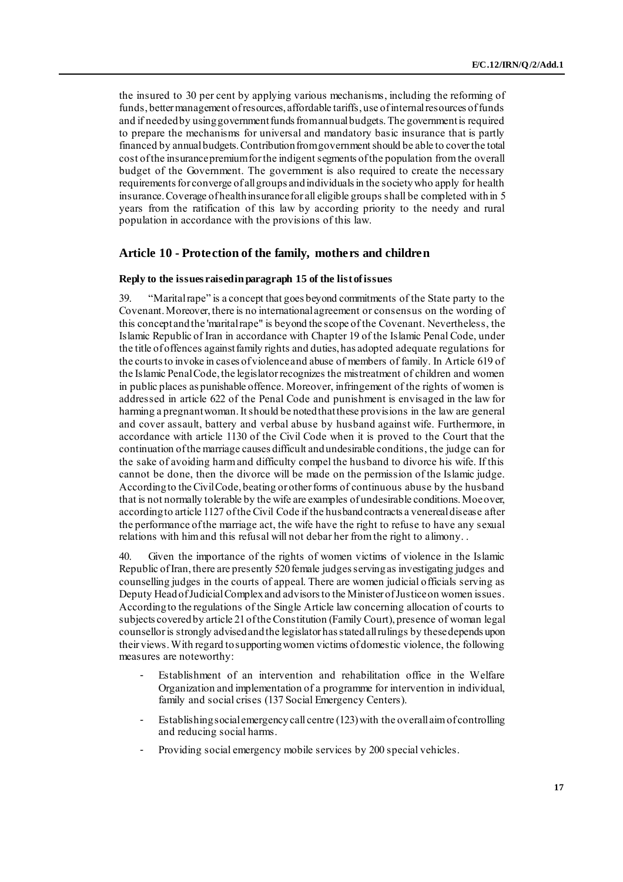the insured to 30 per cent by applying various mechanisms, including the reforming of funds, better management of resources, affordable tariffs, use of internal resources of funds and if needed by using government funds from annual budgets. The government is required to prepare the mechanisms for universal and mandatory basic insurance that is partly financed by annual budgets. Contribution from government should be able to cover the total cost of the insurance premium for the indigent segments of the population from the overall budget of the Government. The government is also required to create the necessary requirements for converge of all groups and individuals in the society who apply for health insurance. Coverage of health insurance for all eligible groups shall be completed within 5 years from the ratification of this law by according priority to the needy and rural population in accordance with the provisions of this law.

## Article 10 - Protection of the family, mothers and children

### Reply to the issues raised in paragraph 15 of the list of issues

39. "Marital rape" is a concept that goes beyond commitments of the State party to the Covenant. Moreover, there is no international agreement or consensus on the wording of this concept and the 'marital rape" is beyond the scope of the Covenant. Nevertheless, the Islamic Republic of Iran in accordance with Chapter 19 of the Islamic Penal Code, under the title of offences against family rights and duties, has adopted adequate regulations for the courts to invoke in cases of violence and abuse of members of family. In Article 619 of the Islamic Penal Code, the legislator recognizes the mistreatment of children and women in public places as punishable offence. Moreover, infringement of the rights of women is addressed in article 622 of the Penal Code and punishment is envisaged in the law for harming a pregnant woman. It should be noted that these provisions in the law are general and cover assault, battery and verbal abuse by husband against wife. Furthermore, in accordance with article 1130 of the Civil Code when it is proved to the Court that the continuation of the marriage causes difficult and undesirable conditions, the judge can for the sake of avoiding harm and difficulty compel the husband to divorce his wife. If this cannot be done, then the divorce will be made on the permission of the Islamic judge. According to the Civil Code, beating or other forms of continuous abuse by the husband that is not normally tolerable by the wife are examples of undesirable conditions. Moeover, according to article 1127 of the Civil Code if the husband contracts a venereal disease after the performance of the marriage act, the wife have the right to refuse to have any sexual relations with him and this refusal will not debar her from the right to alimony. .

40. Given the importance of the rights of women victims of violence in the Islamic Republic of Iran, there are presently 520 female judges serving as investigating judges and counselling judges in the courts of appeal. There are women judicial officials serving as Deputy Head of Judicial Complex and advisors to the Minister of Justice on women issues. According to the regulations of the Single Article law concerning allocation of courts to subjects covered by article 21 of the Constitution (Family Court), presence of woman legal counsellor is strongly advised and the legislator has stated all rulings by these depends upon their views. With regard to supporting women victims of domestic violence, the following measures are noteworthy:

- Establishment of an intervention and rehabilitation office in the Welfare Organization and implementation of a programme for intervention in individual, family and social crises (137 Social Emergency Centers).
- Establishing social emergency call centre (123) with the overall aim of controlling and reducing social harms.
- Providing social emergency mobile services by 200 special vehicles.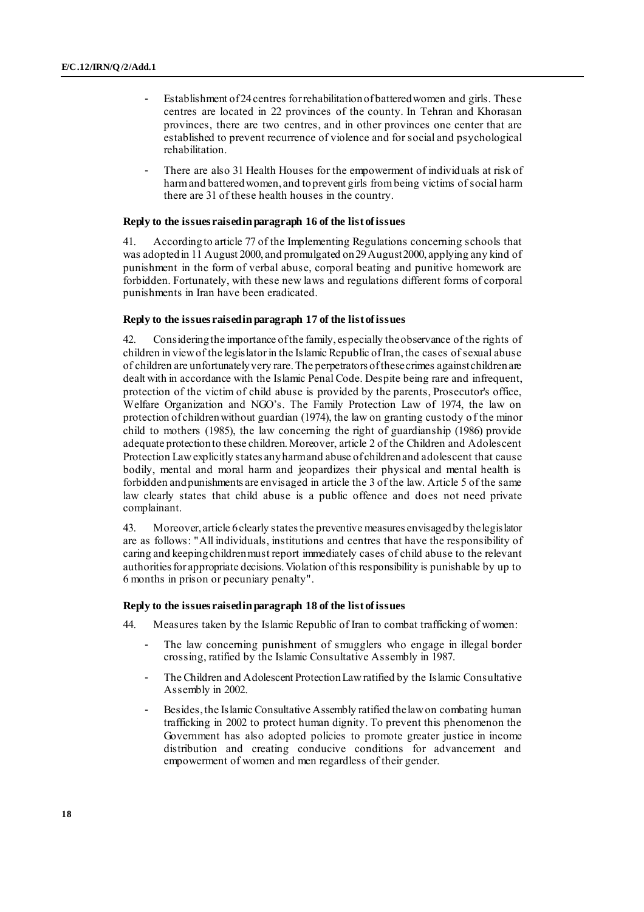- Establishment of 24 centres for rehabilitation of battered women and girls. These centres are located in 22 provinces of the county. In Tehran and Khorasan provinces, there are two centres, and in other provinces one center that are established to prevent recurrence of violence and for social and psychological rehabilitation.
- There are also 31 Health Houses for the empowerment of individuals at risk of harm and battered women, and to prevent girls from being victims of social harm there are 31 of these health houses in the country.

### Reply to the issues raised in paragraph 16 of the list of issues

41. According to article 77 of the Implementing Regulations concerning schools that was adopted in 11 August 2000, and promulgated on 29 August 2000, applying any kind of punishment in the form of verbal abuse, corporal beating and punitive homework are forbidden. Fortunately, with these new laws and regulations different forms of corporal punishments in Iran have been eradicated.

### Reply to the issues raised in paragraph 17 of the list of issues

42. Considering the importance of the family, especially the observance of the rights of children in view of the legislator in the Islamic Republic of Iran, the cases of sexual abuse of children are unfortunately very rare. The perpetrators of these crimes against children are dealt with in accordance with the Islamic Penal Code. Despite being rare and infrequent, protection of the victim of child abuse is provided by the parents, Prosecutor's office, Welfare Organization and NGO's. The Family Protection Law of 1974, the law on protection of children without guardian (1974), the law on granting custody of the minor child to mothers (1985), the law concerning the right of guardianship (1986) provide adequate protection to these children. Moreover, article 2 of the Children and Adolescent Protection Law explicitly states any harm and abuse of children and adolescent that cause bodily, mental and moral harm and jeopardizes their physical and mental health is forbidden and punishments are envisaged in article the 3 of the law. Article 5 of the same law clearly states that child abuse is a public offence and does not need private complainant.

43. Moreover, article 6 clearly states the preventive measures envisaged by the legislator are as follows: "All individuals, institutions and centres that have the responsibility of caring and keeping children must report immediately cases of child abuse to the relevant authorities for appropriate decisions. Violation of this responsibility is punishable by up to 6 months in prison or pecuniary penalty".

### Reply to the issues raised in paragraph 18 of the list of issues

44. Measures taken by the Islamic Republic of Iran to combat trafficking of women:

- The law concerning punishment of smugglers who engage in illegal border crossing, ratified by the Islamic Consultative Assembly in 1987.
- The Children and Adolescent Protection Law ratified by the Islamic Consultative Assembly in 2002.
- Besides, the Islamic Consultative Assembly ratified the law on combating human trafficking in 2002 to protect human dignity. To prevent this phenomenon the Government has also adopted policies to promote greater justice in income distribution and creating conducive conditions for advancement and empowerment of women and men regardless of their gender.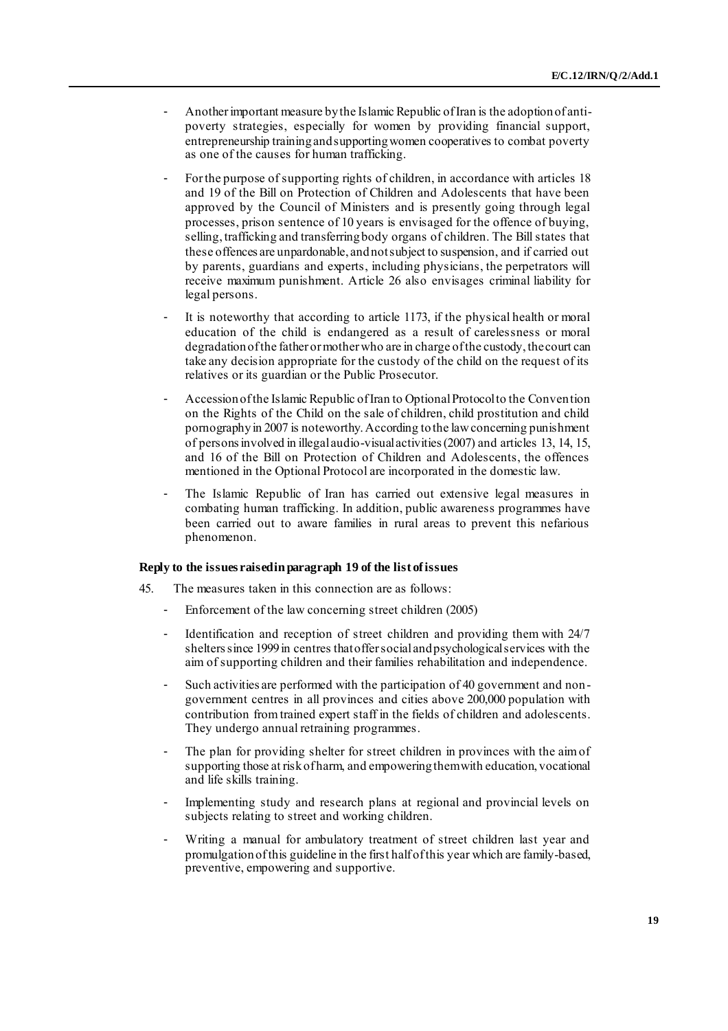- Another important measure by the Islamic Republic of Iran is the adoption of anti-poverty strategies, especially for women by providing financial support, entrepreneurship training and supporting women cooperatives to combat poverty as one of the causes for human trafficking.

- For the purpose of supporting rights of children, in accordance with articles 18 and 19 of the Bill on Protection of Children and Adolescents that have been approved by the Council of Ministers and is presently going through legal processes, prison sentence of 10 years is envisaged for the offence of buying, selling, trafficking and transferring body organs of children. The Bill states that these offences are unpardonable, and not subject to suspension, and if carried out by parents, guardians and experts, including physicians, the perpetrators will receive maximum punishment. Article 26 also envisages criminal liability for legal persons.

- It is noteworthy that according to article 1173, if the physical health or moral education of the child is endangered as a result of carelessness or moral degradation of the father or mother who are in charge of the custody, the court can take any decision appropriate for the custody of the child on the request of its relatives or its guardian or the Public Prosecutor.

- Accession of the Islamic Republic of Iran to Optional Protocol to the Convention on the Rights of the Child on the sale of children, child prostitution and child pornography in 2007 is noteworthy. According to the law concerning punishment of persons involved in illegal audio-visual activities (2007) and articles 13, 14, 15, and 16 of the Bill on Protection of Children and Adolescents, the offences mentioned in the Optional Protocol are incorporated in the domestic law.

- The Islamic Republic of Iran has carried out extensive legal measures in combating human trafficking. In addition, public awareness programmes have been carried out to aware families in rural areas to prevent this nefarious phenomenon.

**Reply to the issues raised in paragraph 19 of the list of issues**

45. The measures taken in this connection are as follows:

- Enforcement of the law concerning street children (2005)

- Identification and reception of street children and providing them with 24/7 shelters since 1999 in centres that offer social and psychological services with the aim of supporting children and their families rehabilitation and independence.

- Such activities are performed with the participation of 40 government and non-government centres in all provinces and cities above 200,000 population with contribution from trained expert staff in the fields of children and adolescents. They undergo annual retraining programmes.

- The plan for providing shelter for street children in provinces with the aim of supporting those at risk of harm, and empowering them with education, vocational and life skills training.

- Implementing study and research plans at regional and provincial levels on subjects relating to street and working children.

- Writing a manual for ambulatory treatment of street children last year and promulgation of this guideline in the first half of this year which are family-based, preventive, empowering and supportive.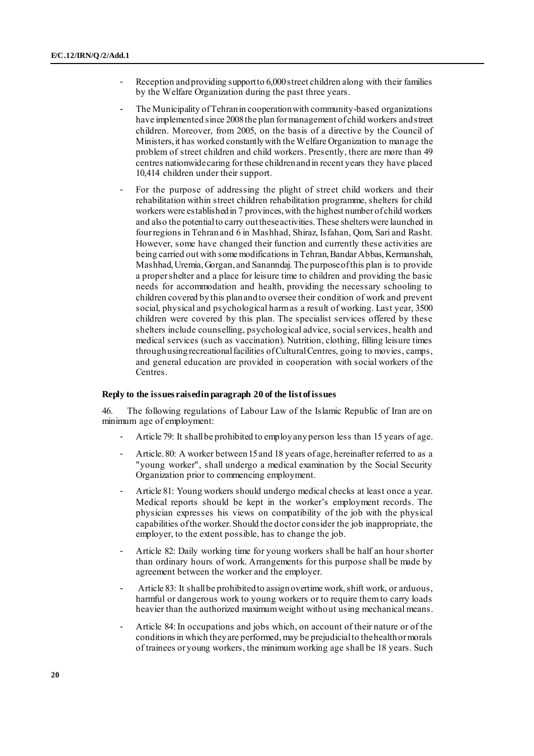- Reception and providing support to 6,000 street children along with their families by the Welfare Organization during the past three years.

- The Municipality of Tehran in cooperation with community-based organizations have implemented since 2008 the plan for management of child workers and street children. Moreover, from 2005, on the basis of a directive by the Council of Ministers, it has worked constantly with the Welfare Organization to manage the problem of street children and child workers. Presently, there are more than 49 centres nationwide caring for these children and in recent years they have placed 10,414 children under their support.

- For the purpose of addressing the plight of street child workers and their rehabilitation within street children rehabilitation programme, shelters for child workers were established in 7 provinces, with the highest number of child workers and also the potential to carry out these activities. These shelters were launched in four regions in Tehran and 6 in Mashhad, Shiraz, Isfahan, Qom, Sari and Rasht. However, some have changed their function and currently these activities are being carried out with some modifications in Tehran, Bandar Abbas, Kermanshah, Mashhad, Uremia, Gorgan, and Sananndaj. The purpose of this plan is to provide a proper shelter and a place for leisure time to children and providing the basic needs for accommodation and health, providing the necessary schooling to children covered by this plan and to oversee their condition of work and prevent social, physical and psychological harm as a result of working. Last year, 3500 children were covered by this plan. The specialist services offered by these shelters include counselling, psychological advice, social services, health and medical services (such as vaccination). Nutrition, clothing, filling leisure times through using recreational facilities of Cultural Centres, going to movies, camps, and general education are provided in cooperation with social workers of the Centres.

### Reply to the issues raised in paragraph 20 of the list of issues

46. The following regulations of Labour Law of the Islamic Republic of Iran are on minimum age of employment:

- Article 79: It shall be prohibited to employ any person less than 15 years of age.

- Article. 80: A worker between 15 and 18 years of age, hereinafter referred to as a "young worker", shall undergo a medical examination by the Social Security Organization prior to commencing employment.

- Article 81: Young workers should undergo medical checks at least once a year. Medical reports should be kept in the worker's employment records. The physician expresses his views on compatibility of the job with the physical capabilities of the worker. Should the doctor consider the job inappropriate, the employer, to the extent possible, has to change the job.

- Article 82: Daily working time for young workers shall be half an hour shorter than ordinary hours of work. Arrangements for this purpose shall be made by agreement between the worker and the employer.

- Article 83: It shall be prohibited to assign overtime work, shift work, or arduous, harmful or dangerous work to young workers or to require them to carry loads heavier than the authorized maximum weight without using mechanical means.

- Article 84: In occupations and jobs which, on account of their nature or of the conditions in which they are performed, may be prejudicial to the health or morals of trainees or young workers, the minimum working age shall be 18 years. Such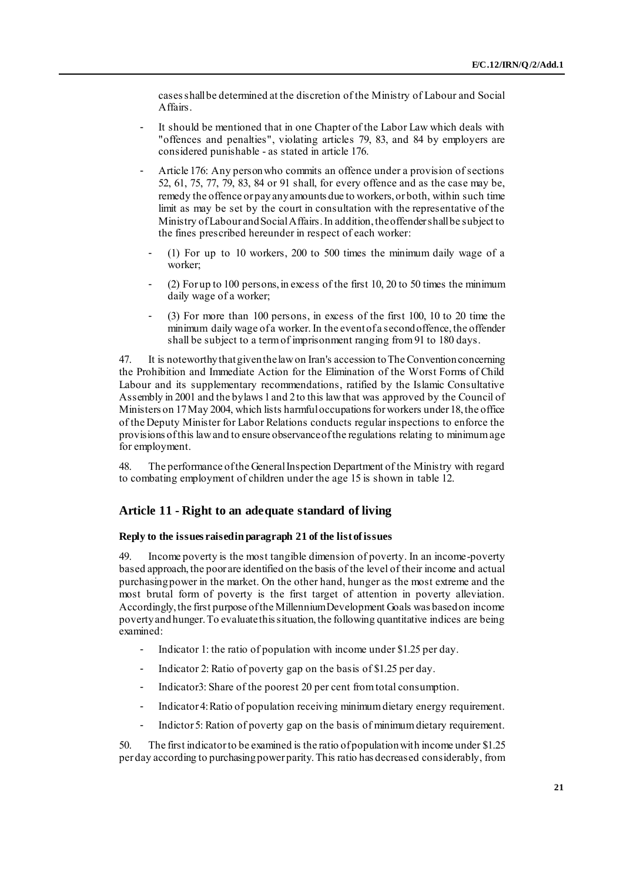cases shall be determined at the discretion of the Ministry of Labour and Social Affairs.

- It should be mentioned that in one Chapter of the Labor Law which deals with "offences and penalties", violating articles 79, 83, and 84 by employers are considered punishable - as stated in article 176.

- Article 176: Any person who commits an offence under a provision of sections 52, 61, 75, 77, 79, 83, 84 or 91 shall, for every offence and as the case may be, remedy the offence or pay any amounts due to workers, or both, within such time limit as may be set by the court in consultation with the representative of the Ministry of Labour and Social Affairs. In addition, the offender shall be subject to the fines prescribed hereunder in respect of each worker:

  - (1) For up to 10 workers, 200 to 500 times the minimum daily wage of a worker;

  - (2) For up to 100 persons, in excess of the first 10, 20 to 50 times the minimum daily wage of a worker;

  - (3) For more than 100 persons, in excess of the first 100, 10 to 20 time the minimum daily wage of a worker. In the event of a second offence, the offender shall be subject to a term of imprisonment ranging from 91 to 180 days.

47. It is noteworthy that given the law on Iran's accession to The Convention concerning the Prohibition and Immediate Action for the Elimination of the Worst Forms of Child Labour and its supplementary recommendations, ratified by the Islamic Consultative Assembly in 2001 and the bylaws 1 and 2 to this law that was approved by the Council of Ministers on 17 May 2004, which lists harmful occupations for workers under 18, the office of the Deputy Minister for Labor Relations conducts regular inspections to enforce the provisions of this law and to ensure observance of the regulations relating to minimum age for employment.

48. The performance of the General Inspection Department of the Ministry with regard to combating employment of children under the age 15 is shown in table 12.

## Article 11 - Right to an adequate standard of living

### Reply to the issues raised in paragraph 21 of the list of issues

49. Income poverty is the most tangible dimension of poverty. In an income-poverty based approach, the poor are identified on the basis of the level of their income and actual purchasing power in the market. On the other hand, hunger as the most extreme and the most brutal form of poverty is the first target of attention in poverty alleviation. Accordingly, the first purpose of the Millennium Development Goals was based on income poverty and hunger. To evaluate this situation, the following quantitative indices are being examined:

- Indicator 1: the ratio of population with income under $1.25 per day.
- Indicator 2: Ratio of poverty gap on the basis of $1.25 per day.
- Indicator3: Share of the poorest 20 per cent from total consumption.
- Indicator 4: Ratio of population receiving minimum dietary energy requirement.
- Indictor 5: Ration of poverty gap on the basis of minimum dietary requirement.

50. The first indicator to be examined is the ratio of population with income under $1.25 per day according to purchasing power parity. This ratio has decreased considerably, from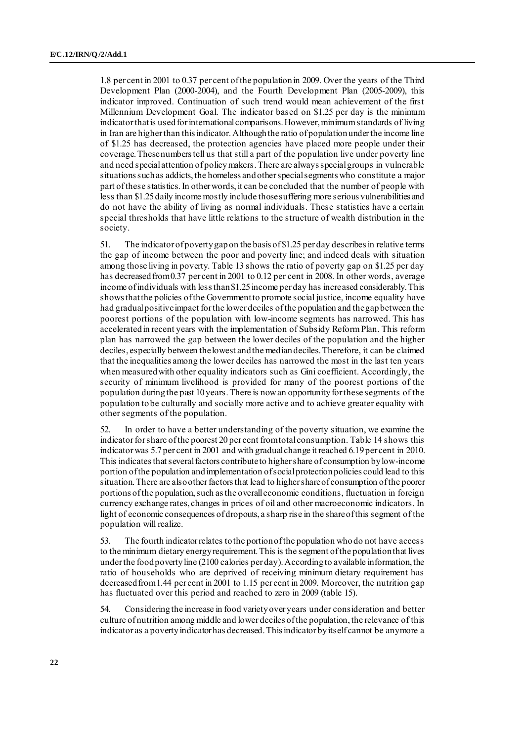1.8 per cent in 2001 to 0.37 per cent of the population in 2009. Over the years of the Third Development Plan (2000-2004), and the Fourth Development Plan (2005-2009), this indicator improved. Continuation of such trend would mean achievement of the first Millennium Development Goal. The indicator based on $1.25 per day is the minimum indicator that is used for international comparisons. However, minimum standards of living in Iran are higher than this indicator. Although the ratio of population under the income line of $1.25 has decreased, the protection agencies have placed more people under their coverage. These numbers tell us that still a part of the population live under poverty line and need special attention of policy makers. There are always special groups in vulnerable situations such as addicts, the homeless and other special segments who constitute a major part of these statistics. In other words, it can be concluded that the number of people with less than $1.25 daily income mostly include those suffering more serious vulnerabilities and do not have the ability of living as normal individuals. These statistics have a certain special thresholds that have little relations to the structure of wealth distribution in the society.

51. The indicator of poverty gap on the basis of $1.25 per day describes in relative terms the gap of income between the poor and poverty line; and indeed deals with situation among those living in poverty. Table 13 shows the ratio of poverty gap on $1.25 per day has decreased from 0.37 per cent in 2001 to 0.12 per cent in 2008. In other words, average income of individuals with less than $1.25 income per day has increased considerably. This shows that the policies of the Government to promote social justice, income equality have had gradual positive impact for the lower deciles of the population and the gap between the poorest portions of the population with low-income segments has narrowed. This has accelerated in recent years with the implementation of Subsidy Reform Plan. This reform plan has narrowed the gap between the lower deciles of the population and the higher deciles, especially between the lowest and the median deciles. Therefore, it can be claimed that the inequalities among the lower deciles has narrowed the most in the last ten years when measured with other equality indicators such as Gini coefficient. Accordingly, the security of minimum livelihood is provided for many of the poorest portions of the population during the past 10 years. There is now an opportunity for these segments of the population to be culturally and socially more active and to achieve greater equality with other segments of the population.

52. In order to have a better understanding of the poverty situation, we examine the indicator for share of the poorest 20 per cent from total consumption. Table 14 shows this indicator was 5.7 per cent in 2001 and with gradual change it reached 6.19 per cent in 2010. This indicates that several factors contribute to higher share of consumption by low-income portion of the population and implementation of social protection policies could lead to this situation. There are also other factors that lead to higher share of consumption of the poorer portions of the population, such as the overall economic conditions, fluctuation in foreign currency exchange rates, changes in prices of oil and other macroeconomic indicators. In light of economic consequences of dropouts, a sharp rise in the share of this segment of the population will realize.

53. The fourth indicator relates to the portion of the population who do not have access to the minimum dietary energy requirement. This is the segment of the population that lives under the food poverty line (2100 calories per day). According to available information, the ratio of households who are deprived of receiving minimum dietary requirement has decreased from 1.44 per cent in 2001 to 1.15 per cent in 2009. Moreover, the nutrition gap has fluctuated over this period and reached to zero in 2009 (table 15).

54. Considering the increase in food variety over years under consideration and better culture of nutrition among middle and lower deciles of the population, the relevance of this indicator as a poverty indicator has decreased. This indicator by itself cannot be anymore a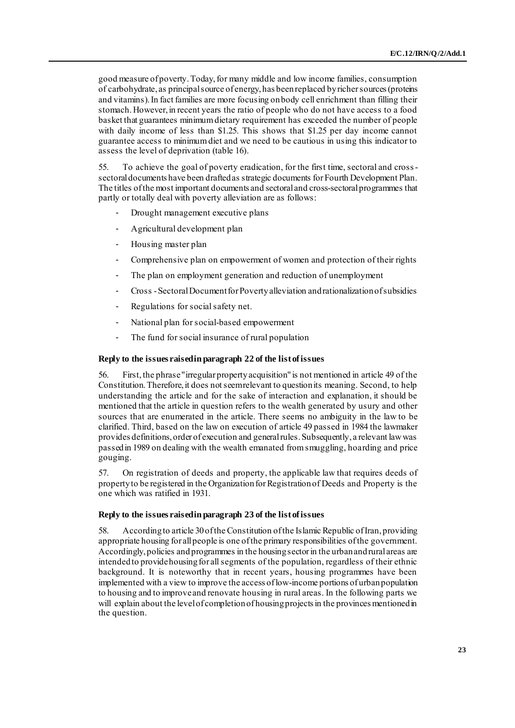good measure of poverty. Today, for many middle and low income families, consumption of carbohydrate, as principal source of energy, has been replaced by richer sources (proteins and vitamins). In fact families are more focusing on body cell enrichment than filling their stomach. However, in recent years the ratio of people who do not have access to a food basket that guarantees minimum dietary requirement has exceeded the number of people with daily income of less than $1.25. This shows that $1.25 per day income cannot guarantee access to minimum diet and we need to be cautious in using this indicator to assess the level of deprivation (table 16).

55. To achieve the goal of poverty eradication, for the first time, sectoral and cross-sectoral documents have been drafted as strategic documents for Fourth Development Plan. The titles of the most important documents and sectoral and cross-sectoral programmes that partly or totally deal with poverty alleviation are as follows:

- Drought management executive plans
- Agricultural development plan
- Housing master plan
- Comprehensive plan on empowerment of women and protection of their rights
- The plan on employment generation and reduction of unemployment
- Cross - Sectoral Document for Poverty alleviation and rationalization of subsidies
- Regulations for social safety net.
- National plan for social-based empowerment
- The fund for social insurance of rural population

**Reply to the issues raised in paragraph 22 of the list of issues**

56. First, the phrase "irregular property acquisition" is not mentioned in article 49 of the Constitution. Therefore, it does not seem relevant to question its meaning. Second, to help understanding the article and for the sake of interaction and explanation, it should be mentioned that the article in question refers to the wealth generated by usury and other sources that are enumerated in the article. There seems no ambiguity in the law to be clarified. Third, based on the law on execution of article 49 passed in 1984 the lawmaker provides definitions, order of execution and general rules. Subsequently, a relevant law was passed in 1989 on dealing with the wealth emanated from smuggling, hoarding and price gouging.

57. On registration of deeds and property, the applicable law that requires deeds of property to be registered in the Organization for Registration of Deeds and Property is the one which was ratified in 1931.

**Reply to the issues raised in paragraph 23 of the list of issues**

58. According to article 30 of the Constitution of the Islamic Republic of Iran, providing appropriate housing for all people is one of the primary responsibilities of the government. Accordingly, policies and programmes in the housing sector in the urban and rural areas are intended to provide housing for all segments of the population, regardless of their ethnic background. It is noteworthy that in recent years, housing programmes have been implemented with a view to improve the access of low-income portions of urban population to housing and to improve and renovate housing in rural areas. In the following parts we will explain about the level of completion of housing projects in the provinces mentioned in the question.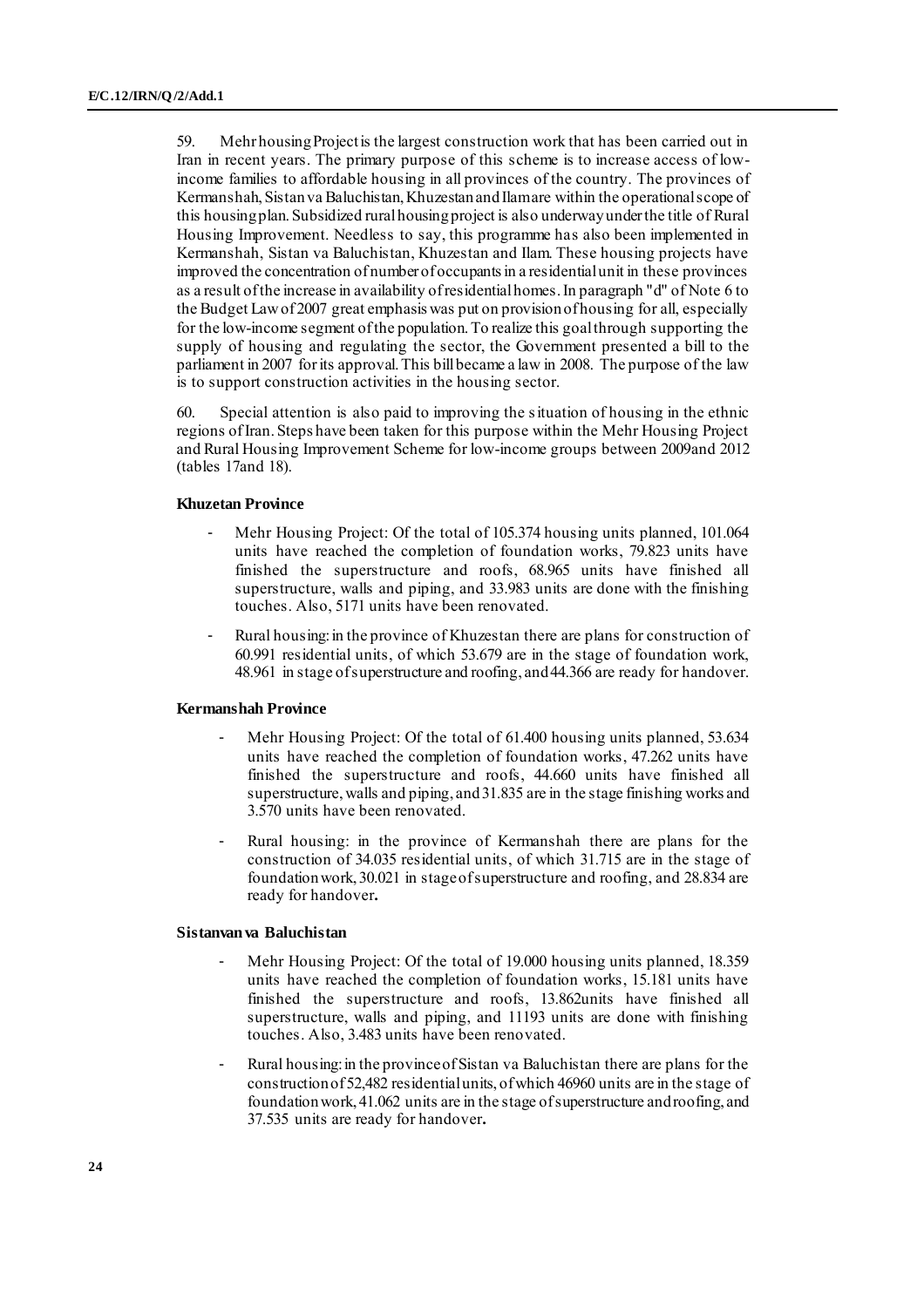59. Mehr housing Project is the largest construction work that has been carried out in Iran in recent years. The primary purpose of this scheme is to increase access of low-income families to affordable housing in all provinces of the country. The provinces of Kermanshah, Sistan va Baluchistan, Khuzestan and Ilam are within the operational scope of this housing plan. Subsidized rural housing project is also underway under the title of Rural Housing Improvement. Needless to say, this programme has also been implemented in Kermanshah, Sistan va Baluchistan, Khuzestan and Ilam. These housing projects have improved the concentration of number of occupants in a residential unit in these provinces as a result of the increase in availability of residential homes. In paragraph "d" of Note 6 to the Budget Law of 2007 great emphasis was put on provision of housing for all, especially for the low-income segment of the population. To realize this goal through supporting the supply of housing and regulating the sector, the Government presented a bill to the parliament in 2007 for its approval. This bill became a law in 2008. The purpose of the law is to support construction activities in the housing sector.

60. Special attention is also paid to improving the situation of housing in the ethnic regions of Iran. Steps have been taken for this purpose within the Mehr Housing Project and Rural Housing Improvement Scheme for low-income groups between 2009and 2012 (tables 17and 18).

**Khuzetan Province**

- Mehr Housing Project: Of the total of 105.374 housing units planned, 101.064 units have reached the completion of foundation works, 79.823 units have finished the superstructure and roofs, 68.965 units have finished all superstructure, walls and piping, and 33.983 units are done with the finishing touches. Also, 5171 units have been renovated.
- Rural housing: in the province of Khuzestan there are plans for construction of 60.991 residential units, of which 53.679 are in the stage of foundation work, 48.961 in stage of superstructure and roofing, and 44.366 are ready for handover.

**Kermanshah Province**

- Mehr Housing Project: Of the total of 61.400 housing units planned, 53.634 units have reached the completion of foundation works, 47.262 units have finished the superstructure and roofs, 44.660 units have finished all superstructure, walls and piping, and 31.835 are in the stage finishing works and 3.570 units have been renovated.
- Rural housing: in the province of Kermanshah there are plans for the construction of 34.035 residential units, of which 31.715 are in the stage of foundation work, 30.021 in stage of superstructure and roofing, and 28.834 are ready for handover**.**

**Sistanvan va Baluchistan**

- Mehr Housing Project: Of the total of 19.000 housing units planned, 18.359 units have reached the completion of foundation works, 15.181 units have finished the superstructure and roofs, 13.862units have finished all superstructure, walls and piping, and 11193 units are done with finishing touches. Also, 3.483 units have been renovated.
- Rural housing: in the province of Sistan va Baluchistan there are plans for the construction of 52,482 residential units, of which 46960 units are in the stage of foundation work, 41.062 units are in the stage of superstructure and roofing, and 37.535 units are ready for handover**.**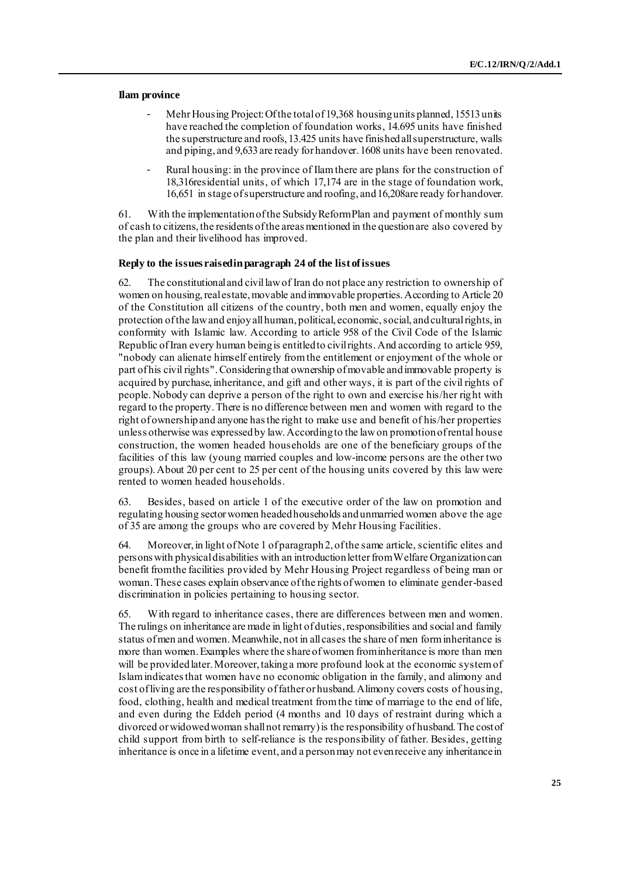**Ilam province**

- Mehr Housing Project: Of the total of 19,368 housing units planned, 15513 units have reached the completion of foundation works, 14.695 units have finished the superstructure and roofs, 13.425 units have finished all superstructure, walls and piping, and 9,633 are ready for handover. 1608 units have been renovated.

- Rural housing: in the province of Ilam there are plans for the construction of 18,316residential units, of which 17,174 are in the stage of foundation work, 16,651 in stage of superstructure and roofing, and 16,208are ready for handover.

61. With the implementation of the Subsidy Reform Plan and payment of monthly sum of cash to citizens, the residents of the areas mentioned in the question are also covered by the plan and their livelihood has improved.

**Reply to the issues raised in paragraph 24 of the list of issues**

62. The constitutional and civil law of Iran do not place any restriction to ownership of women on housing, real estate, movable and immovable properties. According to Article 20 of the Constitution all citizens of the country, both men and women, equally enjoy the protection of the law and enjoy all human, political, economic, social, and cultural rights, in conformity with Islamic law. According to article 958 of the Civil Code of the Islamic Republic of Iran every human being is entitled to civil rights. And according to article 959, "nobody can alienate himself entirely from the entitlement or enjoyment of the whole or part of his civil rights". Considering that ownership of movable and immovable property is acquired by purchase, inheritance, and gift and other ways, it is part of the civil rights of people. Nobody can deprive a person of the right to own and exercise his/her right with regard to the property. There is no difference between men and women with regard to the right of ownership and anyone has the right to make use and benefit of his/her properties unless otherwise was expressed by law. According to the law on promotion of rental house construction, the women headed households are one of the beneficiary groups of the facilities of this law (young married couples and low-income persons are the other two groups). About 20 per cent to 25 per cent of the housing units covered by this law were rented to women headed households.

63. Besides, based on article 1 of the executive order of the law on promotion and regulating housing sector women headed households and unmarried women above the age of 35 are among the groups who are covered by Mehr Housing Facilities.

64. Moreover, in light of Note 1 of paragraph 2, of the same article, scientific elites and persons with physical disabilities with an introduction letter from Welfare Organization can benefit from the facilities provided by Mehr Housing Project regardless of being man or woman. These cases explain observance of the rights of women to eliminate gender-based discrimination in policies pertaining to housing sector.

65. With regard to inheritance cases, there are differences between men and women. The rulings on inheritance are made in light of duties, responsibilities and social and family status of men and women. Meanwhile, not in all cases the share of men form inheritance is more than women. Examples where the share of women from inheritance is more than men will be provided later. Moreover, taking a more profound look at the economic system of Islam indicates that women have no economic obligation in the family, and alimony and cost of living are the responsibility of father or husband. Alimony covers costs of housing, food, clothing, health and medical treatment from the time of marriage to the end of life, and even during the Eddeh period (4 months and 10 days of restraint during which a divorced or widowed woman shall not remarry) is the responsibility of husband. The cost of child support from birth to self-reliance is the responsibility of father. Besides, getting inheritance is once in a lifetime event, and a person may not even receive any inheritance in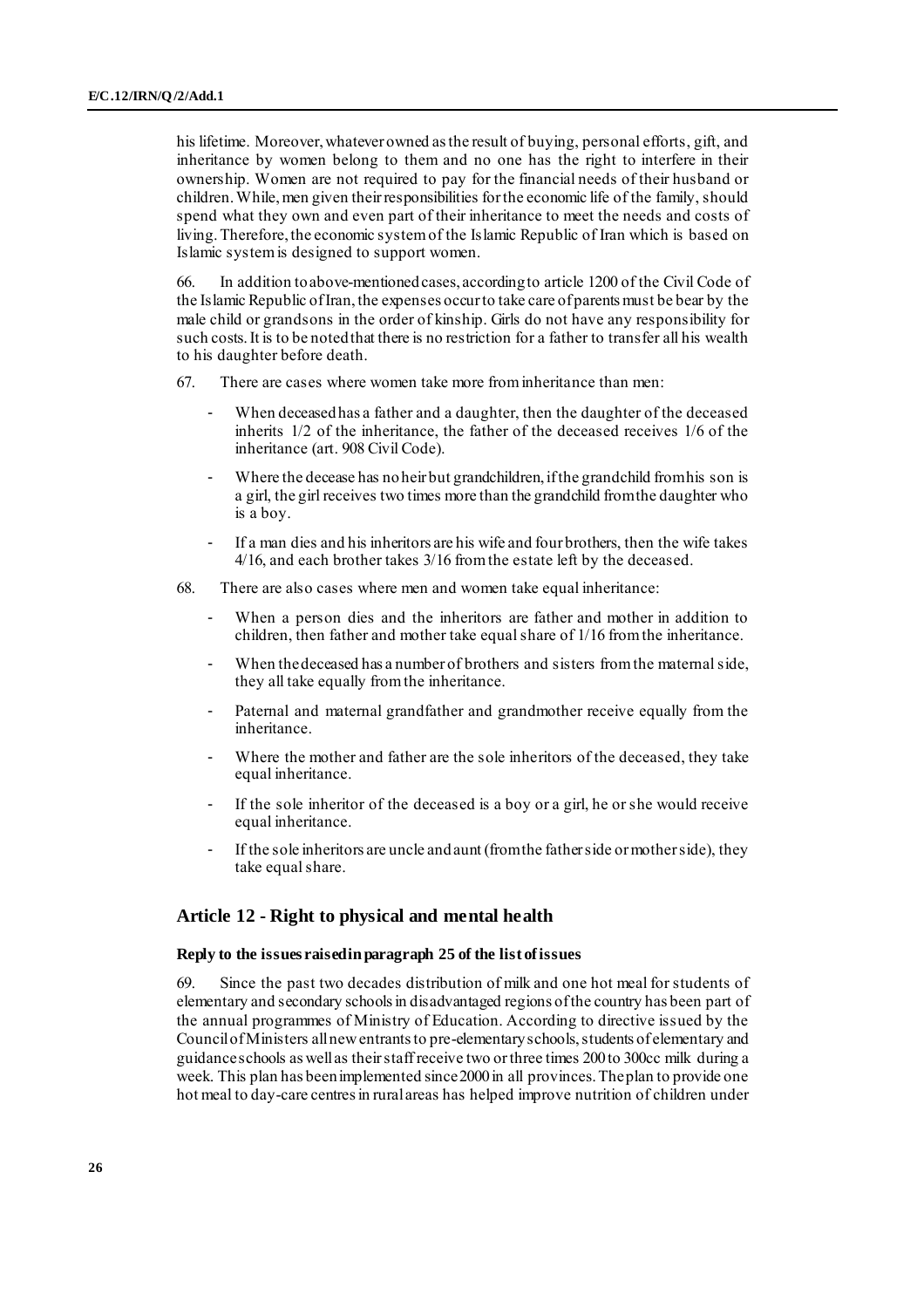his lifetime. Moreover, whatever owned as the result of buying, personal efforts, gift, and inheritance by women belong to them and no one has the right to interfere in their ownership. Women are not required to pay for the financial needs of their husband or children. While, men given their responsibilities for the economic life of the family, should spend what they own and even part of their inheritance to meet the needs and costs of living. Therefore, the economic system of the Islamic Republic of Iran which is based on Islamic system is designed to support women.

66. In addition to above-mentioned cases, according to article 1200 of the Civil Code of the Islamic Republic of Iran, the expenses occur to take care of parents must be bear by the male child or grandsons in the order of kinship. Girls do not have any responsibility for such costs. It is to be noted that there is no restriction for a father to transfer all his wealth to his daughter before death.

67. There are cases where women take more from inheritance than men:

- When deceased has a father and a daughter, then the daughter of the deceased inherits 1/2 of the inheritance, the father of the deceased receives 1/6 of the inheritance (art. 908 Civil Code).
- Where the decease has no heir but grandchildren, if the grandchild from his son is a girl, the girl receives two times more than the grandchild from the daughter who is a boy.
- If a man dies and his inheritors are his wife and four brothers, then the wife takes 4/16, and each brother takes 3/16 from the estate left by the deceased.

68. There are also cases where men and women take equal inheritance:

- When a person dies and the inheritors are father and mother in addition to children, then father and mother take equal share of 1/16 from the inheritance.
- When the deceased has a number of brothers and sisters from the maternal side, they all take equally from the inheritance.
- Paternal and maternal grandfather and grandmother receive equally from the inheritance.
- Where the mother and father are the sole inheritors of the deceased, they take equal inheritance.
- If the sole inheritor of the deceased is a boy or a girl, he or she would receive equal inheritance.
- If the sole inheritors are uncle and aunt (from the father side or mother side), they take equal share.

## Article 12 - Right to physical and mental health

### Reply to the issues raised in paragraph 25 of the list of issues

69. Since the past two decades distribution of milk and one hot meal for students of elementary and secondary schools in disadvantaged regions of the country has been part of the annual programmes of Ministry of Education. According to directive issued by the Council of Ministers all new entrants to pre-elementary schools, students of elementary and guidance schools as well as their staff receive two or three times 200 to 300cc milk during a week. This plan has been implemented since 2000 in all provinces. The plan to provide one hot meal to day-care centres in rural areas has helped improve nutrition of children under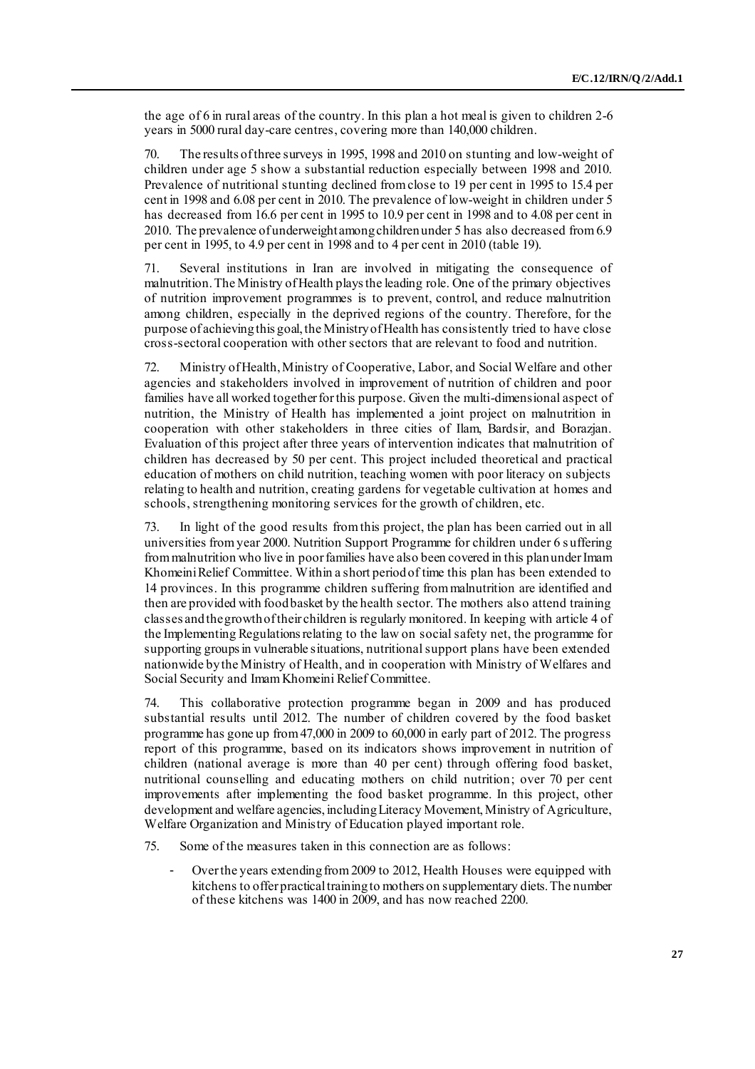the age of 6 in rural areas of the country. In this plan a hot meal is given to children 2-6 years in 5000 rural day-care centres, covering more than 140,000 children.

70. The results of three surveys in 1995, 1998 and 2010 on stunting and low-weight of children under age 5 show a substantial reduction especially between 1998 and 2010. Prevalence of nutritional stunting declined from close to 19 per cent in 1995 to 15.4 per cent in 1998 and 6.08 per cent in 2010. The prevalence of low-weight in children under 5 has decreased from 16.6 per cent in 1995 to 10.9 per cent in 1998 and to 4.08 per cent in 2010. The prevalence of underweight among children under 5 has also decreased from 6.9 per cent in 1995, to 4.9 per cent in 1998 and to 4 per cent in 2010 (table 19).

71. Several institutions in Iran are involved in mitigating the consequence of malnutrition. The Ministry of Health plays the leading role. One of the primary objectives of nutrition improvement programmes is to prevent, control, and reduce malnutrition among children, especially in the deprived regions of the country. Therefore, for the purpose of achieving this goal, the Ministry of Health has consistently tried to have close cross-sectoral cooperation with other sectors that are relevant to food and nutrition.

72. Ministry of Health, Ministry of Cooperative, Labor, and Social Welfare and other agencies and stakeholders involved in improvement of nutrition of children and poor families have all worked together for this purpose. Given the multi-dimensional aspect of nutrition, the Ministry of Health has implemented a joint project on malnutrition in cooperation with other stakeholders in three cities of Ilam, Bardsir, and Borazjan. Evaluation of this project after three years of intervention indicates that malnutrition of children has decreased by 50 per cent. This project included theoretical and practical education of mothers on child nutrition, teaching women with poor literacy on subjects relating to health and nutrition, creating gardens for vegetable cultivation at homes and schools, strengthening monitoring services for the growth of children, etc.

73. In light of the good results from this project, the plan has been carried out in all universities from year 2000. Nutrition Support Programme for children under 6 suffering from malnutrition who live in poor families have also been covered in this plan under Imam Khomeini Relief Committee. Within a short period of time this plan has been extended to 14 provinces. In this programme children suffering from malnutrition are identified and then are provided with food basket by the health sector. The mothers also attend training classes and the growth of their children is regularly monitored. In keeping with article 4 of the Implementing Regulations relating to the law on social safety net, the programme for supporting groups in vulnerable situations, nutritional support plans have been extended nationwide by the Ministry of Health, and in cooperation with Ministry of Welfares and Social Security and Imam Khomeini Relief Committee.

74. This collaborative protection programme began in 2009 and has produced substantial results until 2012. The number of children covered by the food basket programme has gone up from 47,000 in 2009 to 60,000 in early part of 2012. The progress report of this programme, based on its indicators shows improvement in nutrition of children (national average is more than 40 per cent) through offering food basket, nutritional counselling and educating mothers on child nutrition; over 70 per cent improvements after implementing the food basket programme. In this project, other development and welfare agencies, including Literacy Movement, Ministry of Agriculture, Welfare Organization and Ministry of Education played important role.

75. Some of the measures taken in this connection are as follows:

- Over the years extending from 2009 to 2012, Health Houses were equipped with kitchens to offer practical training to mothers on supplementary diets. The number of these kitchens was 1400 in 2009, and has now reached 2200.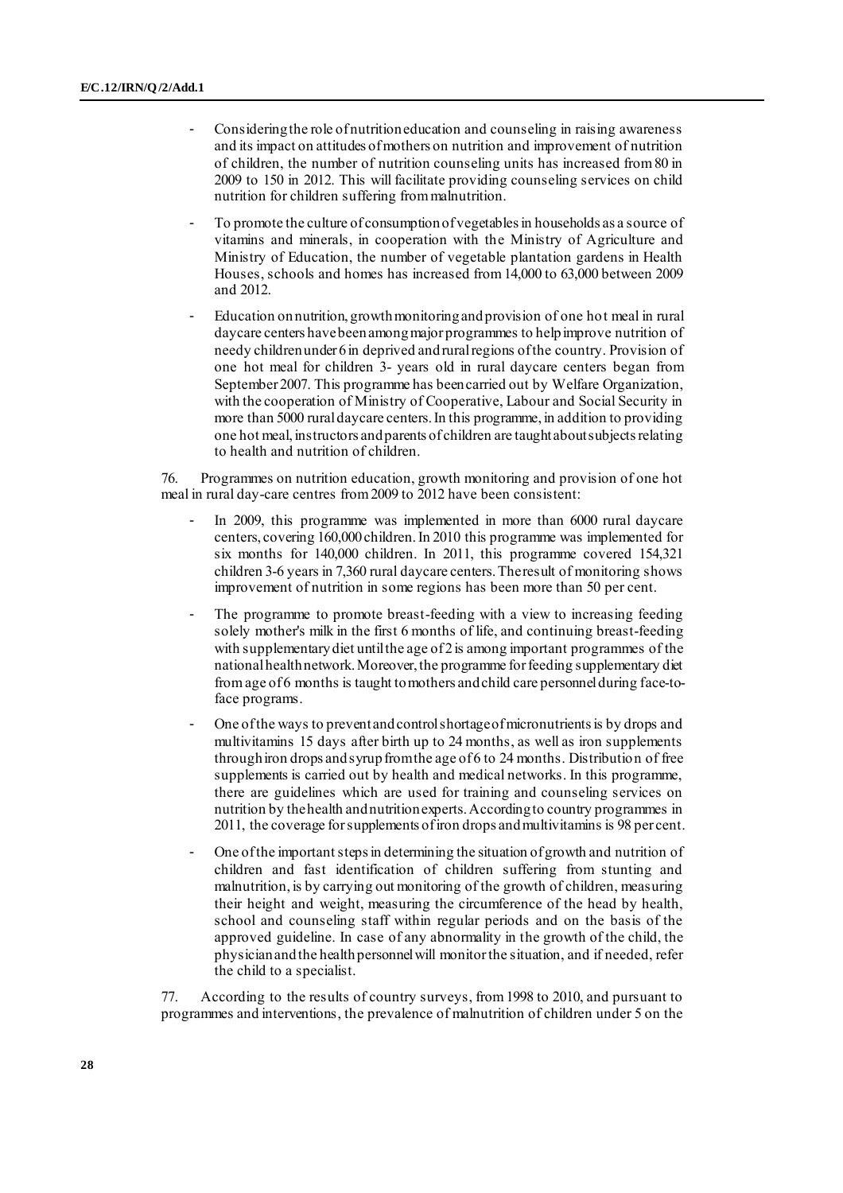- Considering the role of nutrition education and counseling in raising awareness and its impact on attitudes of mothers on nutrition and improvement of nutrition of children, the number of nutrition counseling units has increased from 80 in 2009 to 150 in 2012. This will facilitate providing counseling services on child nutrition for children suffering from malnutrition.
- To promote the culture of consumption of vegetables in households as a source of vitamins and minerals, in cooperation with the Ministry of Agriculture and Ministry of Education, the number of vegetable plantation gardens in Health Houses, schools and homes has increased from 14,000 to 63,000 between 2009 and 2012.
- Education on nutrition, growth monitoring and provision of one hot meal in rural daycare centers have been among major programmes to help improve nutrition of needy children under 6 in deprived and rural regions of the country. Provision of one hot meal for children 3- years old in rural daycare centers began from September 2007. This programme has been carried out by Welfare Organization, with the cooperation of Ministry of Cooperative, Labour and Social Security in more than 5000 rural daycare centers. In this programme, in addition to providing one hot meal, instructors and parents of children are taught about subjects relating to health and nutrition of children.

76. Programmes on nutrition education, growth monitoring and provision of one hot meal in rural day-care centres from 2009 to 2012 have been consistent:

- In 2009, this programme was implemented in more than 6000 rural daycare centers, covering 160,000 children. In 2010 this programme was implemented for six months for 140,000 children. In 2011, this programme covered 154,321 children 3-6 years in 7,360 rural daycare centers. The result of monitoring shows improvement of nutrition in some regions has been more than 50 per cent.
- The programme to promote breast-feeding with a view to increasing feeding solely mother's milk in the first 6 months of life, and continuing breast-feeding with supplementary diet until the age of 2 is among important programmes of the national health network. Moreover, the programme for feeding supplementary diet from age of 6 months is taught to mothers and child care personnel during face-to-face programs.
- One of the ways to prevent and control shortage of micronutrients is by drops and multivitamins 15 days after birth up to 24 months, as well as iron supplements through iron drops and syrup from the age of 6 to 24 months. Distribution of free supplements is carried out by health and medical networks. In this programme, there are guidelines which are used for training and counseling services on nutrition by the health and nutrition experts. According to country programmes in 2011, the coverage for supplements of iron drops and multivitamins is 98 per cent.
- One of the important steps in determining the situation of growth and nutrition of children and fast identification of children suffering from stunting and malnutrition, is by carrying out monitoring of the growth of children, measuring their height and weight, measuring the circumference of the head by health, school and counseling staff within regular periods and on the basis of the approved guideline. In case of any abnormality in the growth of the child, the physician and the health personnel will monitor the situation, and if needed, refer the child to a specialist.

77. According to the results of country surveys, from 1998 to 2010, and pursuant to programmes and interventions, the prevalence of malnutrition of children under 5 on the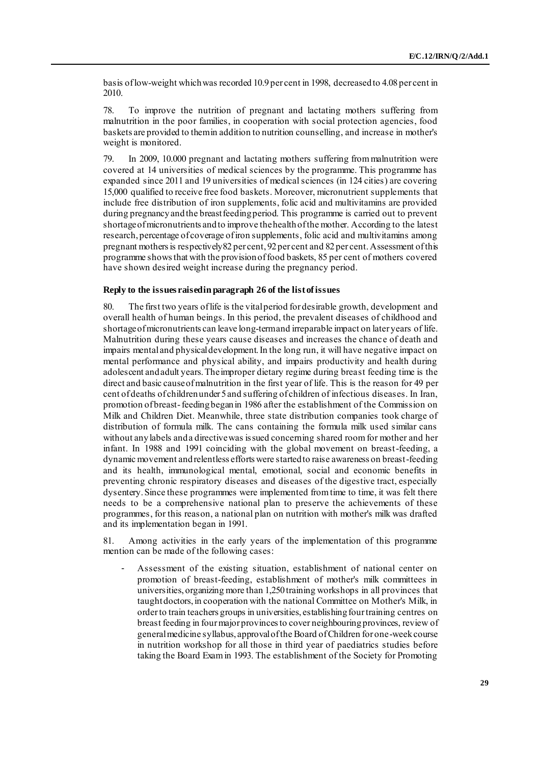basis of low-weight which was recorded 10.9 per cent in 1998, decreased to 4.08 per cent in 2010.

78. To improve the nutrition of pregnant and lactating mothers suffering from malnutrition in the poor families, in cooperation with social protection agencies, food baskets are provided to them in addition to nutrition counselling, and increase in mother's weight is monitored.

79. In 2009, 10.000 pregnant and lactating mothers suffering from malnutrition were covered at 14 universities of medical sciences by the programme. This programme has expanded since 2011 and 19 universities of medical sciences (in 124 cities) are covering 15,000 qualified to receive free food baskets. Moreover, micronutrient supplements that include free distribution of iron supplements, folic acid and multivitamins are provided during pregnancy and the breastfeeding period. This programme is carried out to prevent shortage of micronutrients and to improve the health of the mother. According to the latest research, percentage of coverage of iron supplements, folic acid and multivitamins among pregnant mothers is respectively 82 per cent, 92 per cent and 82 per cent. Assessment of this programme shows that with the provision of food baskets, 85 per cent of mothers covered have shown desired weight increase during the pregnancy period.

**Reply to the issues raised in paragraph 26 of the list of issues**

80. The first two years of life is the vital period for desirable growth, development and overall health of human beings. In this period, the prevalent diseases of childhood and shortage of micronutrients can leave long-term and irreparable impact on later years of life. Malnutrition during these years cause diseases and increases the chance of death and impairs mental and physical development. In the long run, it will have negative impact on mental performance and physical ability, and impairs productivity and health during adolescent and adult years. The improper dietary regime during breast feeding time is the direct and basic cause of malnutrition in the first year of life. This is the reason for 49 per cent of deaths of children under 5 and suffering of children of infectious diseases. In Iran, promotion of breast-feeding began in 1986 after the establishment of the Commission on Milk and Children Diet. Meanwhile, three state distribution companies took charge of distribution of formula milk. The cans containing the formula milk used similar cans without any labels and a directive was issued concerning shared room for mother and her infant. In 1988 and 1991 coinciding with the global movement on breast-feeding, a dynamic movement and relentless efforts were started to raise awareness on breast-feeding and its health, immunological mental, emotional, social and economic benefits in preventing chronic respiratory diseases and diseases of the digestive tract, especially dysentery. Since these programmes were implemented from time to time, it was felt there needs to be a comprehensive national plan to preserve the achievements of these programmes, for this reason, a national plan on nutrition with mother's milk was drafted and its implementation began in 1991.

81. Among activities in the early years of the implementation of this programme mention can be made of the following cases:

- Assessment of the existing situation, establishment of national center on promotion of breast-feeding, establishment of mother's milk committees in universities, organizing more than 1,250 training workshops in all provinces that taught doctors, in cooperation with the national Committee on Mother's Milk, in order to train teachers groups in universities, establishing four training centres on breast feeding in four major provinces to cover neighbouring provinces, review of general medicine syllabus, approval of the Board of Children for one-week course in nutrition workshop for all those in third year of paediatrics studies before taking the Board Exam in 1993. The establishment of the Society for Promoting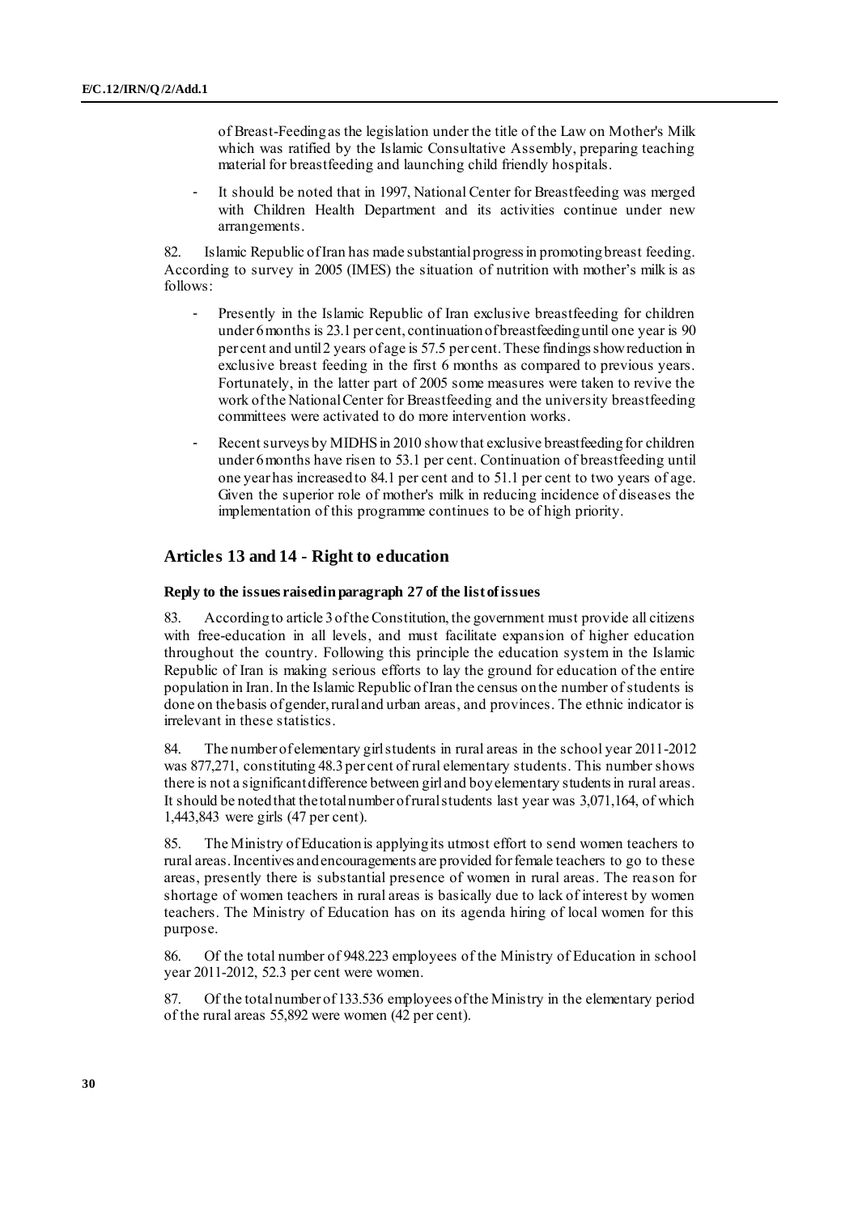of Breast-Feeding as the legislation under the title of the Law on Mother's Milk which was ratified by the Islamic Consultative Assembly, preparing teaching material for breastfeeding and launching child friendly hospitals.

- It should be noted that in 1997, National Center for Breastfeeding was merged with Children Health Department and its activities continue under new arrangements.

82. Islamic Republic of Iran has made substantial progress in promoting breast feeding. According to survey in 2005 (IMES) the situation of nutrition with mother's milk is as follows:

- Presently in the Islamic Republic of Iran exclusive breastfeeding for children under 6 months is 23.1 per cent, continuation of breastfeeding until one year is 90 per cent and until 2 years of age is 57.5 per cent. These findings show reduction in exclusive breast feeding in the first 6 months as compared to previous years. Fortunately, in the latter part of 2005 some measures were taken to revive the work of the National Center for Breastfeeding and the university breastfeeding committees were activated to do more intervention works.
- Recent surveys by MIDHS in 2010 show that exclusive breastfeeding for children under 6 months have risen to 53.1 per cent. Continuation of breastfeeding until one year has increased to 84.1 per cent and to 51.1 per cent to two years of age. Given the superior role of mother's milk in reducing incidence of diseases the implementation of this programme continues to be of high priority.

## Articles 13 and 14 - Right to education

### Reply to the issues raised in paragraph 27 of the list of issues

83. According to article 3 of the Constitution, the government must provide all citizens with free-education in all levels, and must facilitate expansion of higher education throughout the country. Following this principle the education system in the Islamic Republic of Iran is making serious efforts to lay the ground for education of the entire population in Iran. In the Islamic Republic of Iran the census on the number of students is done on the basis of gender, rural and urban areas, and provinces. The ethnic indicator is irrelevant in these statistics.

84. The number of elementary girl students in rural areas in the school year 2011-2012 was 877,271, constituting 48.3 per cent of rural elementary students. This number shows there is not a significant difference between girl and boy elementary students in rural areas. It should be noted that the total number of rural students last year was 3,071,164, of which 1,443,843 were girls (47 per cent).

85. The Ministry of Education is applying its utmost effort to send women teachers to rural areas. Incentives and encouragements are provided for female teachers to go to these areas, presently there is substantial presence of women in rural areas. The reason for shortage of women teachers in rural areas is basically due to lack of interest by women teachers. The Ministry of Education has on its agenda hiring of local women for this purpose.

86. Of the total number of 948.223 employees of the Ministry of Education in school year 2011-2012, 52.3 per cent were women.

87. Of the total number of 133.536 employees of the Ministry in the elementary period of the rural areas 55,892 were women (42 per cent).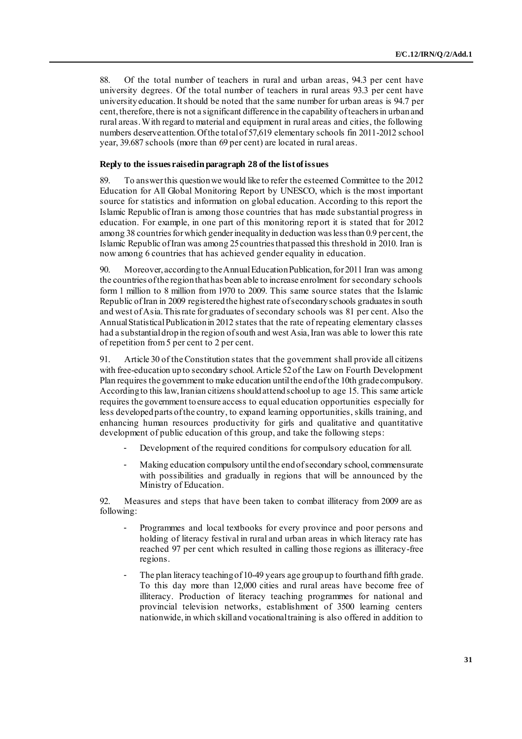88. Of the total number of teachers in rural and urban areas, 94.3 per cent have university degrees. Of the total number of teachers in rural areas 93.3 per cent have university education. It should be noted that the same number for urban areas is 94.7 per cent, therefore, there is not a significant difference in the capability of teachers in urban and rural areas. With regard to material and equipment in rural areas and cities, the following numbers deserve attention. Of the total of 57,619 elementary schools fin 2011-2012 school year, 39.687 schools (more than 69 per cent) are located in rural areas.

**Reply to the issues raised in paragraph 28 of the list of issues**

89. To answer this question we would like to refer the esteemed Committee to the 2012 Education for All Global Monitoring Report by UNESCO, which is the most important source for statistics and information on global education. According to this report the Islamic Republic of Iran is among those countries that has made substantial progress in education. For example, in one part of this monitoring report it is stated that for 2012 among 38 countries for which gender inequality in deduction was less than 0.9 per cent, the Islamic Republic of Iran was among 25 countries that passed this threshold in 2010. Iran is now among 6 countries that has achieved gender equality in education.

90. Moreover, according to the Annual Education Publication, for 2011 Iran was among the countries of the region that has been able to increase enrolment for secondary schools form 1 million to 8 million from 1970 to 2009. This same source states that the Islamic Republic of Iran in 2009 registered the highest rate of secondary schools graduates in south and west of Asia. This rate for graduates of secondary schools was 81 per cent. Also the Annual Statistical Publication in 2012 states that the rate of repeating elementary classes had a substantial drop in the region of south and west Asia, Iran was able to lower this rate of repetition from 5 per cent to 2 per cent.

91. Article 30 of the Constitution states that the government shall provide all citizens with free-education up to secondary school. Article 52 of the Law on Fourth Development Plan requires the government to make education until the end of the 10th grade compulsory. According to this law, Iranian citizens should attend school up to age 15. This same article requires the government to ensure access to equal education opportunities especially for less developed parts of the country, to expand learning opportunities, skills training, and enhancing human resources productivity for girls and qualitative and quantitative development of public education of this group, and take the following steps:

- Development of the required conditions for compulsory education for all.
- Making education compulsory until the end of secondary school, commensurate with possibilities and gradually in regions that will be announced by the Ministry of Education.

92. Measures and steps that have been taken to combat illiteracy from 2009 are as following:

- Programmes and local textbooks for every province and poor persons and holding of literacy festival in rural and urban areas in which literacy rate has reached 97 per cent which resulted in calling those regions as illiteracy-free regions.
- The plan literacy teaching of 10-49 years age group up to fourth and fifth grade. To this day more than 12,000 cities and rural areas have become free of illiteracy. Production of literacy teaching programmes for national and provincial television networks, establishment of 3500 learning centers nationwide, in which skill and vocational training is also offered in addition to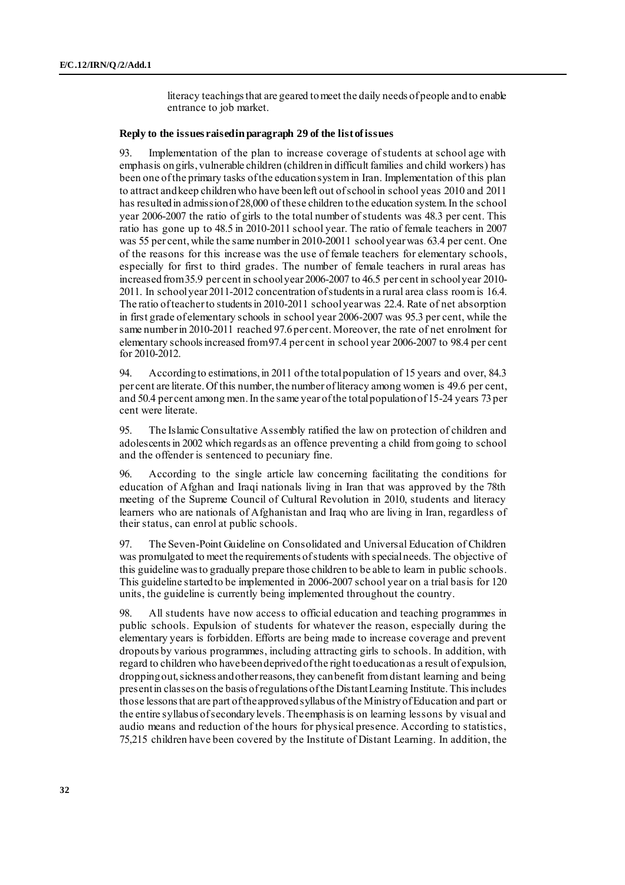literacy teachings that are geared to meet the daily needs of people and to enable entrance to job market.

**Reply to the issues raised in paragraph 29 of the list of issues**

93. Implementation of the plan to increase coverage of students at school age with emphasis on girls, vulnerable children (children in difficult families and child workers) has been one of the primary tasks of the education system in Iran. Implementation of this plan to attract and keep children who have been left out of school in school yeas 2010 and 2011 has resulted in admission of 28,000 of these children to the education system. In the school year 2006-2007 the ratio of girls to the total number of students was 48.3 per cent. This ratio has gone up to 48.5 in 2010-2011 school year. The ratio of female teachers in 2007 was 55 per cent, while the same number in 2010-20011 school year was 63.4 per cent. One of the reasons for this increase was the use of female teachers for elementary schools, especially for first to third grades. The number of female teachers in rural areas has increased from 35.9 per cent in school year 2006-2007 to 46.5 per cent in school year 2010-2011. In school year 2011-2012 concentration of students in a rural area class room is 16.4. The ratio of teacher to students in 2010-2011 school year was 22.4. Rate of net absorption in first grade of elementary schools in school year 2006-2007 was 95.3 per cent, while the same number in 2010-2011 reached 97.6 per cent. Moreover, the rate of net enrolment for elementary schools increased from 97.4 per cent in school year 2006-2007 to 98.4 per cent for 2010-2012.

94. According to estimations, in 2011 of the total population of 15 years and over, 84.3 per cent are literate. Of this number, the number of literacy among women is 49.6 per cent, and 50.4 per cent among men. In the same year of the total population of 15-24 years 73 per cent were literate.

95. The Islamic Consultative Assembly ratified the law on protection of children and adolescents in 2002 which regards as an offence preventing a child from going to school and the offender is sentenced to pecuniary fine.

96. According to the single article law concerning facilitating the conditions for education of Afghan and Iraqi nationals living in Iran that was approved by the 78th meeting of the Supreme Council of Cultural Revolution in 2010, students and literacy learners who are nationals of Afghanistan and Iraq who are living in Iran, regardless of their status, can enrol at public schools.

97. The Seven-Point Guideline on Consolidated and Universal Education of Children was promulgated to meet the requirements of students with special needs. The objective of this guideline was to gradually prepare those children to be able to learn in public schools. This guideline started to be implemented in 2006-2007 school year on a trial basis for 120 units, the guideline is currently being implemented throughout the country.

98. All students have now access to official education and teaching programmes in public schools. Expulsion of students for whatever the reason, especially during the elementary years is forbidden. Efforts are being made to increase coverage and prevent dropouts by various programmes, including attracting girls to schools. In addition, with regard to children who have been deprived of the right to education as a result of expulsion, dropping out, sickness and other reasons, they can benefit from distant learning and being present in classes on the basis of regulations of the Distant Learning Institute. This includes those lessons that are part of the approved syllabus of the Ministry of Education and part or the entire syllabus of secondary levels. The emphasis is on learning lessons by visual and audio means and reduction of the hours for physical presence. According to statistics, 75,215 children have been covered by the Institute of Distant Learning. In addition, the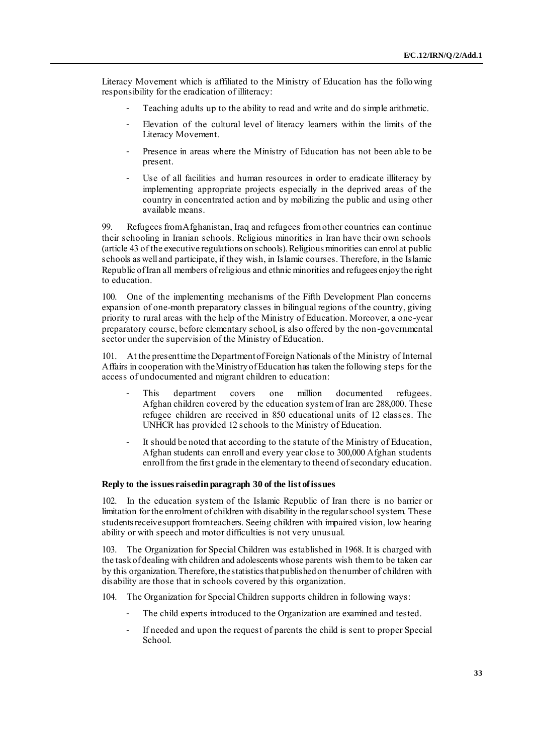Literacy Movement which is affiliated to the Ministry of Education has the following responsibility for the eradication of illiteracy:

- Teaching adults up to the ability to read and write and do simple arithmetic.
- Elevation of the cultural level of literacy learners within the limits of the Literacy Movement.
- Presence in areas where the Ministry of Education has not been able to be present.
- Use of all facilities and human resources in order to eradicate illiteracy by implementing appropriate projects especially in the deprived areas of the country in concentrated action and by mobilizing the public and using other available means.

99. Refugees from Afghanistan, Iraq and refugees from other countries can continue their schooling in Iranian schools. Religious minorities in Iran have their own schools (article 43 of the executive regulations on schools). Religious minorities can enrol at public schools as well and participate, if they wish, in Islamic courses. Therefore, in the Islamic Republic of Iran all members of religious and ethnic minorities and refugees enjoy the right to education.

100. One of the implementing mechanisms of the Fifth Development Plan concerns expansion of one-month preparatory classes in bilingual regions of the country, giving priority to rural areas with the help of the Ministry of Education. Moreover, a one-year preparatory course, before elementary school, is also offered by the non-governmental sector under the supervision of the Ministry of Education.

101. At the present time the Department of Foreign Nationals of the Ministry of Internal Affairs in cooperation with the Ministry of Education has taken the following steps for the access of undocumented and migrant children to education:

- This department covers one million documented refugees. Afghan children covered by the education system of Iran are 288,000. These refugee children are received in 850 educational units of 12 classes. The UNHCR has provided 12 schools to the Ministry of Education.
- It should be noted that according to the statute of the Ministry of Education, Afghan students can enroll and every year close to 300,000 Afghan students enroll from the first grade in the elementary to the end of secondary education.

**Reply to the issues raised in paragraph 30 of the list of issues**

102. In the education system of the Islamic Republic of Iran there is no barrier or limitation for the enrolment of children with disability in the regular school system. These students receive support from teachers. Seeing children with impaired vision, low hearing ability or with speech and motor difficulties is not very unusual.

103. The Organization for Special Children was established in 1968. It is charged with the task of dealing with children and adolescents whose parents wish them to be taken car by this organization. Therefore, the statistics that published on the number of children with disability are those that in schools covered by this organization.

104. The Organization for Special Children supports children in following ways:

- The child experts introduced to the Organization are examined and tested.
- If needed and upon the request of parents the child is sent to proper Special School.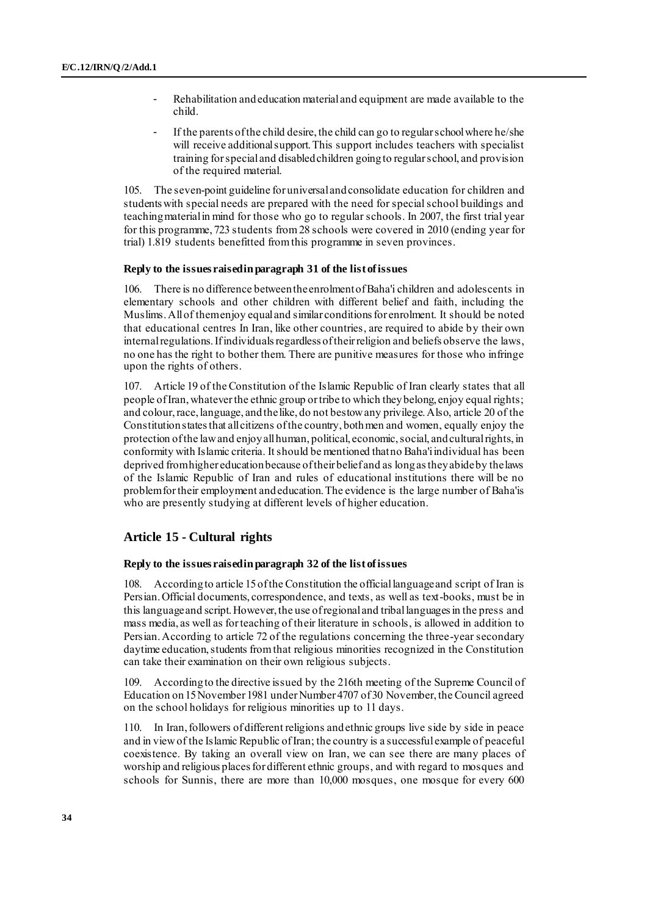- Rehabilitation and education material and equipment are made available to the child.
- If the parents of the child desire, the child can go to regular school where he/she will receive additional support. This support includes teachers with specialist training for special and disabled children going to regular school, and provision of the required material.

105. The seven-point guideline for universal and consolidate education for children and students with special needs are prepared with the need for special school buildings and teaching material in mind for those who go to regular schools. In 2007, the first trial year for this programme, 723 students from 28 schools were covered in 2010 (ending year for trial) 1.819 students benefitted from this programme in seven provinces.

#### Reply to the issues raised in paragraph 31 of the list of issues

106. There is no difference between the enrolment of Baha'i children and adolescents in elementary schools and other children with different belief and faith, including the Muslims. All of them enjoy equal and similar conditions for enrolment. It should be noted that educational centres In Iran, like other countries, are required to abide by their own internal regulations. If individuals regardless of their religion and beliefs observe the laws, no one has the right to bother them. There are punitive measures for those who infringe upon the rights of others.

107. Article 19 of the Constitution of the Islamic Republic of Iran clearly states that all people of Iran, whatever the ethnic group or tribe to which they belong, enjoy equal rights; and colour, race, language, and the like, do not bestow any privilege. Also, article 20 of the Constitution states that all citizens of the country, both men and women, equally enjoy the protection of the law and enjoy all human, political, economic, social, and cultural rights, in conformity with Islamic criteria. It should be mentioned that no Baha'i individual has been deprived from higher education because of their belief and as long as they abide by the laws of the Islamic Republic of Iran and rules of educational institutions there will be no problem for their employment and education. The evidence is the large number of Baha'is who are presently studying at different levels of higher education.

### Article 15 - Cultural rights

#### Reply to the issues raised in paragraph 32 of the list of issues

108. According to article 15 of the Constitution the official language and script of Iran is Persian. Official documents, correspondence, and texts, as well as text-books, must be in this language and script. However, the use of regional and tribal languages in the press and mass media, as well as for teaching of their literature in schools, is allowed in addition to Persian. According to article 72 of the regulations concerning the three-year secondary daytime education, students from that religious minorities recognized in the Constitution can take their examination on their own religious subjects.

109. According to the directive issued by the 216th meeting of the Supreme Council of Education on 15 November 1981 under Number 4707 of 30 November, the Council agreed on the school holidays for religious minorities up to 11 days.

110. In Iran, followers of different religions and ethnic groups live side by side in peace and in view of the Islamic Republic of Iran; the country is a successful example of peaceful coexistence. By taking an overall view on Iran, we can see there are many places of worship and religious places for different ethnic groups, and with regard to mosques and schools for Sunnis, there are more than 10,000 mosques, one mosque for every 600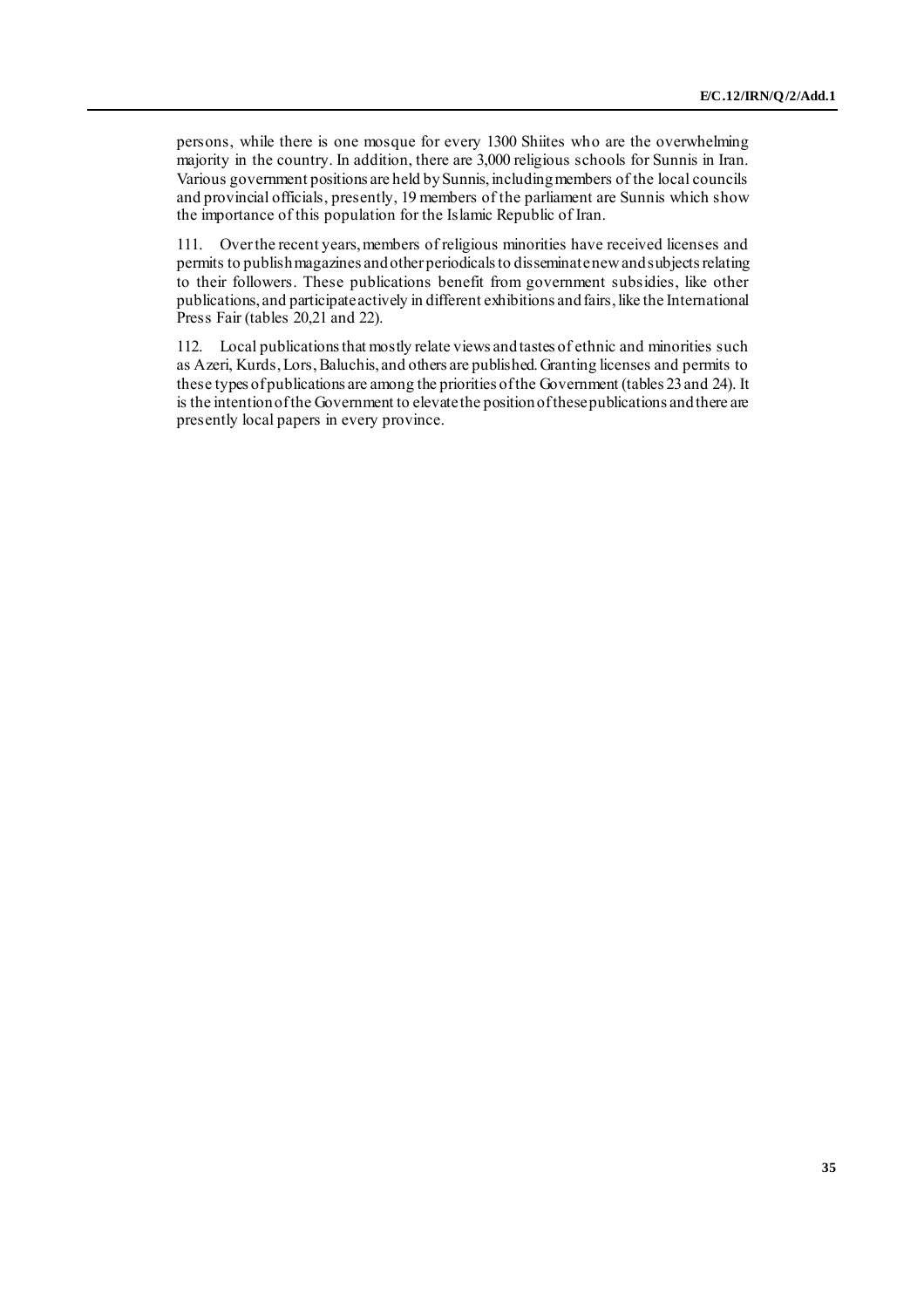persons, while there is one mosque for every 1300 Shiites who are the overwhelming majority in the country. In addition, there are 3,000 religious schools for Sunnis in Iran. Various government positions are held by Sunnis, including members of the local councils and provincial officials, presently, 19 members of the parliament are Sunnis which show the importance of this population for the Islamic Republic of Iran.

111. Over the recent years, members of religious minorities have received licenses and permits to publish magazines and other periodicals to disseminate new and subjects relating to their followers. These publications benefit from government subsidies, like other publications, and participate actively in different exhibitions and fairs, like the International Press Fair (tables 20,21 and 22).

112. Local publications that mostly relate views and tastes of ethnic and minorities such as Azeri, Kurds, Lors, Baluchis, and others are published. Granting licenses and permits to these types of publications are among the priorities of the Government (tables 23 and 24). It is the intention of the Government to elevate the position of these publications and there are presently local papers in every province.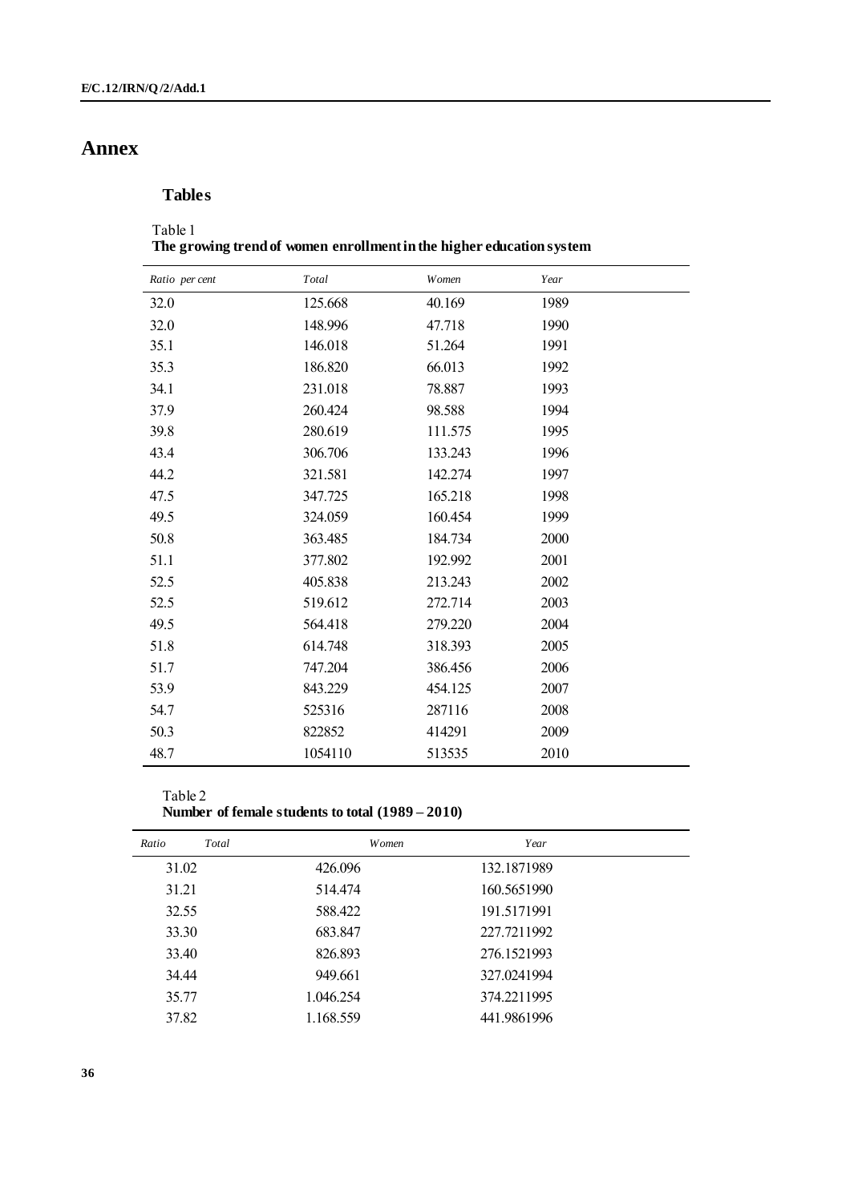# Annex

## Tables

Table 1
**The growing trend of women enrollment in the higher education system**

| *Ratio per cent* | *Total* | *Women* | *Year* |
|---|---|---|---|
| 32.0 | 125.668 | 40.169 | 1989 |
| 32.0 | 148.996 | 47.718 | 1990 |
| 35.1 | 146.018 | 51.264 | 1991 |
| 35.3 | 186.820 | 66.013 | 1992 |
| 34.1 | 231.018 | 78.887 | 1993 |
| 37.9 | 260.424 | 98.588 | 1994 |
| 39.8 | 280.619 | 111.575 | 1995 |
| 43.4 | 306.706 | 133.243 | 1996 |
| 44.2 | 321.581 | 142.274 | 1997 |
| 47.5 | 347.725 | 165.218 | 1998 |
| 49.5 | 324.059 | 160.454 | 1999 |
| 50.8 | 363.485 | 184.734 | 2000 |
| 51.1 | 377.802 | 192.992 | 2001 |
| 52.5 | 405.838 | 213.243 | 2002 |
| 52.5 | 519.612 | 272.714 | 2003 |
| 49.5 | 564.418 | 279.220 | 2004 |
| 51.8 | 614.748 | 318.393 | 2005 |
| 51.7 | 747.204 | 386.456 | 2006 |
| 53.9 | 843.229 | 454.125 | 2007 |
| 54.7 | 525316 | 287116 | 2008 |
| 50.3 | 822852 | 414291 | 2009 |
| 48.7 | 1054110 | 513535 | 2010 |

Table 2
**Number of female students to total (1989 – 2010)**

| *Ratio* *Total* | *Women* | *Year* |
|---|---|---|
| 31.02 | 426.096 | 132.1871989 |
| 31.21 | 514.474 | 160.5651990 |
| 32.55 | 588.422 | 191.5171991 |
| 33.30 | 683.847 | 227.7211992 |
| 33.40 | 826.893 | 276.1521993 |
| 34.44 | 949.661 | 327.0241994 |
| 35.77 | 1.046.254 | 374.2211995 |
| 37.82 | 1.168.559 | 441.9861996 |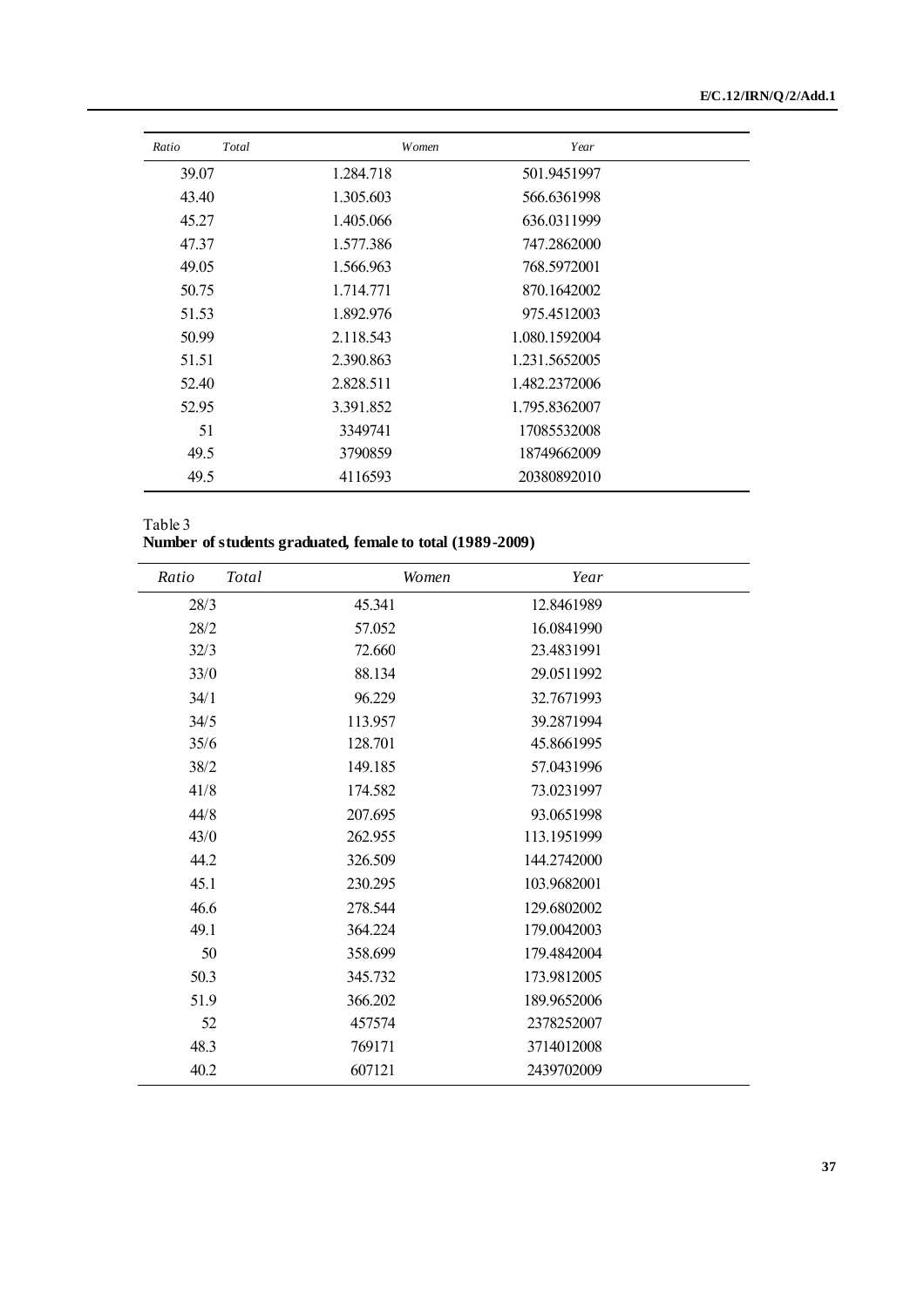| Ratio | Total | Women | Year |
|---|---|---|---|
| 39.07 | 1.284.718 | 501.9451997 | |
| 43.40 | 1.305.603 | 566.6361998 | |
| 45.27 | 1.405.066 | 636.0311999 | |
| 47.37 | 1.577.386 | 747.2862000 | |
| 49.05 | 1.566.963 | 768.5972001 | |
| 50.75 | 1.714.771 | 870.1642002 | |
| 51.53 | 1.892.976 | 975.4512003 | |
| 50.99 | 2.118.543 | 1.080.1592004 | |
| 51.51 | 2.390.863 | 1.231.5652005 | |
| 52.40 | 2.828.511 | 1.482.2372006 | |
| 52.95 | 3.391.852 | 1.795.8362007 | |
| 51 | 3349741 | 17085532008 | |
| 49.5 | 3790859 | 18749662009 | |
| 49.5 | 4116593 | 20380892010 | |

Table 3

**Number of students graduated, female to total (1989-2009)**

| Ratio | Total | Women | Year |
|---|---|---|---|
| 28/3 | 45.341 | 12.8461989 | |
| 28/2 | 57.052 | 16.0841990 | |
| 32/3 | 72.660 | 23.4831991 | |
| 33/0 | 88.134 | 29.0511992 | |
| 34/1 | 96.229 | 32.7671993 | |
| 34/5 | 113.957 | 39.2871994 | |
| 35/6 | 128.701 | 45.8661995 | |
| 38/2 | 149.185 | 57.0431996 | |
| 41/8 | 174.582 | 73.0231997 | |
| 44/8 | 207.695 | 93.0651998 | |
| 43/0 | 262.955 | 113.1951999 | |
| 44.2 | 326.509 | 144.2742000 | |
| 45.1 | 230.295 | 103.9682001 | |
| 46.6 | 278.544 | 129.6802002 | |
| 49.1 | 364.224 | 179.0042003 | |
| 50 | 358.699 | 179.4842004 | |
| 50.3 | 345.732 | 173.9812005 | |
| 51.9 | 366.202 | 189.9652006 | |
| 52 | 457574 | 2378252007 | |
| 48.3 | 769171 | 3714012008 | |
| 40.2 | 607121 | 2439702009 | |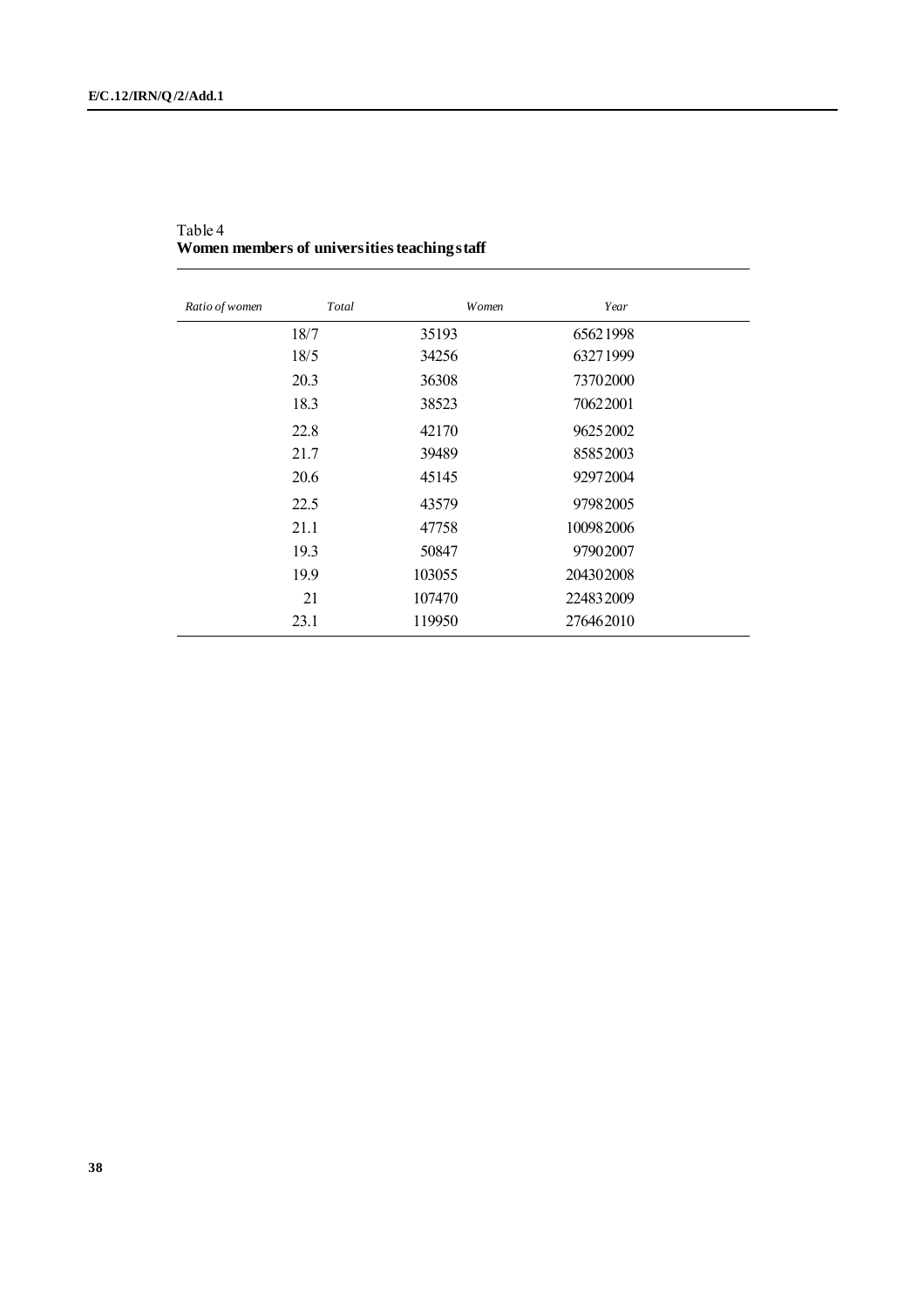Table 4
**Women members of universities teaching staff**

| *Ratio of women* | *Total* | *Women* | *Year* |
|---|---|---|---|
| | 18/7 | 35193 | 6562 1998 |
| | 18/5 | 34256 | 6327 1999 |
| | 20.3 | 36308 | 7370 2000 |
| | 18.3 | 38523 | 7062 2001 |
| | 22.8 | 42170 | 9625 2002 |
| | 21.7 | 39489 | 8585 2003 |
| | 20.6 | 45145 | 9297 2004 |
| | 22.5 | 43579 | 9798 2005 |
| | 21.1 | 47758 | 10098 2006 |
| | 19.3 | 50847 | 9790 2007 |
| | 19.9 | 103055 | 20430 2008 |
| | 21 | 107470 | 22483 2009 |
| | 23.1 | 119950 | 27646 2010 |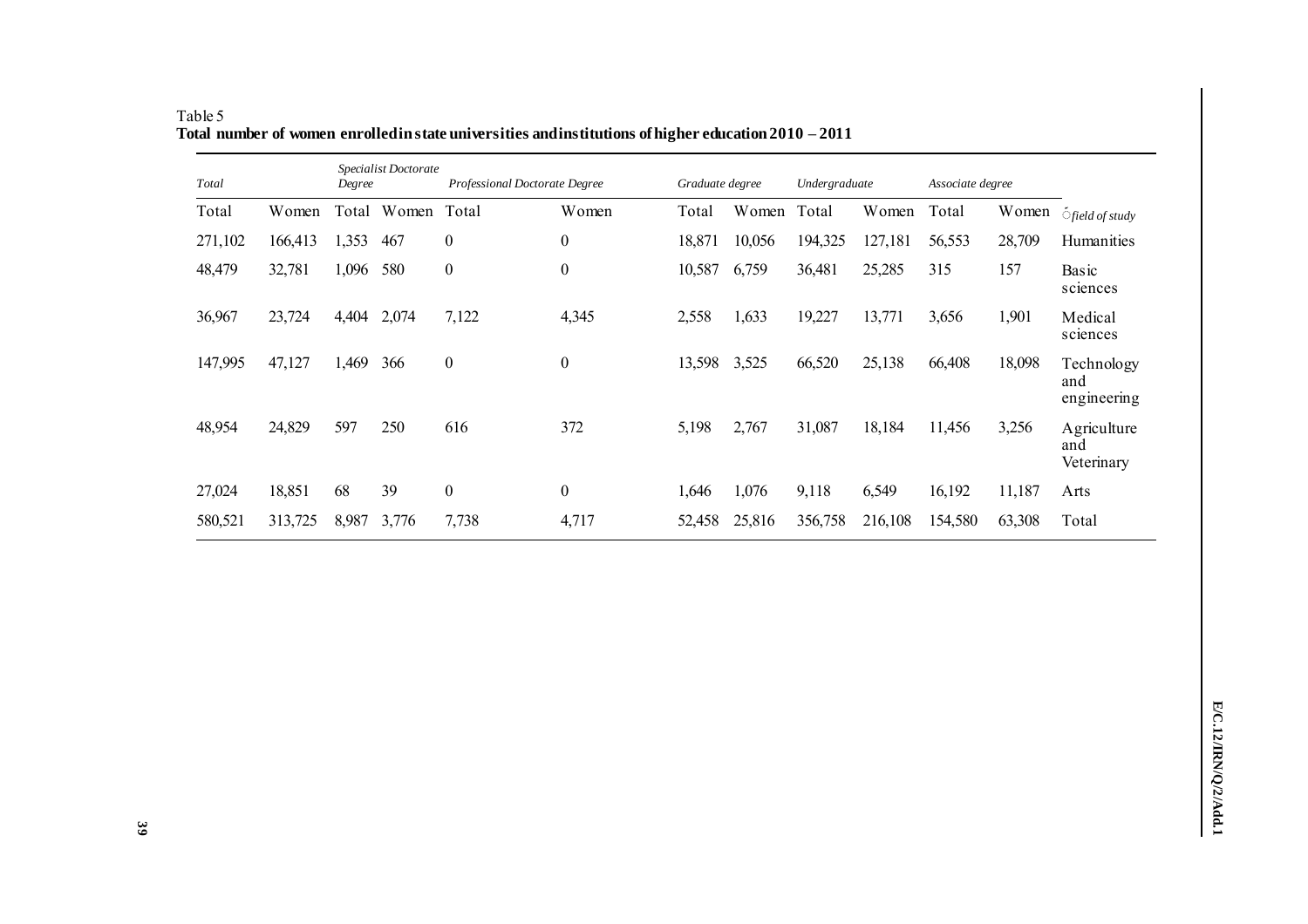Table 5
**Total number of women enrolled in state universities and institutions of higher education 2010 – 2011**

| *Total* | | *Specialist Doctorate Degree* | | *Professional Doctorate Degree* | | *Graduate degree* | | *Undergraduate* | | *Associate degree* | | |
|---|---|---|---|---|---|---|---|---|---|---|---|---|
| Total | Women | Total | Women | Total | Women | Total | Women | Total | Women | Total | Women | *field of study* |
| 271,102 | 166,413 | 1,353 | 467 | 0 | 0 | 18,871 | 10,056 | 194,325 | 127,181 | 56,553 | 28,709 | Humanities |
| 48,479 | 32,781 | 1,096 | 580 | 0 | 0 | 10,587 | 6,759 | 36,481 | 25,285 | 315 | 157 | Basic sciences |
| 36,967 | 23,724 | 4,404 | 2,074 | 7,122 | 4,345 | 2,558 | 1,633 | 19,227 | 13,771 | 3,656 | 1,901 | Medical sciences |
| 147,995 | 47,127 | 1,469 | 366 | 0 | 0 | 13,598 | 3,525 | 66,520 | 25,138 | 66,408 | 18,098 | Technology and engineering |
| 48,954 | 24,829 | 597 | 250 | 616 | 372 | 5,198 | 2,767 | 31,087 | 18,184 | 11,456 | 3,256 | Agriculture and Veterinary |
| 27,024 | 18,851 | 68 | 39 | 0 | 0 | 1,646 | 1,076 | 9,118 | 6,549 | 16,192 | 11,187 | Arts |
| 580,521 | 313,725 | 8,987 | 3,776 | 7,738 | 4,717 | 52,458 | 25,816 | 356,758 | 216,108 | 154,580 | 63,308 | Total |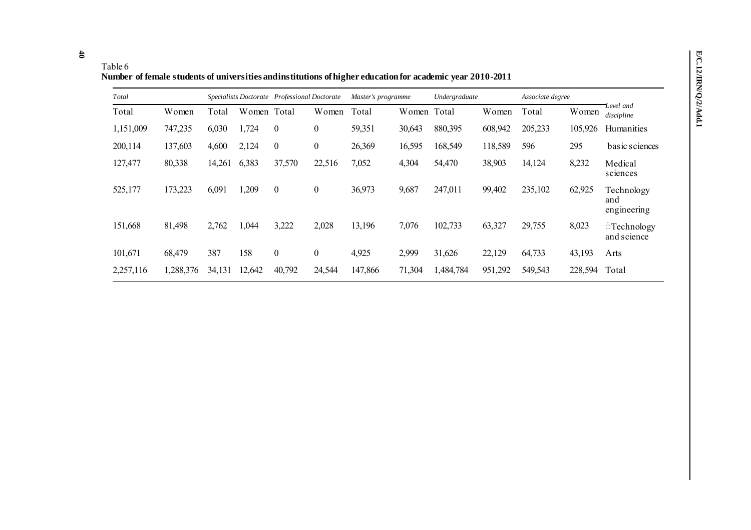Table 6
**Number of female students of universities and institutions of higher education for academic year 2010-2011**

| *Total* | | *Specialists Doctorate* | | *Professional Doctorate* | | *Master's programme* | | *Undergraduate* | | *Associate degree* | | |
|---|---|---|---|---|---|---|---|---|---|---|---|---|
| Total | Women | Total | Women | Total | Women | Total | Women | Total | Women | Total | Women | *Level and discipline* |
| 1,151,009 | 747,235 | 6,030 | 1,724 | 0 | 0 | 59,351 | 30,643 | 880,395 | 608,942 | 205,233 | 105,926 | Humanities |
| 200,114 | 137,603 | 4,600 | 2,124 | 0 | 0 | 26,369 | 16,595 | 168,549 | 118,589 | 596 | 295 | basic sciences |
| 127,477 | 80,338 | 14,261 | 6,383 | 37,570 | 22,516 | 7,052 | 4,304 | 54,470 | 38,903 | 14,124 | 8,232 | Medical sciences |
| 525,177 | 173,223 | 6,091 | 1,209 | 0 | 0 | 36,973 | 9,687 | 247,011 | 99,402 | 235,102 | 62,925 | Technology and engineering |
| 151,668 | 81,498 | 2,762 | 1,044 | 3,222 | 2,028 | 13,196 | 7,076 | 102,733 | 63,327 | 29,755 | 8,023 | Technology and science |
| 101,671 | 68,479 | 387 | 158 | 0 | 0 | 4,925 | 2,999 | 31,626 | 22,129 | 64,733 | 43,193 | Arts |
| 2,257,116 | 1,288,376 | 34,131 | 12,642 | 40,792 | 24,544 | 147,866 | 71,304 | 1,484,784 | 951,292 | 549,543 | 228,594 | Total |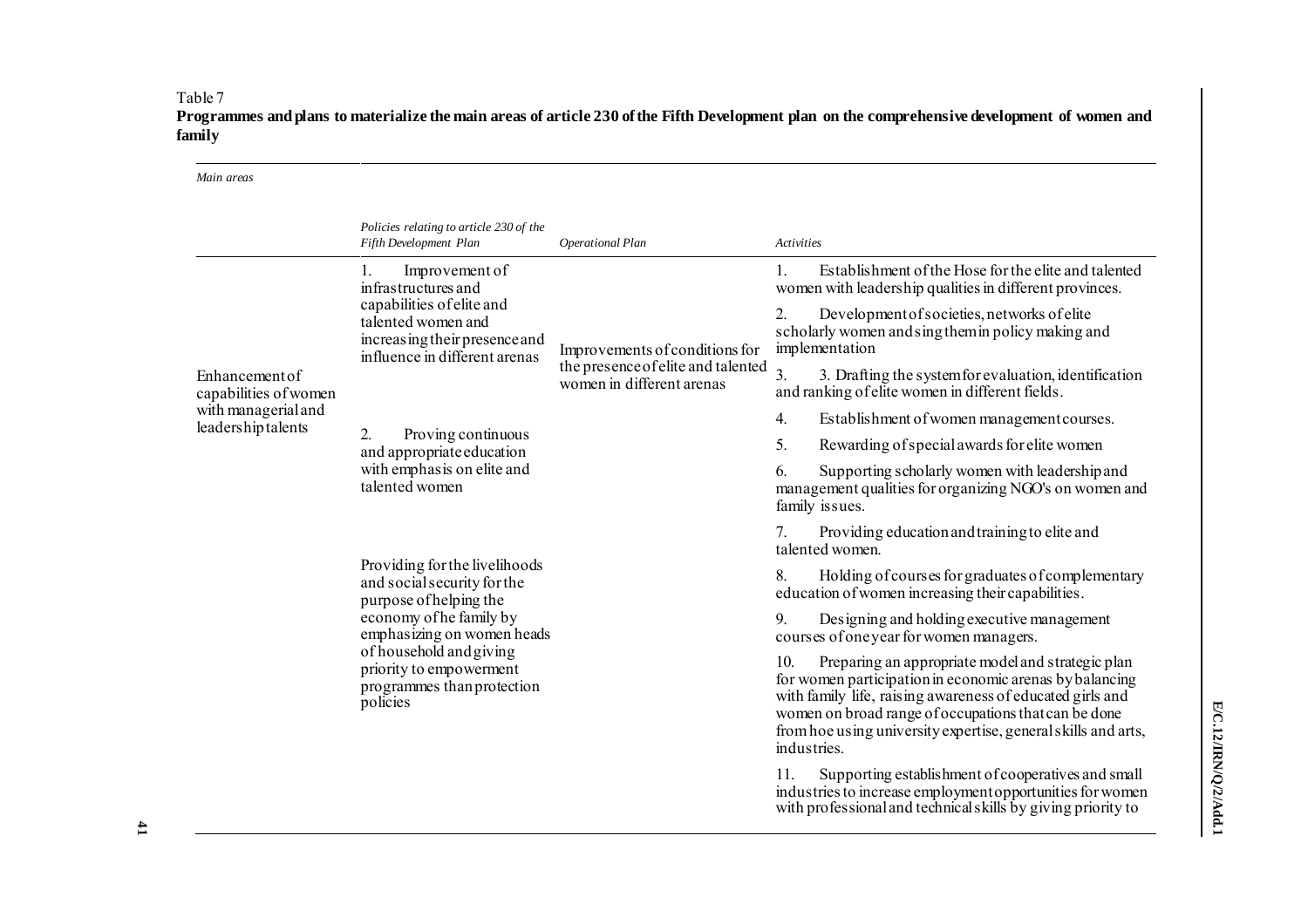Table 7

**Programmes and plans to materialize the main areas of article 230 of the Fifth Development plan on the comprehensive development of women and family**

| *Main areas* | *Policies relating to article 230 of the Fifth Development Plan* | *Operational Plan* | *Activities* |
|---|---|---|---|
| Enhancement of capabilities of women with managerial and leadership talents | 1. Improvement of infrastructures and capabilities of elite and talented women and increasing their presence and influence in different arenas | Improvements of conditions for the presence of elite and talented women in different arenas | 1. Establishment of the Hose for the elite and talented women with leadership qualities in different provinces. |
| | | | 2. Development of societies, networks of elite scholarly women and sing them in policy making and implementation |
| | | | 3. 3. Drafting the system for evaluation, identification and ranking of elite women in different fields. |
| | 2. Proving continuous and appropriate education with emphasis on elite and talented women | | 4. Establishment of women management courses. |
| | | | 5. Rewarding of special awards for elite women |
| | | | 6. Supporting scholarly women with leadership and management qualities for organizing NGO's on women and family issues. |
| | | | 7. Providing education and training to elite and talented women. |
| | Providing for the livelihoods and social security for the purpose of helping the economy of he family by emphasizing on women heads of household and giving priority to empowerment programmes than protection policies | | 8. Holding of courses for graduates of complementary education of women increasing their capabilities. |
| | | | 9. Designing and holding executive management courses of one year for women managers. |
| | | | 10. Preparing an appropriate model and strategic plan for women participation in economic arenas by balancing with family life, raising awareness of educated girls and women on broad range of occupations that can be done from hoe using university expertise, general skills and arts, industries. |
| | | | 11. Supporting establishment of cooperatives and small industries to increase employment opportunities for women with professional and technical skills by giving priority to |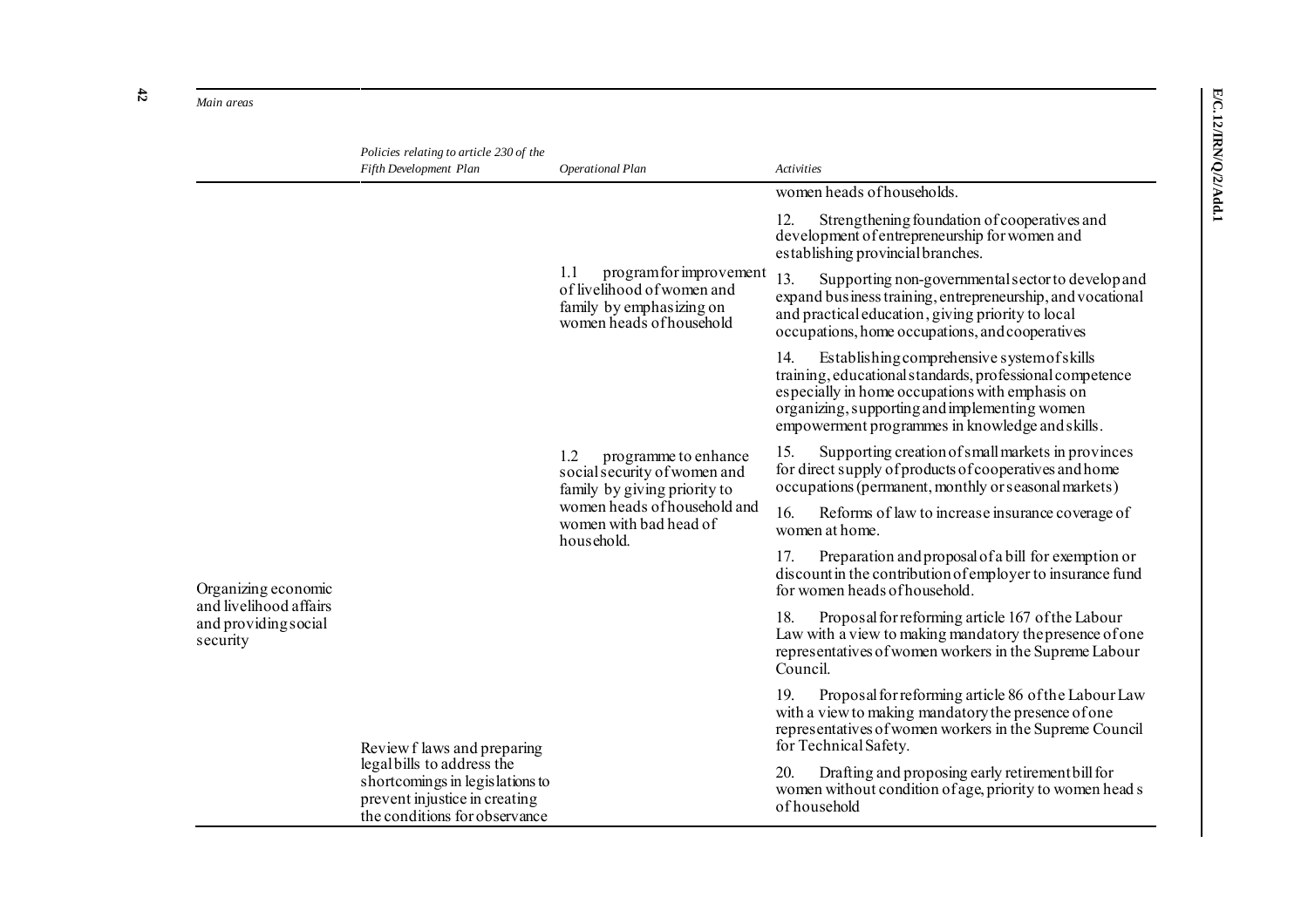| Main areas | Policies relating to article 230 of the Fifth Development Plan | Operational Plan | Activities |
|---|---|---|---|
| | | | women heads of households. |
| | | 1.1 program for improvement of livelihood of women and family by emphasizing on women heads of household | 12. Strengthening foundation of cooperatives and development of entrepreneurship for women and establishing provincial branches. |
| | | | 13. Supporting non-governmental sector to develop and expand business training, entrepreneurship, and vocational and practical education, giving priority to local occupations, home occupations, and cooperatives |
| | | | 14. Establishing comprehensive system of skills training, educational standards, professional competence especially in home occupations with emphasis on organizing, supporting and implementing women empowerment programmes in knowledge and skills. |
| | | 1.2 programme to enhance social security of women and family by giving priority to women heads of household and women with bad head of household. | 15. Supporting creation of small markets in provinces for direct supply of products of cooperatives and home occupations (permanent, monthly or seasonal markets) |
| | | | 16. Reforms of law to increase insurance coverage of women at home. |
| Organizing economic and livelihood affairs and providing social security | | | 17. Preparation and proposal of a bill for exemption or discount in the contribution of employer to insurance fund for women heads of household. |
| | | | 18. Proposal for reforming article 167 of the Labour Law with a view to making mandatory the presence of one representatives of women workers in the Supreme Labour Council. |
| | Review f laws and preparing legal bills to address the shortcomings in legislations to prevent injustice in creating the conditions for observance | | 19. Proposal for reforming article 86 of the Labour Law with a view to making mandatory the presence of one representatives of women workers in the Supreme Council for Technical Safety. |
| | | | 20. Drafting and proposing early retirement bill for women without condition of age, priority to women head s of household |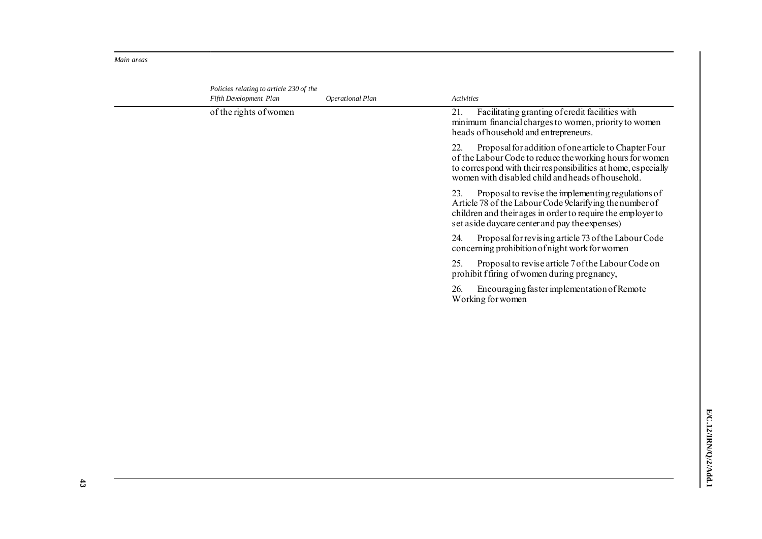| Main areas | Policies relating to article 230 of the Fifth Development Plan | Operational Plan | Activities |
|---|---|---|---|
| | of the rights of women | | 21. Facilitating granting of credit facilities with minimum financial charges to women, priority to women heads of household and entrepreneurs. |
| | | | 22. Proposal for addition of one article to Chapter Four of the Labour Code to reduce the working hours for women to correspond with their responsibilities at home, especially women with disabled child and heads of household. |
| | | | 23. Proposal to revise the implementing regulations of Article 78 of the Labour Code 9clarifying the number of children and their ages in order to require the employer to set aside daycare center and pay the expenses) |
| | | | 24. Proposal for revising article 73 of the Labour Code concerning prohibition of night work for women |
| | | | 25. Proposal to revise article 7 of the Labour Code on prohibit f firing of women during pregnancy, |
| | | | 26. Encouraging faster implementation of Remote Working for women |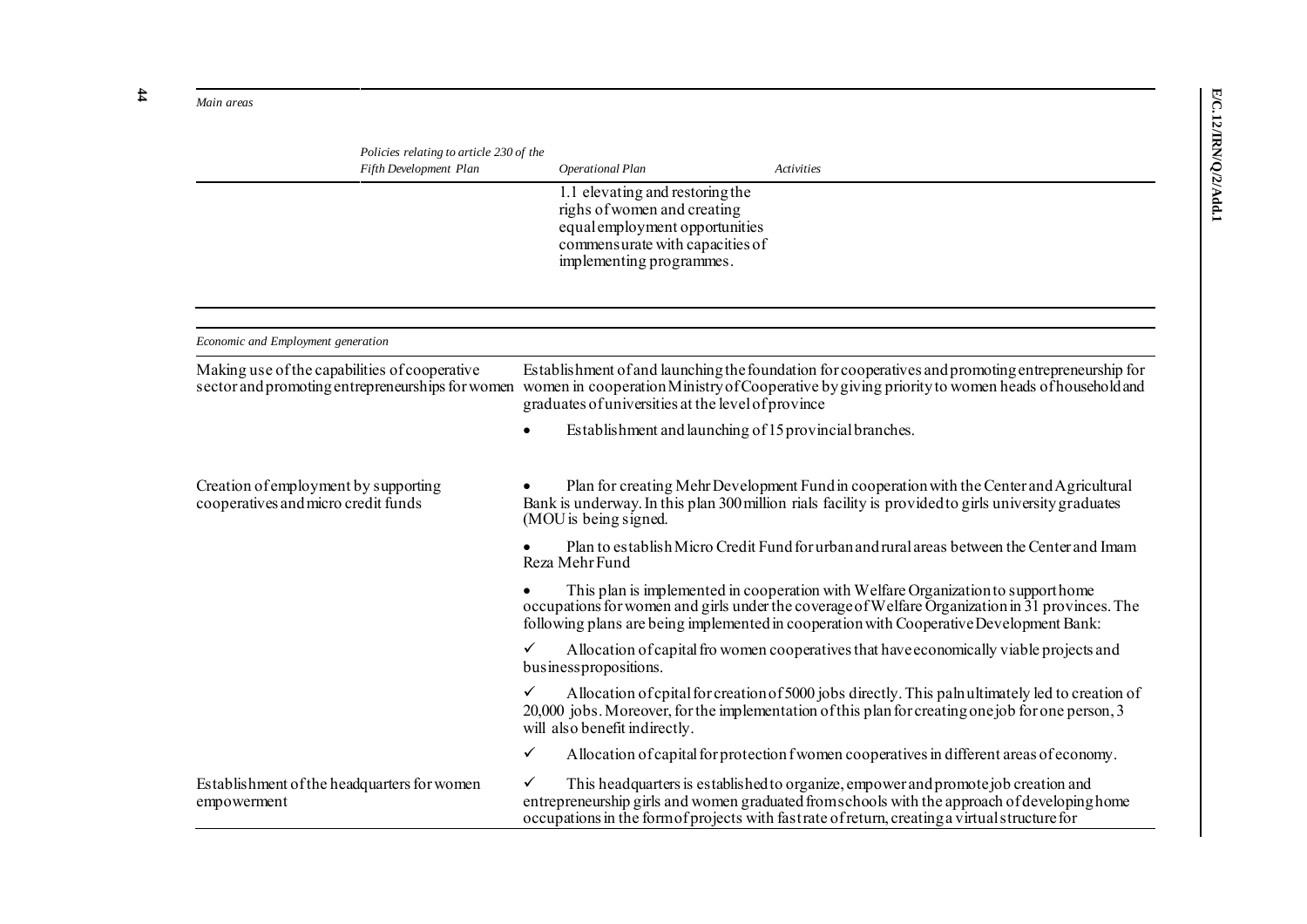| Main areas | Policies relating to article 230 of the Fifth Development Plan | Operational Plan | Activities |
|---|---|---|---|
| | | 1.1 elevating and restoring the righs of women and creating equal employment opportunities commensurate with capacities of implementing programmes. | |

| *Economic and Employment generation* | |
|---|---|
| Making use of the capabilities of cooperative sector and promoting entrepreneurships for women | Establishment of and launching the foundation for cooperatives and promoting entrepreneurship for women in cooperation Ministry of Cooperative by giving priority to women heads of household and graduates of universities at the level of province<br><br>• Establishment and launching of 15 provincial branches. |
| Creation of employment by supporting cooperatives and micro credit funds | • Plan for creating Mehr Development Fund in cooperation with the Center and Agricultural Bank is underway. In this plan 300 million rials facility is provided to girls university graduates (MOU is being signed.<br><br>• Plan to establish Micro Credit Fund for urban and rural areas between the Center and Imam Reza Mehr Fund<br><br>• This plan is implemented in cooperation with Welfare Organization to support home occupations for women and girls under the coverage of Welfare Organization in 31 provinces. The following plans are being implemented in cooperation with Cooperative Development Bank:<br><br>✓ Allocation of capital fro women cooperatives that have economically viable projects and businesspropositions.<br><br>✓ Allocation of cpital for creation of 5000 jobs directly. This paln ultimately led to creation of 20,000 jobs. Moreover, for the implementation of this plan for creating one job for one person, 3 will also benefit indirectly.<br><br>✓ Allocation of capital for protection f women cooperatives in different areas of economy. |
| Establishment of the headquarters for women empowerment | ✓ This headquarters is established to organize, empower and promote job creation and entrepreneurship girls and women graduated from schools with the approach of developing home occupations in the form of projects with fast rate of return, creating a virtual structure for |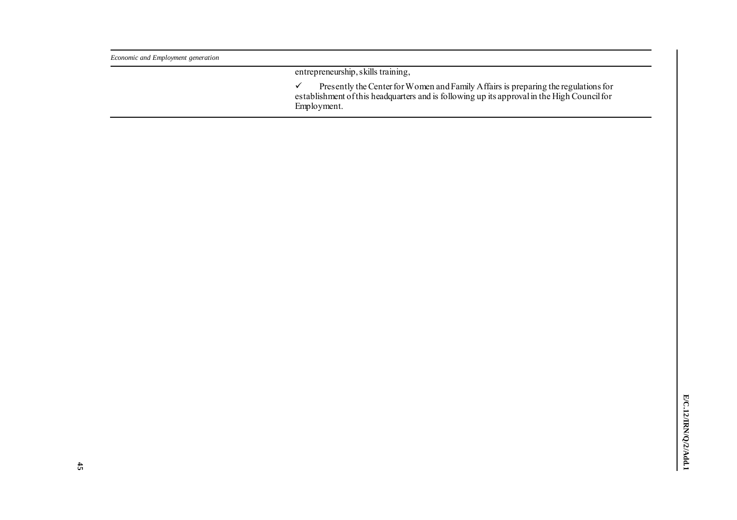| | |
|---|---|
| *Economic and Employment generation* | |
| | entrepreneurship, skills training,<br><br>✓ Presently the Center for Women and Family Affairs is preparing the regulations for establishment of this headquarters and is following up its approval in the High Council for Employment. |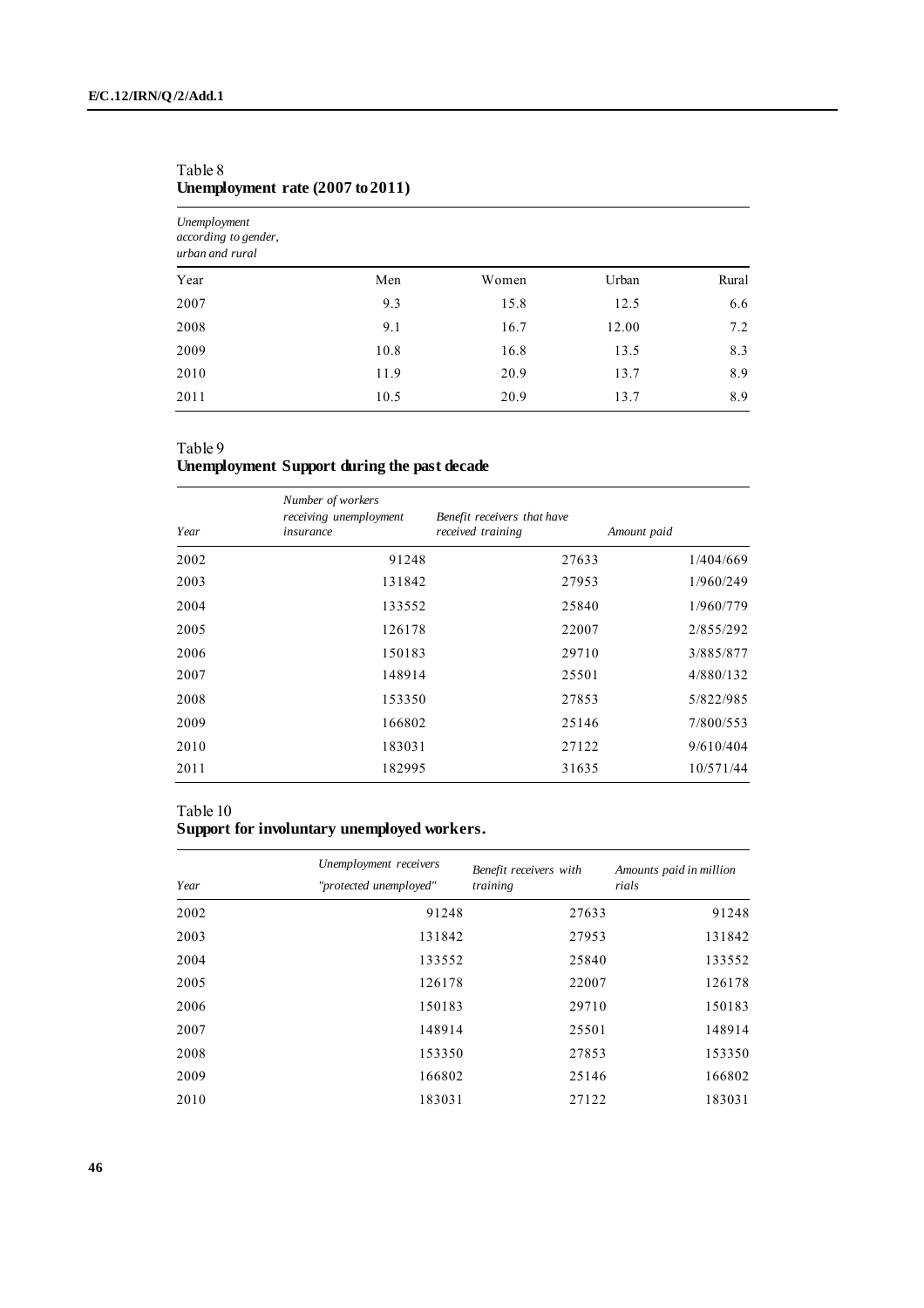Table 8
**Unemployment rate (2007 to 2011)**

| *Unemployment according to gender, urban and rural* | | | | |
|---|---|---|---|---|
| Year | Men | Women | Urban | Rural |
| 2007 | 9.3 | 15.8 | 12.5 | 6.6 |
| 2008 | 9.1 | 16.7 | 12.00 | 7.2 |
| 2009 | 10.8 | 16.8 | 13.5 | 8.3 |
| 2010 | 11.9 | 20.9 | 13.7 | 8.9 |
| 2011 | 10.5 | 20.9 | 13.7 | 8.9 |

Table 9
**Unemployment Support during the past decade**

| *Year* | *Number of workers receiving unemployment insurance* | *Benefit receivers that have received training* | *Amount paid* |
|---|---|---|---|
| 2002 | 91248 | 27633 | 1/404/669 |
| 2003 | 131842 | 27953 | 1/960/249 |
| 2004 | 133552 | 25840 | 1/960/779 |
| 2005 | 126178 | 22007 | 2/855/292 |
| 2006 | 150183 | 29710 | 3/885/877 |
| 2007 | 148914 | 25501 | 4/880/132 |
| 2008 | 153350 | 27853 | 5/822/985 |
| 2009 | 166802 | 25146 | 7/800/553 |
| 2010 | 183031 | 27122 | 9/610/404 |
| 2011 | 182995 | 31635 | 10/571/44 |

Table 10
**Support for involuntary unemployed workers.**

| *Year* | *Unemployment receivers "protected unemployed"* | *Benefit receivers with training* | *Amounts paid in million rials* |
|---|---|---|---|
| 2002 | 91248 | 27633 | 91248 |
| 2003 | 131842 | 27953 | 131842 |
| 2004 | 133552 | 25840 | 133552 |
| 2005 | 126178 | 22007 | 126178 |
| 2006 | 150183 | 29710 | 150183 |
| 2007 | 148914 | 25501 | 148914 |
| 2008 | 153350 | 27853 | 153350 |
| 2009 | 166802 | 25146 | 166802 |
| 2010 | 183031 | 27122 | 183031 |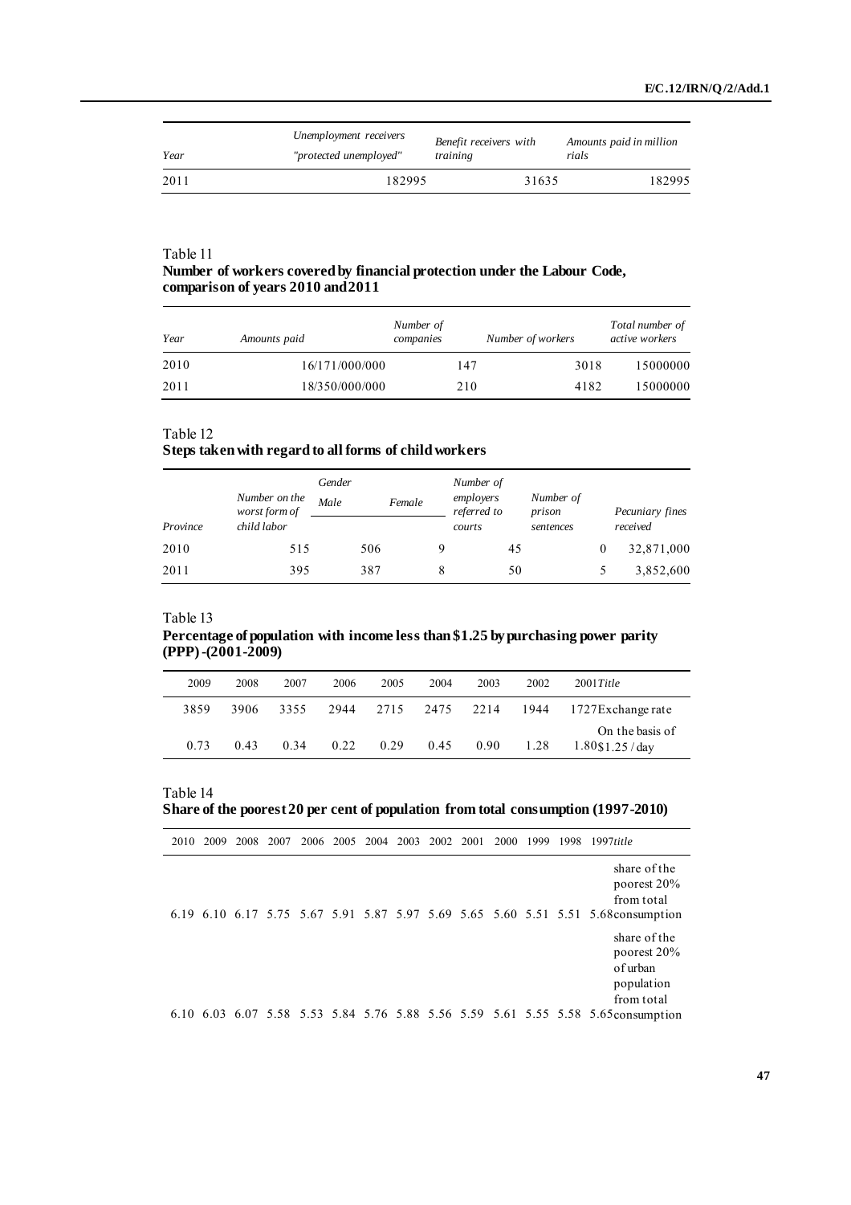| Year | Unemployment receivers "protected unemployed" | Benefit receivers with training | Amounts paid in million rials |
|---|---|---|---|
| 2011 | 182995 | 31635 | 182995 |

Table 11
**Number of workers covered by financial protection under the Labour Code, comparison of years 2010 and 2011**

| Year | Amounts paid | Number of companies | Number of workers | Total number of active workers |
|---|---|---|---|---|
| 2010 | 16/171/000/000 | 147 | 3018 | 15000000 |
| 2011 | 18/350/000/000 | 210 | 4182 | 15000000 |

Table 12
**Steps taken with regard to all forms of child workers**

| Province | Number on the worst form of child labor | Gender | | Number of employers referred to courts | Number of prison sentences | Pecuniary fines received |
|---|---|---|---|---|---|---|
| | | Male | Female | | | |
| 2010 | 515 | 506 | 9 | 45 | 0 | 32,871,000 |
| 2011 | 395 | 387 | 8 | 50 | 5 | 3,852,600 |

Table 13
**Percentage of population with income less than $1.25 by purchasing power parity (PPP) -(2001-2009)**

| 2009 | 2008 | 2007 | 2006 | 2005 | 2004 | 2003 | 2002 | 2001 | *Title* |
|---|---|---|---|---|---|---|---|---|---|
| 3859 | 3906 | 3355 | 2944 | 2715 | 2475 | 2214 | 1944 | 1727 | Exchange rate |
| 0.73 | 0.43 | 0.34 | 0.22 | 0.29 | 0.45 | 0.90 | 1.28 | 1.80 | On the basis of $1.25 / day |

Table 14
**Share of the poorest 20 per cent of population from total consumption (1997-2010)**

| 2010 | 2009 | 2008 | 2007 | 2006 | 2005 | 2004 | 2003 | 2002 | 2001 | 2000 | 1999 | 1998 | 1997 | *title* |
|---|---|---|---|---|---|---|---|---|---|---|---|---|---|---|
| 6.19 | 6.10 | 6.17 | 5.75 | 5.67 | 5.91 | 5.87 | 5.97 | 5.69 | 5.65 | 5.60 | 5.51 | 5.51 | 5.68 | share of the poorest 20% from total consumption |
| 6.10 | 6.03 | 6.07 | 5.58 | 5.53 | 5.84 | 5.76 | 5.88 | 5.56 | 5.59 | 5.61 | 5.55 | 5.58 | 5.65 | share of the poorest 20% of urban population from total consumption |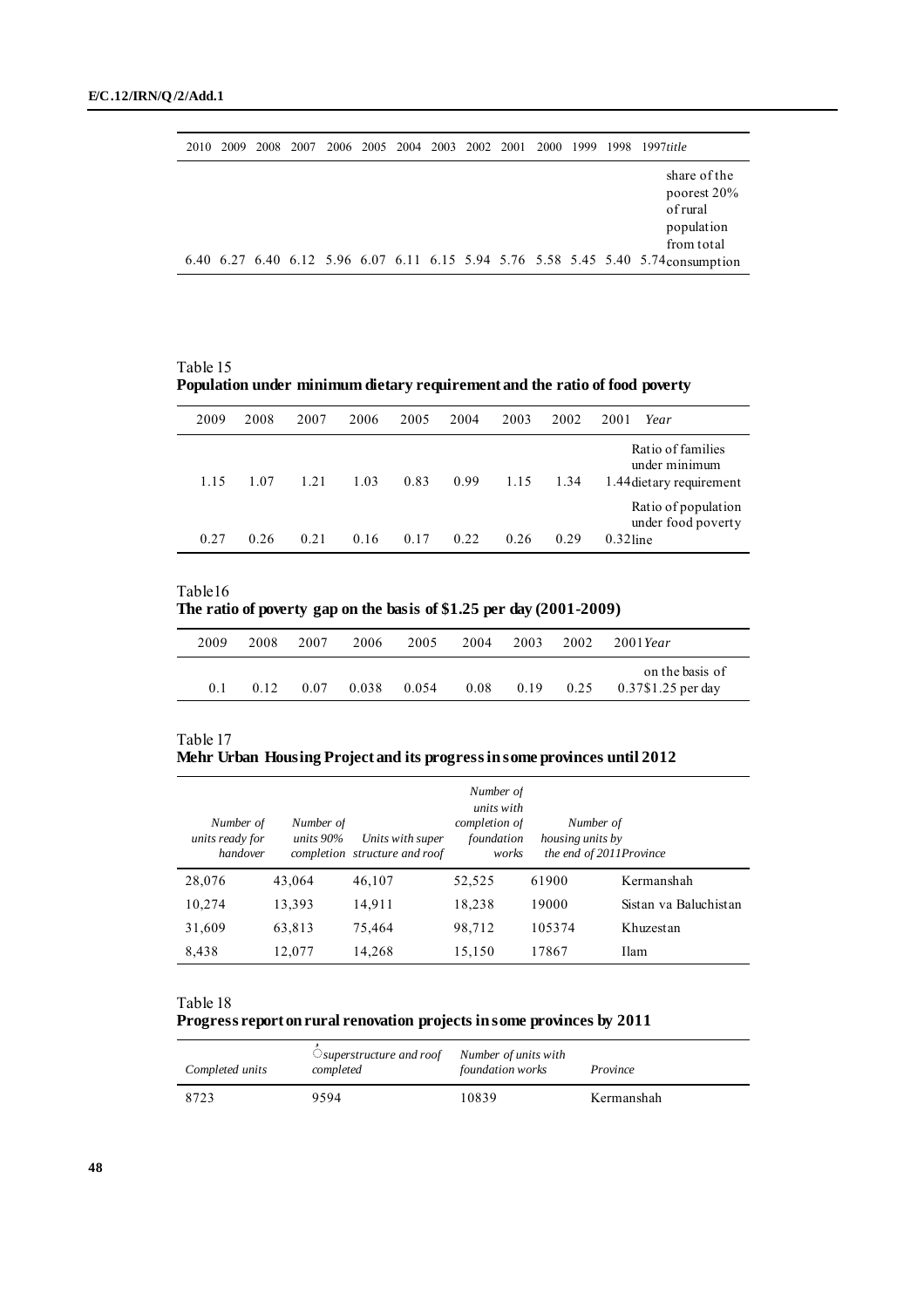| 2010 | 2009 | 2008 | 2007 | 2006 | 2005 | 2004 | 2003 | 2002 | 2001 | 2000 | 1999 | 1998 | 1997 | *title* |
|---|---|---|---|---|---|---|---|---|---|---|---|---|---|---|
| 6.40 | 6.27 | 6.40 | 6.12 | 5.96 | 6.07 | 6.11 | 6.15 | 5.94 | 5.76 | 5.58 | 5.45 | 5.40 | 5.74 | share of the poorest 20% of rural population from total consumption |

Table 15
**Population under minimum dietary requirement and the ratio of food poverty**

| 2009 | 2008 | 2007 | 2006 | 2005 | 2004 | 2003 | 2002 | 2001 | *Year* |
|---|---|---|---|---|---|---|---|---|---|
| 1.15 | 1.07 | 1.21 | 1.03 | 0.83 | 0.99 | 1.15 | 1.34 | 1.44 | Ratio of families under minimum dietary requirement |
| 0.27 | 0.26 | 0.21 | 0.16 | 0.17 | 0.22 | 0.26 | 0.29 | 0.32 | Ratio of population under food poverty line |

Table16
**The ratio of poverty gap on the basis of $1.25 per day (2001-2009)**

| 2009 | 2008 | 2007 | 2006 | 2005 | 2004 | 2003 | 2002 | 2001 | *Year* |
|---|---|---|---|---|---|---|---|---|---|
| 0.1 | 0.12 | 0.07 | 0.038 | 0.054 | 0.08 | 0.19 | 0.25 | 0.37 | on the basis of $1.25 per day |

Table 17
**Mehr Urban Housing Project and its progress in some provinces until 2012**

| *Number of units ready for handover* | *Number of units 90% completion* | *Units with super structure and roof* | *Number of units with completion of foundation works* | *Number of housing units by the end of 2011* | *Province* |
|---|---|---|---|---|---|
| 28,076 | 43,064 | 46,107 | 52,525 | 61900 | Kermanshah |
| 10,274 | 13,393 | 14,911 | 18,238 | 19000 | Sistan va Baluchistan |
| 31,609 | 63,813 | 75,464 | 98,712 | 105374 | Khuzestan |
| 8,438 | 12,077 | 14,268 | 15,150 | 17867 | Ilam |

Table 18
**Progress report on rural renovation projects in some provinces by 2011**

| *Completed units* | *superstructure and roof completed* | *Number of units with foundation works* | *Province* |
|---|---|---|---|
| 8723 | 9594 | 10839 | Kermanshah |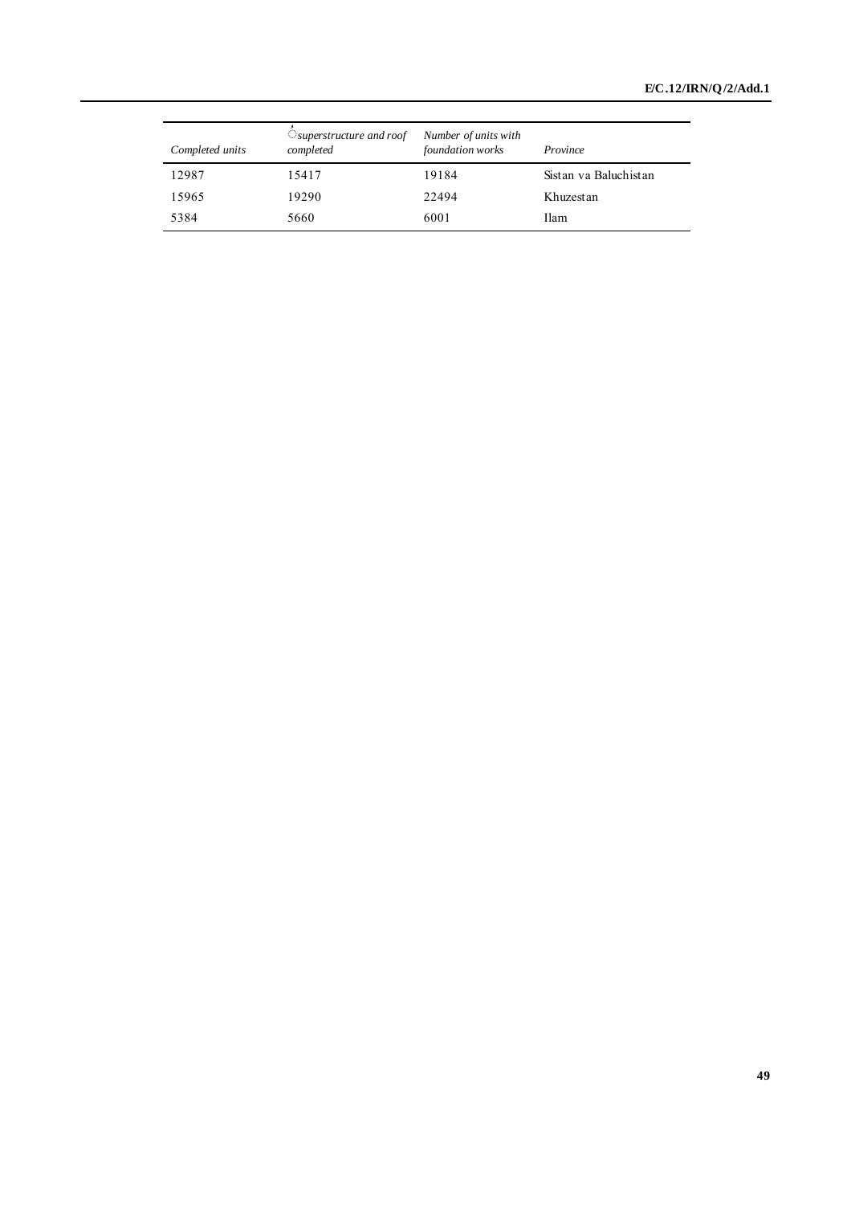| *Completed units* | ◌ *superstructure and roof completed* | *Number of units with foundation works* | *Province* |
|---|---|---|---|
| 12987 | 15417 | 19184 | Sistan va Baluchistan |
| 15965 | 19290 | 22494 | Khuzestan |
| 5384 | 5660 | 6001 | Ilam |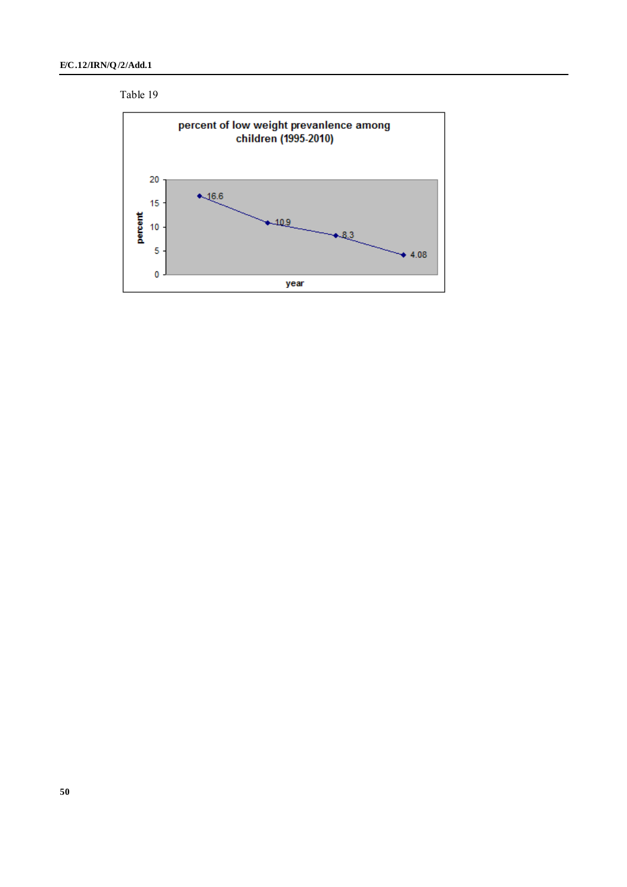Table 19

percent of low weight prevanlence among children (1995-2010)

| year | percent |
|---|---|
| | 16.6 |
| | 10.9 |
| | 8.3 |
| | 4.08 |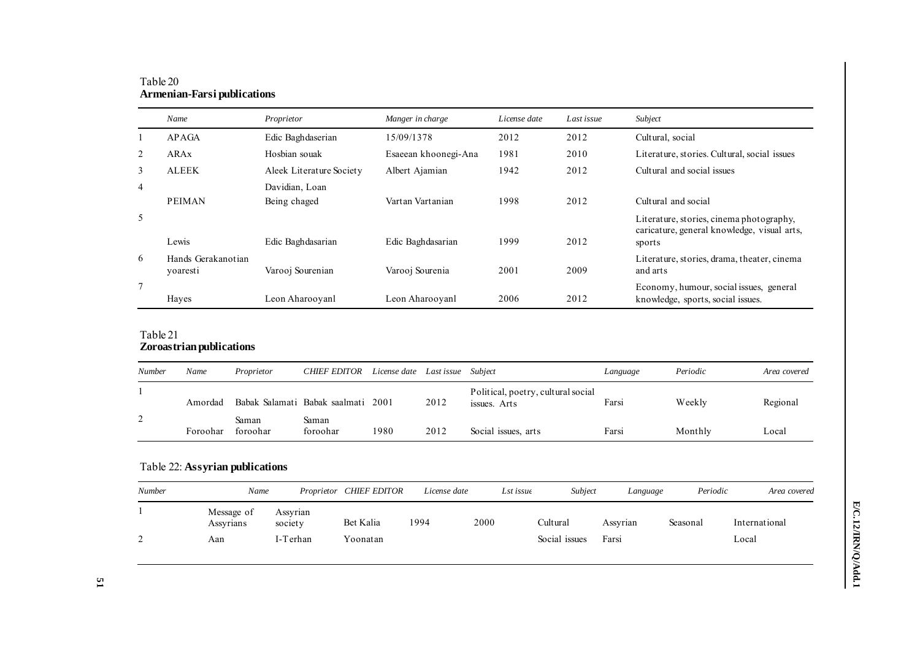Table 20
**Armenian-Farsi publications**

| | *Name* | *Proprietor* | *Manger in charge* | *License date* | *Last issue* | *Subject* |
|---|---|---|---|---|---|---|
| 1 | APAGA | Edic Baghdaserian | 15/09/1378 | 2012 | 2012 | Cultural, social |
| 2 | ARAx | Hosbian souak | Esaeean khoonegi-Ana | 1981 | 2010 | Literature, stories. Cultural, social issues |
| 3 | ALEEK | Aleek Literature Society | Albert Ajamian | 1942 | 2012 | Cultural and social issues |
| 4 | PEIMAN | Davidian, Loan Being chaged | Vartan Vartanian | 1998 | 2012 | Cultural and social |
| 5 | Lewis | Edic Baghdasarian | Edic Baghdasarian | 1999 | 2012 | Literature, stories, cinema photography, caricature, general knowledge, visual arts, sports |
| 6 | Hands Gerakanotian yoaresti | Varooj Sourenian | Varooj Sourenia | 2001 | 2009 | Literature, stories, drama, theater, cinema and arts |
| 7 | Hayes | Leon Aharooyanl | Leon Aharooyanl | 2006 | 2012 | Economy, humour, social issues, general knowledge, sports, social issues. |

Table 21
**Zoroastrian publications**

| *Number* | *Name* | *Proprietor* | *CHIEF EDITOR* | *License date* | *Last issue* | *Subject* | *Language* | *Periodic* | *Area covered* |
|---|---|---|---|---|---|---|---|---|---|
| 1 | Amordad | Babak Salamati | Babak saalmati | 2001 | 2012 | Political, poetry, cultural social issues. Arts | Farsi | Weekly | Regional |
| 2 | Foroohar | Saman foroohar | Saman foroohar | 1980 | 2012 | Social issues, arts | Farsi | Monthly | Local |

Table 22: **Assyrian publications**

| *Number* | *Name* | *Proprietor* | *CHIEF EDITOR* | *License date* | *Lst issue* | *Subject* | *Language* | *Periodic* | *Area covered* |
|---|---|---|---|---|---|---|---|---|---|
| 1 | Message of Assyrians | Assyrian society | Bet Kalia | 1994 | 2000 | Cultural | Assyrian | Seasonal | International |
| 2 | Aan | I-Terhan | Yoonatan | | | Social issues | Farsi | | Local |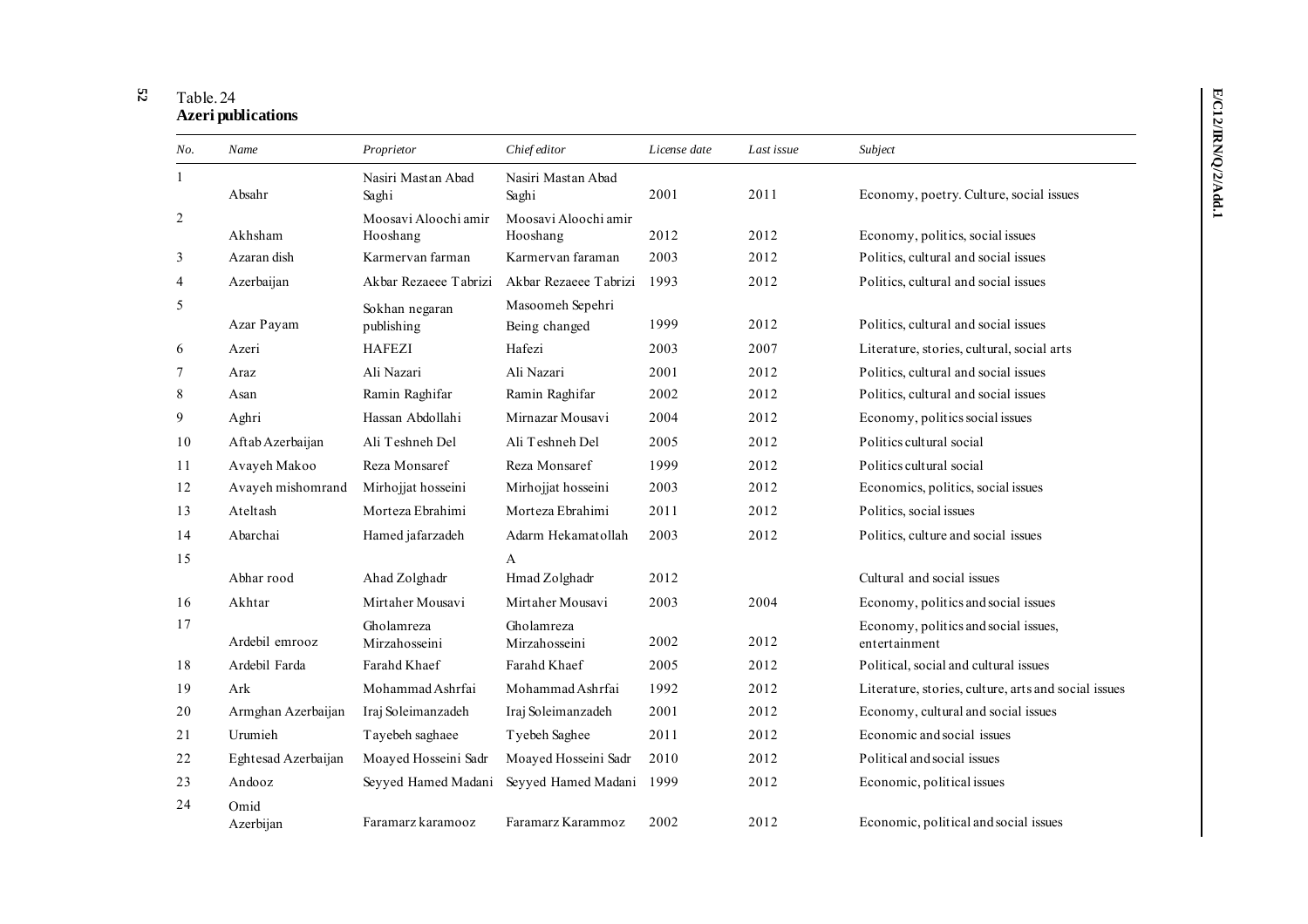Table. 24
**Azeri publications**

| *No.* | *Name* | *Proprietor* | *Chief editor* | *License date* | *Last issue* | *Subject* |
|---|---|---|---|---|---|---|
| 1 | Absahr | Nasiri Mastan Abad Saghi | Nasiri Mastan Abad Saghi | 2001 | 2011 | Economy, poetry. Culture, social issues |
| 2 | Akhsham | Moosavi Aloochi amir Hooshang | Moosavi Aloochi amir Hooshang | 2012 | 2012 | Economy, politics, social issues |
| 3 | Azaran dish | Karmervan farman | Karmervan faraman | 2003 | 2012 | Politics, cultural and social issues |
| 4 | Azerbaijan | Akbar Rezaeee Tabrizi | Akbar Rezaeee Tabrizi | 1993 | 2012 | Politics, cultural and social issues |
| 5 | Azar Payam | Sokhan negaran publishing | Masoomeh Sepehri Being changed | 1999 | 2012 | Politics, cultural and social issues |
| 6 | Azeri | HAFEZI | Hafezi | 2003 | 2007 | Literature, stories, cultural, social arts |
| 7 | Araz | Ali Nazari | Ali Nazari | 2001 | 2012 | Politics, cultural and social issues |
| 8 | Asan | Ramin Raghifar | Ramin Raghifar | 2002 | 2012 | Politics, cultural and social issues |
| 9 | Aghri | Hassan Abdollahi | Mirnazar Mousavi | 2004 | 2012 | Economy, politics social issues |
| 10 | Aftab Azerbaijan | Ali Teshneh Del | Ali Teshneh Del | 2005 | 2012 | Politics cultural social |
| 11 | Avayeh Makoo | Reza Monsaref | Reza Monsaref | 1999 | 2012 | Politics cultural social |
| 12 | Avayeh mishomrand | Mirhojjat hosseini | Mirhojjat hosseini | 2003 | 2012 | Economics, politics, social issues |
| 13 | Ateltash | Morteza Ebrahimi | Morteza Ebrahimi | 2011 | 2012 | Politics, social issues |
| 14 | Abarchai | Hamed jafarzadeh | Adarm Hekamatollah | 2003 | 2012 | Politics, culture and social issues |
| 15 | Abhar rood | Ahad Zolghadr | A Hmad Zolghadr | 2012 | | Cultural and social issues |
| 16 | Akhtar | Mirtaher Mousavi | Mirtaher Mousavi | 2003 | 2004 | Economy, politics and social issues |
| 17 | Ardebil emrooz | Gholamreza Mirzahosseini | Gholamreza Mirzahosseini | 2002 | 2012 | Economy, politics and social issues, entertainment |
| 18 | Ardebil Farda | Farahd Khaef | Farahd Khaef | 2005 | 2012 | Political, social and cultural issues |
| 19 | Ark | Mohammad Ashrfai | Mohammad Ashrfai | 1992 | 2012 | Literature, stories, culture, arts and social issues |
| 20 | Armghan Azerbaijan | Iraj Soleimanzadeh | Iraj Soleimanzadeh | 2001 | 2012 | Economy, cultural and social issues |
| 21 | Urumieh | Tayebeh saghaee | Tyebeh Saghee | 2011 | 2012 | Economic and social issues |
| 22 | Eghtesad Azerbaijan | Moayed Hosseini Sadr | Moayed Hosseini Sadr | 2010 | 2012 | Political and social issues |
| 23 | Andooz | Seyyed Hamed Madani | Seyyed Hamed Madani | 1999 | 2012 | Economic, political issues |
| 24 | Omid Azerbijan | Faramarz karamooz | Faramarz Karammoz | 2002 | 2012 | Economic, political and social issues |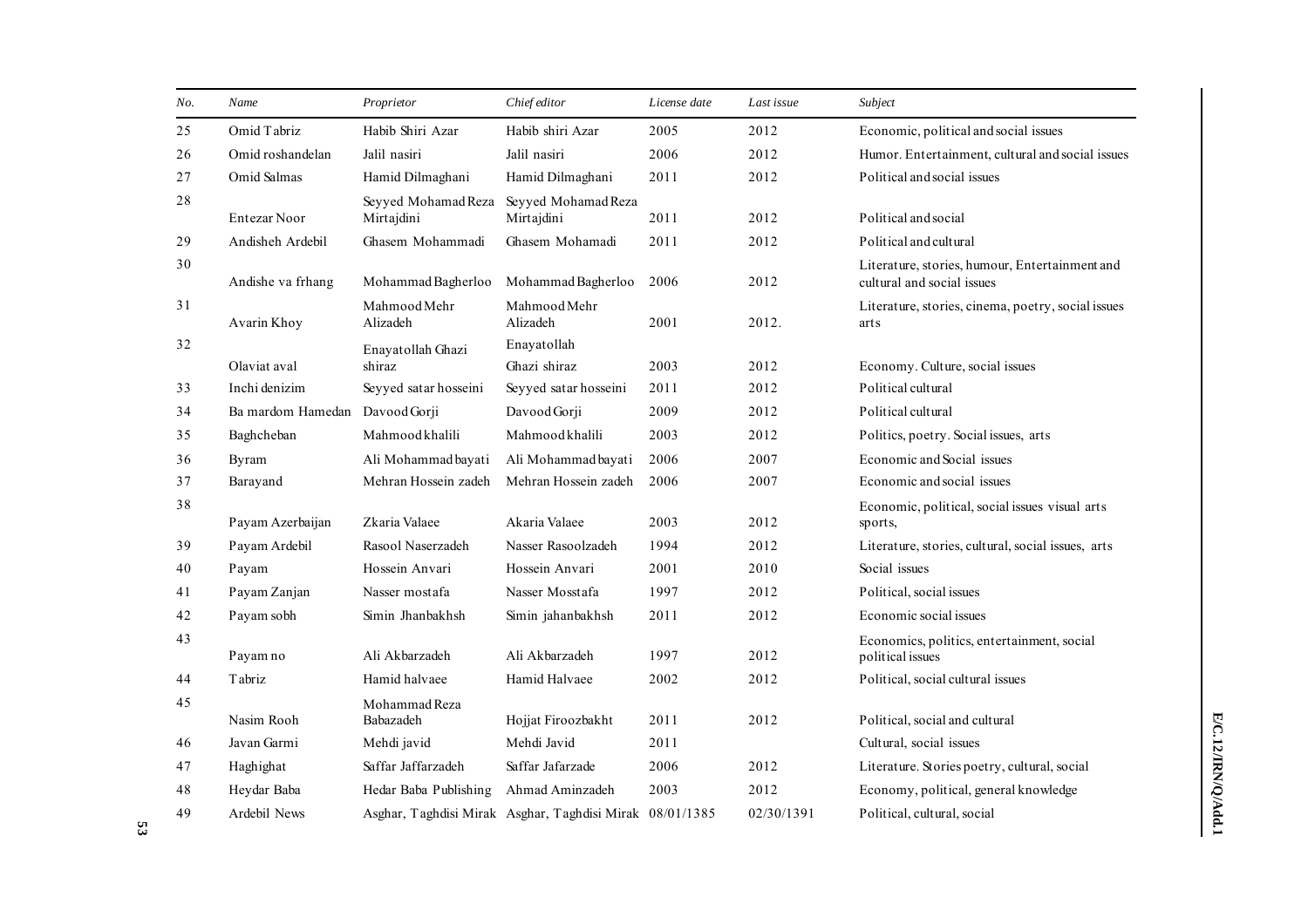| No. | Name | Proprietor | Chief editor | License date | Last issue | Subject |
|---|---|---|---|---|---|---|
| 25 | Omid Tabriz | Habib Shiri Azar | Habib shiri Azar | 2005 | 2012 | Economic, political and social issues |
| 26 | Omid roshandelan | Jalil nasiri | Jalil nasiri | 2006 | 2012 | Humor. Entertainment, cultural and social issues |
| 27 | Omid Salmas | Hamid Dilmaghani | Hamid Dilmaghani | 2011 | 2012 | Political and social issues |
| 28 | Entezar Noor | Seyyed Mohamad Reza Mirtajdini | Seyyed Mohamad Reza Mirtajdini | 2011 | 2012 | Political and social |
| 29 | Andisheh Ardebil | Ghasem Mohammadi | Ghasem Mohamadi | 2011 | 2012 | Political and cultural |
| 30 | Andishe va frhang | Mohammad Bagherloo | Mohammad Bagherloo | 2006 | 2012 | Literature, stories, humour, Entertainment and cultural and social issues |
| 31 | Avarin Khoy | Mahmood Mehr Alizadeh | Mahmood Mehr Alizadeh | 2001 | 2012. | Literature, stories, cinema, poetry, social issues arts |
| 32 | Olaviat aval | Enayatollah Ghazi shiraz | Enayatollah Ghazi shiraz | 2003 | 2012 | Economy. Culture, social issues |
| 33 | Inchi denizim | Seyyed satar hosseini | Seyyed satar hosseini | 2011 | 2012 | Political cultural |
| 34 | Ba mardom Hamedan | Davood Gorji | Davood Gorji | 2009 | 2012 | Political cultural |
| 35 | Baghcheban | Mahmood khalili | Mahmood khalili | 2003 | 2012 | Politics, poetry. Social issues, arts |
| 36 | Byram | Ali Mohammad bayati | Ali Mohammad bayati | 2006 | 2007 | Economic and Social issues |
| 37 | Barayand | Mehran Hossein zadeh | Mehran Hossein zadeh | 2006 | 2007 | Economic and social issues |
| 38 | Payam Azerbaijan | Zkaria Valaee | Akaria Valaee | 2003 | 2012 | Economic, political, social issues visual arts sports, |
| 39 | Payam Ardebil | Rasool Naserzadeh | Nasser Rasoolzadeh | 1994 | 2012 | Literature, stories, cultural, social issues, arts |
| 40 | Payam | Hossein Anvari | Hossein Anvari | 2001 | 2010 | Social issues |
| 41 | Payam Zanjan | Nasser mostafa | Nasser Mosstafa | 1997 | 2012 | Political, social issues |
| 42 | Payam sobh | Simin Jhanbakhsh | Simin jahanbakhsh | 2011 | 2012 | Economic social issues |
| 43 | Payam no | Ali Akbarzadeh | Ali Akbarzadeh | 1997 | 2012 | Economics, politics, entertainment, social political issues |
| 44 | Tabriz | Hamid halvaee | Hamid Halvaee | 2002 | 2012 | Political, social cultural issues |
| 45 | Nasim Rooh | Mohammad Reza Babazadeh | Hojjat Firoozbakht | 2011 | 2012 | Political, social and cultural |
| 46 | Javan Garmi | Mehdi javid | Mehdi Javid | 2011 | | Cultural, social issues |
| 47 | Haghighat | Saffar Jaffarzadeh | Saffar Jafarzade | 2006 | 2012 | Literature. Stories poetry, cultural, social |
| 48 | Heydar Baba | Hedar Baba Publishing | Ahmad Aminzadeh | 2003 | 2012 | Economy, political, general knowledge |
| 49 | Ardebil News | Asghar, Taghdisi Mirak | Asghar, Taghdisi Mirak | 08/01/1385 | 02/30/1391 | Political, cultural, social |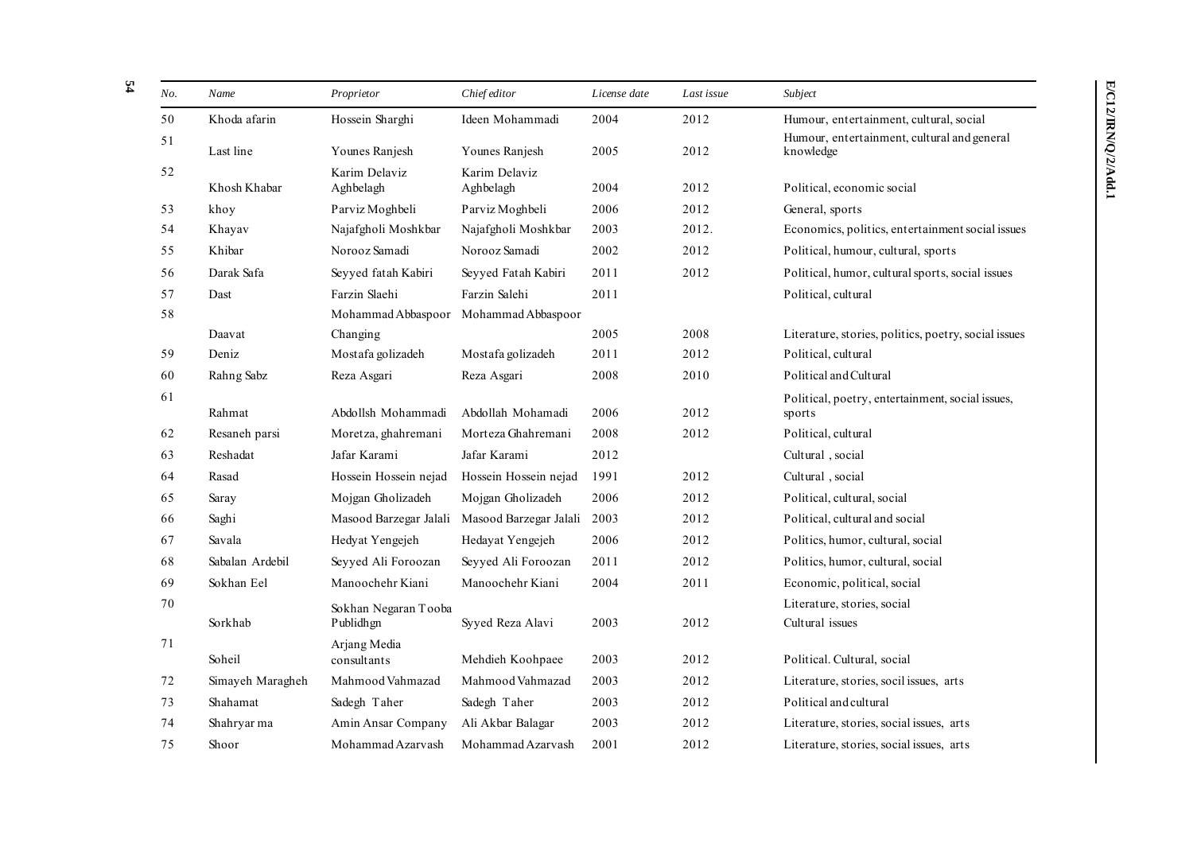| No. | Name | Proprietor | Chief editor | License date | Last issue | Subject |
|---|---|---|---|---|---|---|
| 50 | Khoda afarin | Hossein Sharghi | Ideen Mohammadi | 2004 | 2012 | Humour, entertainment, cultural, social |
| 51 | Last line | Younes Ranjesh | Younes Ranjesh | 2005 | 2012 | Humour, entertainment, cultural and general knowledge |
| 52 | Khosh Khabar | Karim Delaviz Aghbelagh | Karim Delaviz Aghbelagh | 2004 | 2012 | Political, economic social |
| 53 | khoy | Parviz Moghbeli | Parviz Moghbeli | 2006 | 2012 | General, sports |
| 54 | Khayav | Najafgholi Moshkbar | Najafgholi Moshkbar | 2003 | 2012. | Economics, politics, entertainment social issues |
| 55 | Khibar | Norooz Samadi | Norooz Samadi | 2002 | 2012 | Political, humour, cultural, sports |
| 56 | Darak Safa | Seyyed fatah Kabiri | Seyyed Fatah Kabiri | 2011 | 2012 | Political, humor, cultural sports, social issues |
| 57 | Dast | Farzin Slaehi | Farzin Salehi | 2011 | | Political, cultural |
| 58 | Daavat | Mohammad Abbaspoor Changing | Mohammad Abbaspoor | 2005 | 2008 | Literature, stories, politics, poetry, social issues |
| 59 | Deniz | Mostafa golizadeh | Mostafa golizadeh | 2011 | 2012 | Political, cultural |
| 60 | Rahng Sabz | Reza Asgari | Reza Asgari | 2008 | 2010 | Political and Cultural |
| 61 | Rahmat | Abdollsh Mohammadi | Abdollah Mohamadi | 2006 | 2012 | Political, poetry, entertainment, social issues, sports |
| 62 | Resaneh parsi | Moretza, ghahremani | Morteza Ghahremani | 2008 | 2012 | Political, cultural |
| 63 | Reshadat | Jafar Karami | Jafar Karami | 2012 | | Cultural , social |
| 64 | Rasad | Hossein Hossein nejad | Hossein Hossein nejad | 1991 | 2012 | Cultural , social |
| 65 | Saray | Mojgan Gholizadeh | Mojgan Gholizadeh | 2006 | 2012 | Political, cultural, social |
| 66 | Saghi | Masood Barzegar Jalali | Masood Barzegar Jalali | 2003 | 2012 | Political, cultural and social |
| 67 | Savala | Hedyat Yengejeh | Hedayat Yengejeh | 2006 | 2012 | Politics, humor, cultural, social |
| 68 | Sabalan Ardebil | Seyyed Ali Foroozan | Seyyed Ali Foroozan | 2011 | 2012 | Politics, humor, cultural, social |
| 69 | Sokhan Eel | Manoochehr Kiani | Manoochehr Kiani | 2004 | 2011 | Economic, political, social |
| 70 | Sorkhab | Sokhan Negaran Tooba Publidhgn | Syyed Reza Alavi | 2003 | 2012 | Literature, stories, social Cultural issues |
| 71 | Soheil | Arjang Media consultants | Mehdieh Koohpaee | 2003 | 2012 | Political. Cultural, social |
| 72 | Simayeh Maragheh | Mahmood Vahmazad | Mahmood Vahmazad | 2003 | 2012 | Literature, stories, socil issues, arts |
| 73 | Shahamat | Sadegh Taher | Sadegh Taher | 2003 | 2012 | Political and cultural |
| 74 | Shahryar ma | Amin Ansar Company | Ali Akbar Balagar | 2003 | 2012 | Literature, stories, social issues, arts |
| 75 | Shoor | Mohammad Azarvash | Mohammad Azarvash | 2001 | 2012 | Literature, stories, social issues, arts |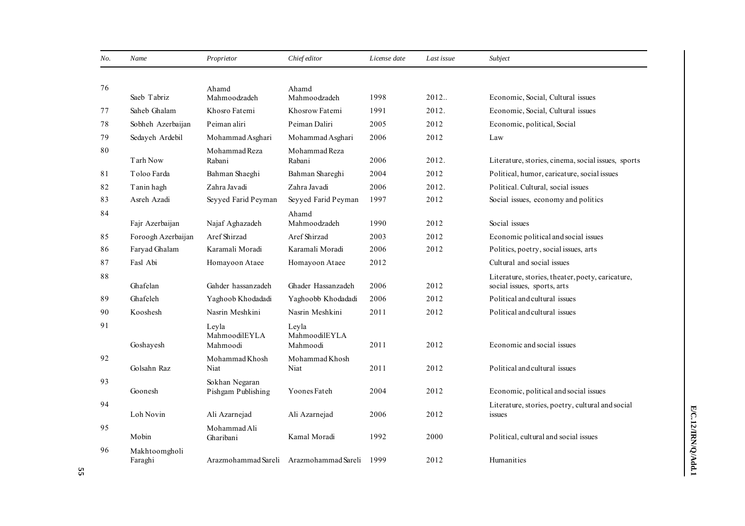| No. | Name | Proprietor | Chief editor | License date | Last issue | Subject |
|---|---|---|---|---|---|---|
| 76 | Saeb Tabriz | Ahamd Mahmoodzadeh | Ahamd Mahmoodzadeh | 1998 | 2012.. | Economic, Social, Cultural issues |
| 77 | Saheb Ghalam | Khosro Fatemi | Khosrow Fatemi | 1991 | 2012. | Economic, Social, Cultural issues |
| 78 | Sobheh Azerbaijan | Peiman aliri | Peiman Daliri | 2005 | 2012 | Economic, political, Social |
| 79 | Sedayeh Ardebil | Mohammad Asghari | Mohammad Asghari | 2006 | 2012 | Law |
| 80 | Tarh Now | Mohammad Reza Rabani | Mohammad Reza Rabani | 2006 | 2012. | Literature, stories, cinema, social issues, sports |
| 81 | Toloo Farda | Bahman Shaeghi | Bahman Shareghi | 2004 | 2012 | Political, humor, caricature, social issues |
| 82 | Tanin hagh | Zahra Javadi | Zahra Javadi | 2006 | 2012. | Political. Cultural, social issues |
| 83 | Asreh Azadi | Seyyed Farid Peyman | Seyyed Farid Peyman | 1997 | 2012 | Social issues, economy and politics |
| 84 | Fajr Azerbaijan | Najaf Aghazadeh | Ahamd Mahmoodzadeh | 1990 | 2012 | Social issues |
| 85 | Foroogh Azerbaijan | Aref Shirzad | Aref Shirzad | 2003 | 2012 | Economic political and social issues |
| 86 | Faryad Ghalam | Karamali Moradi | Karamali Moradi | 2006 | 2012 | Politics, poetry, social issues, arts |
| 87 | Fasl Abi | Homayoon Ataee | Homayoon Ataee | 2012 | | Cultural and social issues |
| 88 | Ghafelan | Gahder hassanzadeh | Ghader Hassanzadeh | 2006 | 2012 | Literature, stories, theater, poety, caricature, social issues, sports, arts |
| 89 | Ghafeleh | Yaghoob Khodadadi | Yaghoobb Khodadadi | 2006 | 2012 | Political and cultural issues |
| 90 | Kooshesh | Nasrin Meshkini | Nasrin Meshkini | 2011 | 2012 | Political and cultural issues |
| 91 | Goshayesh | Leyla MahmoodilEYLA Mahmoodi | Leyla MahmoodilEYLA Mahmoodi | 2011 | 2012 | Economic and social issues |
| 92 | Golsahn Raz | Mohammad Khosh Niat | Mohammad Khosh Niat | 2011 | 2012 | Political and cultural issues |
| 93 | Goonesh | Sokhan Negaran Pishgam Publishing | Yoones Fateh | 2004 | 2012 | Economic, political and social issues |
| 94 | Loh Novin | Ali Azarnejad | Ali Azarnejad | 2006 | 2012 | Literature, stories, poetry, cultural and social issues |
| 95 | Mobin | Mohammad Ali Gharibani | Kamal Moradi | 1992 | 2000 | Political, cultural and social issues |
| 96 | Makhtoomgholi Faraghi | Arazmohammad Sareli | Arazmohammad Sareli | 1999 | 2012 | Humanities |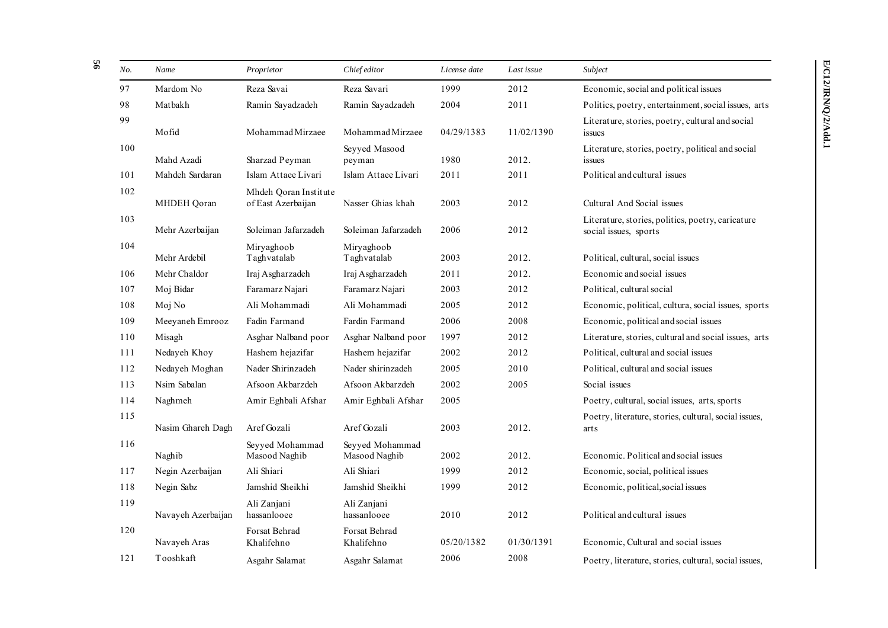| No. | Name | Proprietor | Chief editor | License date | Last issue | Subject |
|---|---|---|---|---|---|---|
| 97 | Mardom No | Reza Savai | Reza Savari | 1999 | 2012 | Economic, social and political issues |
| 98 | Matbakh | Ramin Sayadzadeh | Ramin Sayadzadeh | 2004 | 2011 | Politics, poetry, entertainment, social issues, arts |
| 99 | Mofid | Mohammad Mirzaee | Mohammad Mirzaee | 04/29/1383 | 11/02/1390 | Literature, stories, poetry, cultural and social issues |
| 100 | Mahd Azadi | Sharzad Peyman | Seyyed Masood peyman | 1980 | 2012. | Literature, stories, poetry, political and social issues |
| 101 | Mahdeh Sardaran | Islam Attaee Livari | Islam Attaee Livari | 2011 | 2011 | Political and cultural issues |
| 102 | MHDEH Qoran | Mhdeh Qoran Institute of East Azerbaijan | Nasser Ghias khah | 2003 | 2012 | Cultural And Social issues |
| 103 | Mehr Azerbaijan | Soleiman Jafarzadeh | Soleiman Jafarzadeh | 2006 | 2012 | Literature, stories, politics, poetry, caricature social issues, sports |
| 104 | Mehr Ardebil | Miryaghoob Taghvatalab | Miryaghoob Taghvatalab | 2003 | 2012. | Political, cultural, social issues |
| 106 | Mehr Chaldor | Iraj Asgharzadeh | Iraj Asgharzadeh | 2011 | 2012. | Economic and social issues |
| 107 | Moj Bidar | Faramarz Najari | Faramarz Najari | 2003 | 2012 | Political, cultural social |
| 108 | Moj No | Ali Mohammadi | Ali Mohammadi | 2005 | 2012 | Economic, political, cultura, social issues, sports |
| 109 | Meeyaneh Emrooz | Fadin Farmand | Fardin Farmand | 2006 | 2008 | Economic, political and social issues |
| 110 | Misagh | Asghar Nalband poor | Asghar Nalband poor | 1997 | 2012 | Literature, stories, cultural and social issues, arts |
| 111 | Nedayeh Khoy | Hashem hejazifar | Hashem hejazifar | 2002 | 2012 | Political, cultural and social issues |
| 112 | Nedayeh Moghan | Nader Shirinzadeh | Nader shirinzadeh | 2005 | 2010 | Political, cultural and social issues |
| 113 | Nsim Sabalan | Afsoon Akbarzdeh | Afsoon Akbarzdeh | 2002 | 2005 | Social issues |
| 114 | Naghmeh | Amir Eghbali Afshar | Amir Eghbali Afshar | 2005 | | Poetry, cultural, social issues, arts, sports |
| 115 | Nasim Ghareh Dagh | Aref Gozali | Aref Gozali | 2003 | 2012. | Poetry, literature, stories, cultural, social issues, arts |
| 116 | Naghib | Seyyed Mohammad Masood Naghib | Seyyed Mohammad Masood Naghib | 2002 | 2012. | Economic. Political and social issues |
| 117 | Negin Azerbaijan | Ali Shiari | Ali Shiari | 1999 | 2012 | Economic, social, political issues |
| 118 | Negin Sabz | Jamshid Sheikhi | Jamshid Sheikhi | 1999 | 2012 | Economic, political,social issues |
| 119 | Navayeh Azerbaijan | Ali Zanjani hassanlooee | Ali Zanjani hassanlooee | 2010 | 2012 | Political and cultural issues |
| 120 | Navayeh Aras | Forsat Behrad Khalifehno | Forsat Behrad Khalifehno | 05/20/1382 | 01/30/1391 | Economic, Cultural and social issues |
| 121 | Tooshkaft | Asgahr Salamat | Asgahr Salamat | 2006 | 2008 | Poetry, literature, stories, cultural, social issues, |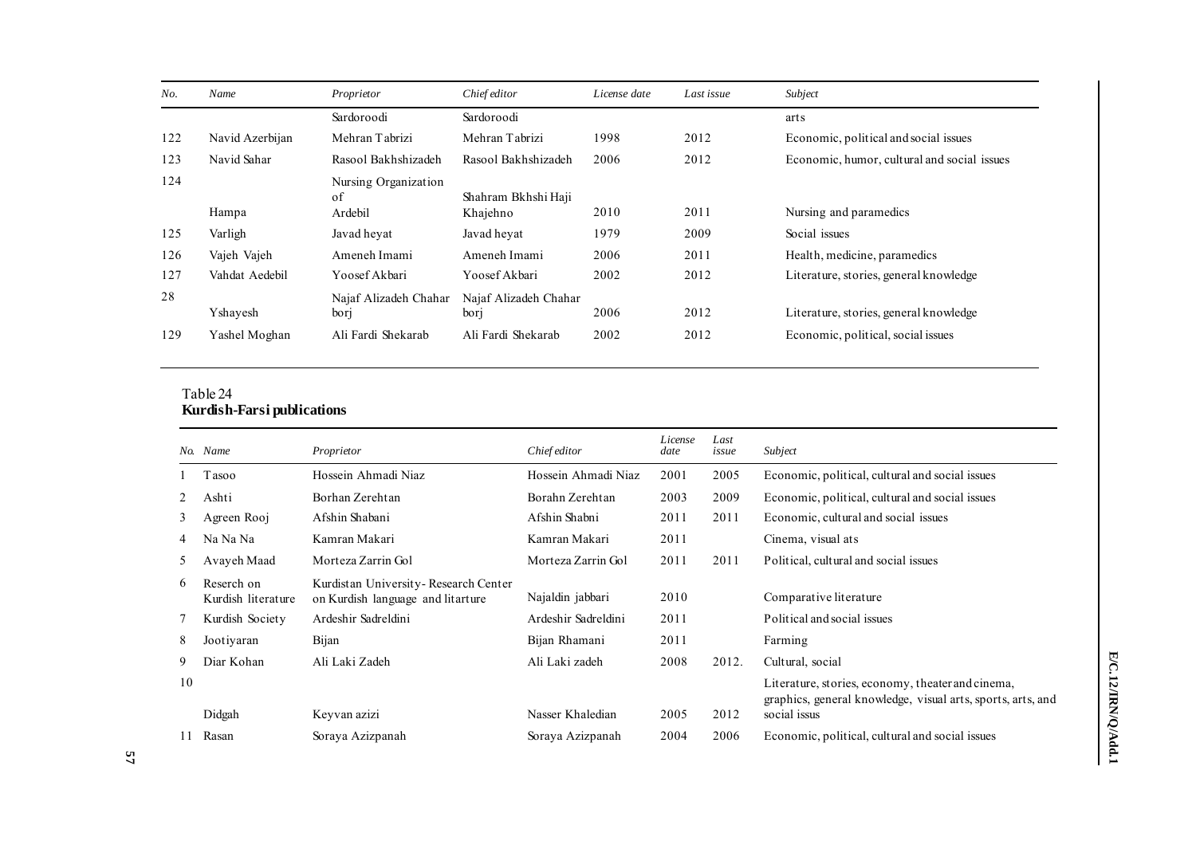| No. | Name | Proprietor | Chief editor | License date | Last issue | Subject |
|---|---|---|---|---|---|---|
| | | Sardoroodi | Sardoroodi | | | arts |
| 122 | Navid Azerbijan | Mehran Tabrizi | Mehran Tabrizi | 1998 | 2012 | Economic, political and social issues |
| 123 | Navid Sahar | Rasool Bakhshizadeh | Rasool Bakhshizadeh | 2006 | 2012 | Economic, humor, cultural and social issues |
| 124 | Hampa | Nursing Organization of Ardebil | Shahram Bkhshi Haji Khajehno | 2010 | 2011 | Nursing and paramedics |
| 125 | Varligh | Javad heyat | Javad heyat | 1979 | 2009 | Social issues |
| 126 | Vajeh Vajeh | Ameneh Imami | Ameneh Imami | 2006 | 2011 | Health, medicine, paramedics |
| 127 | Vahdat Aedebil | Yoosef Akbari | Yoosef Akbari | 2002 | 2012 | Literature, stories, general knowledge |
| 28 | Yshayesh | Najaf Alizadeh Chahar borj | Najaf Alizadeh Chahar borj | 2006 | 2012 | Literature, stories, general knowledge |
| 129 | Yashel Moghan | Ali Fardi Shekarab | Ali Fardi Shekarab | 2002 | 2012 | Economic, political, social issues |

Table 24
**Kurdish-Farsi publications**

| No. | Name | Proprietor | Chief editor | License date | Last issue | Subject |
|---|---|---|---|---|---|---|
| 1 | Tasoo | Hossein Ahmadi Niaz | Hossein Ahmadi Niaz | 2001 | 2005 | Economic, political, cultural and social issues |
| 2 | Ashti | Borhan Zerehtan | Borahn Zerehtan | 2003 | 2009 | Economic, political, cultural and social issues |
| 3 | Agreen Rooj | Afshin Shabani | Afshin Shabni | 2011 | 2011 | Economic, cultural and social issues |
| 4 | Na Na Na | Kamran Makari | Kamran Makari | 2011 | | Cinema, visual ats |
| 5 | Avayeh Maad | Morteza Zarrin Gol | Morteza Zarrin Gol | 2011 | 2011 | Political, cultural and social issues |
| 6 | Reserch on Kurdish literature | Kurdistan University- Research Center on Kurdish language and litarture | Najaldin jabbari | 2010 | | Comparative literature |
| 7 | Kurdish Society | Ardeshir Sadreldini | Ardeshir Sadreldini | 2011 | | Political and social issues |
| 8 | Jootiyaran | Bijan | Bijan Rhamani | 2011 | | Farming |
| 9 | Diar Kohan | Ali Laki Zadeh | Ali Laki zadeh | 2008 | 2012. | Cultural, social |
| 10 | Didgah | Keyvan azizi | Nasser Khaledian | 2005 | 2012 | Literature, stories, economy, theater and cinema, graphics, general knowledge, visual arts, sports, arts, and social issus |
| 11 | Rasan | Soraya Azizpanah | Soraya Azizpanah | 2004 | 2006 | Economic, political, cultural and social issues |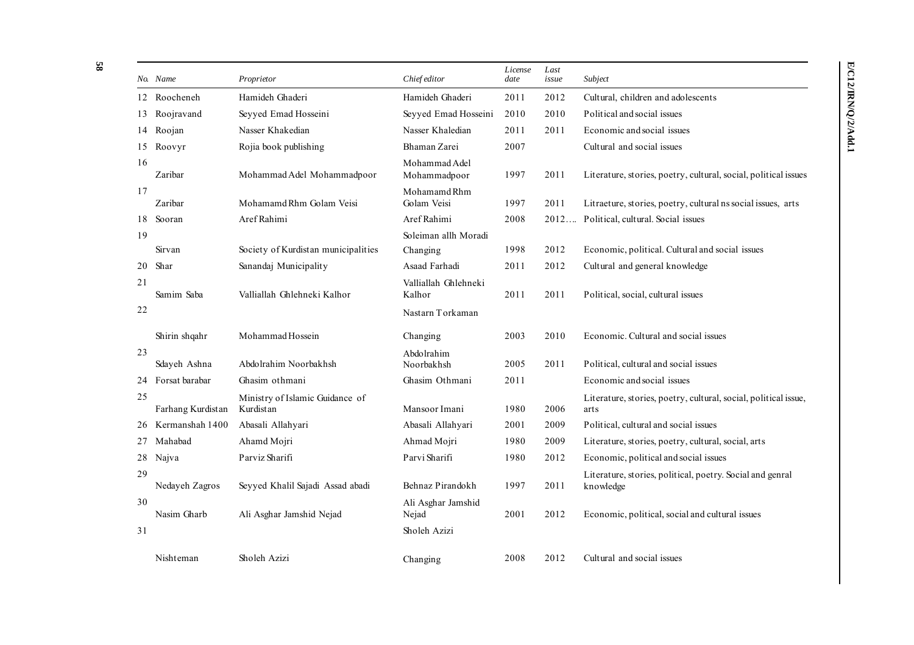| No. | Name | Proprietor | Chief editor | License date | Last issue | Subject |
|---|---|---|---|---|---|---|
| 12 | Roocheneh | Hamideh Ghaderi | Hamideh Ghaderi | 2011 | 2012 | Cultural, children and adolescents |
| 13 | Roojravand | Seyyed Emad Hosseini | Seyyed Emad Hosseini | 2010 | 2010 | Political and social issues |
| 14 | Roojan | Nasser Khakedian | Nasser Khaledian | 2011 | 2011 | Economic and social issues |
| 15 | Roovyr | Rojia book publishing | Bhaman Zarei | 2007 | | Cultural and social issues |
| 16 | Zaribar | Mohammad Adel Mohammadpoor | Mohammad Adel Mohammadpoor | 1997 | 2011 | Literature, stories, poetry, cultural, social, political issues |
| 17 | Zaribar | Mohamamd Rhm Golam Veisi | Mohamamd Rhm Golam Veisi | 1997 | 2011 | Litraeture, stories, poetry, cultural ns social issues, arts |
| 18 | Sooran | Aref Rahimi | Aref Rahimi | 2008 | 2012…. | Political, cultural. Social issues |
| 19 | Sirvan | Society of Kurdistan municipalities | Soleiman allh Moradi Changing | 1998 | 2012 | Economic, political. Cultural and social issues |
| 20 | Shar | Sanandaj Municipality | Asaad Farhadi | 2011 | 2012 | Cultural and general knowledge |
| 21 | Samim Saba | Valliallah Ghlehneki Kalhor | Valliallah Ghlehneki Kalhor | 2011 | 2011 | Political, social, cultural issues |
| 22 | Shirin shqahr | Mohammad Hossein | Nastarn Torkaman Changing | 2003 | 2010 | Economic. Cultural and social issues |
| 23 | Sdayeh Ashna | Abdolrahim Noorbakhsh | Abdolrahim Noorbakhsh | 2005 | 2011 | Political, cultural and social issues |
| 24 | Forsat barabar | Ghasim othmani | Ghasim Othmani | 2011 | | Economic and social issues |
| 25 | Farhang Kurdistan | Ministry of Islamic Guidance of Kurdistan | Mansoor Imani | 1980 | 2006 | Literature, stories, poetry, cultural, social, political issue, arts |
| 26 | Kermanshah 1400 | Abasali Allahyari | Abasali Allahyari | 2001 | 2009 | Political, cultural and social issues |
| 27 | Mahabad | Ahamd Mojri | Ahmad Mojri | 1980 | 2009 | Literature, stories, poetry, cultural, social, arts |
| 28 | Najva | Parviz Sharifi | Parvi Sharifi | 1980 | 2012 | Economic, political and social issues |
| 29 | Nedayeh Zagros | Seyyed Khalil Sajadi Assad abadi | Behnaz Pirandokh | 1997 | 2011 | Literature, stories, political, poetry. Social and genral knowledge |
| 30 | Nasim Gharb | Ali Asghar Jamshid Nejad | Ali Asghar Jamshid Nejad | 2001 | 2012 | Economic, political, social and cultural issues |
| 31 | Nishteman | Sholeh Azizi | Sholeh Azizi Changing | 2008 | 2012 | Cultural and social issues |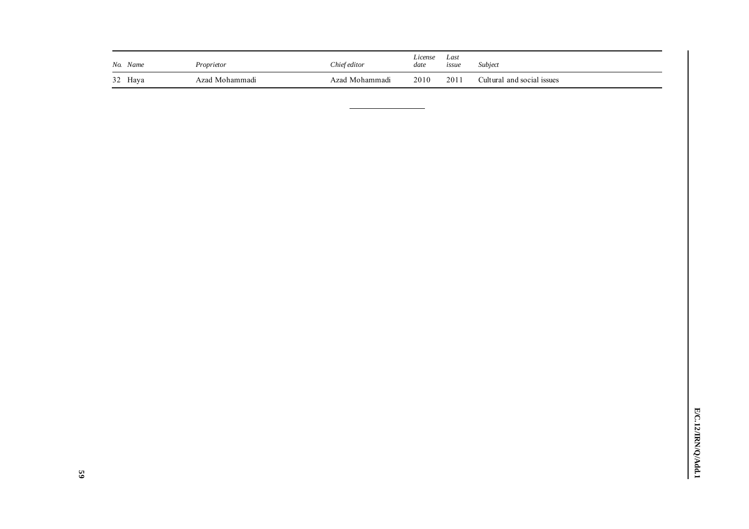| No. | Name | Proprietor | Chief editor | License date | Last issue | Subject |
|---|---|---|---|---|---|---|
| 32 | Haya | Azad Mohammadi | Azad Mohammadi | 2010 | 2011 | Cultural and social issues |